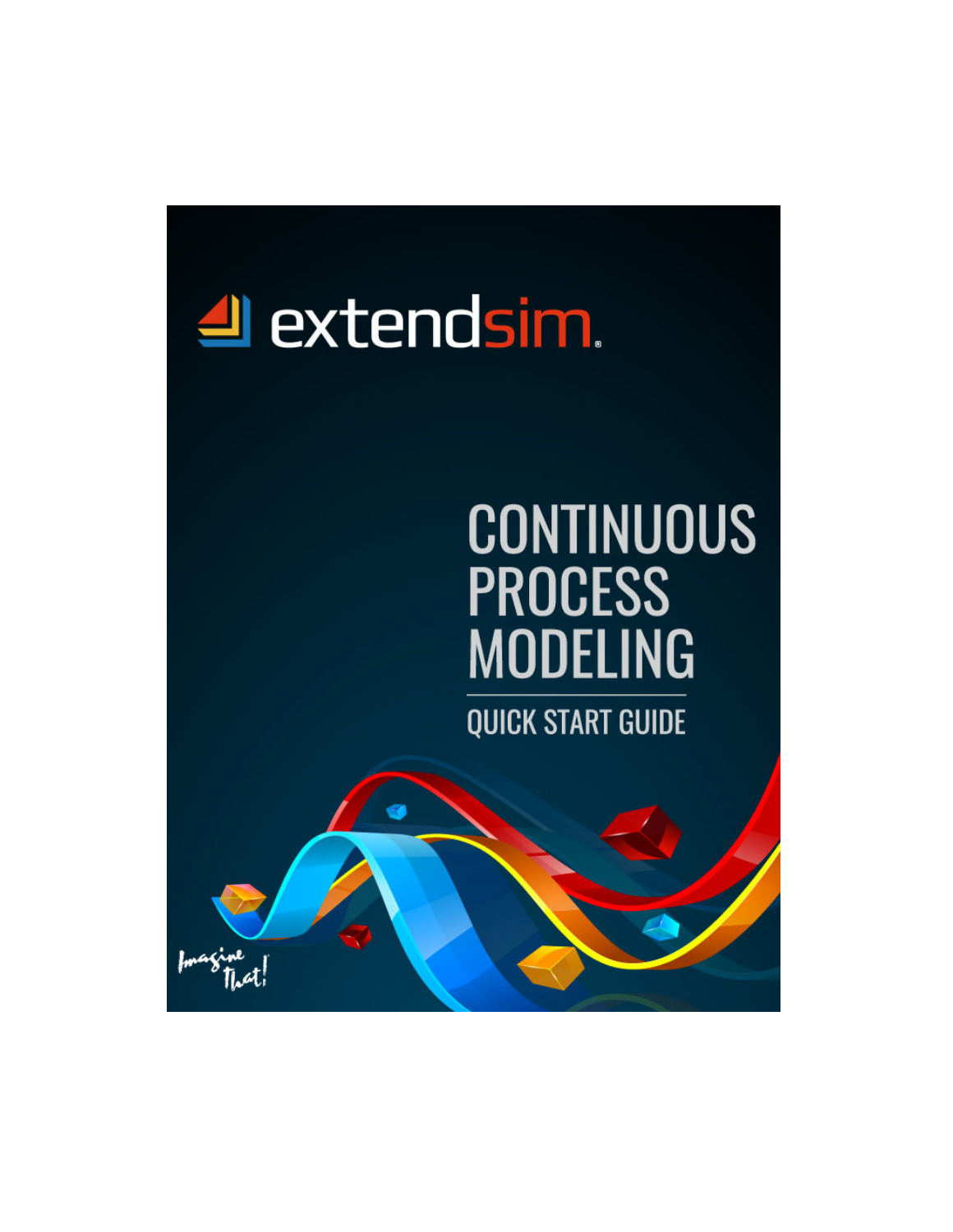extendsim

# CONTINUOUS PROCESS MODELING

## QUICK START GUIDE

Imagine That!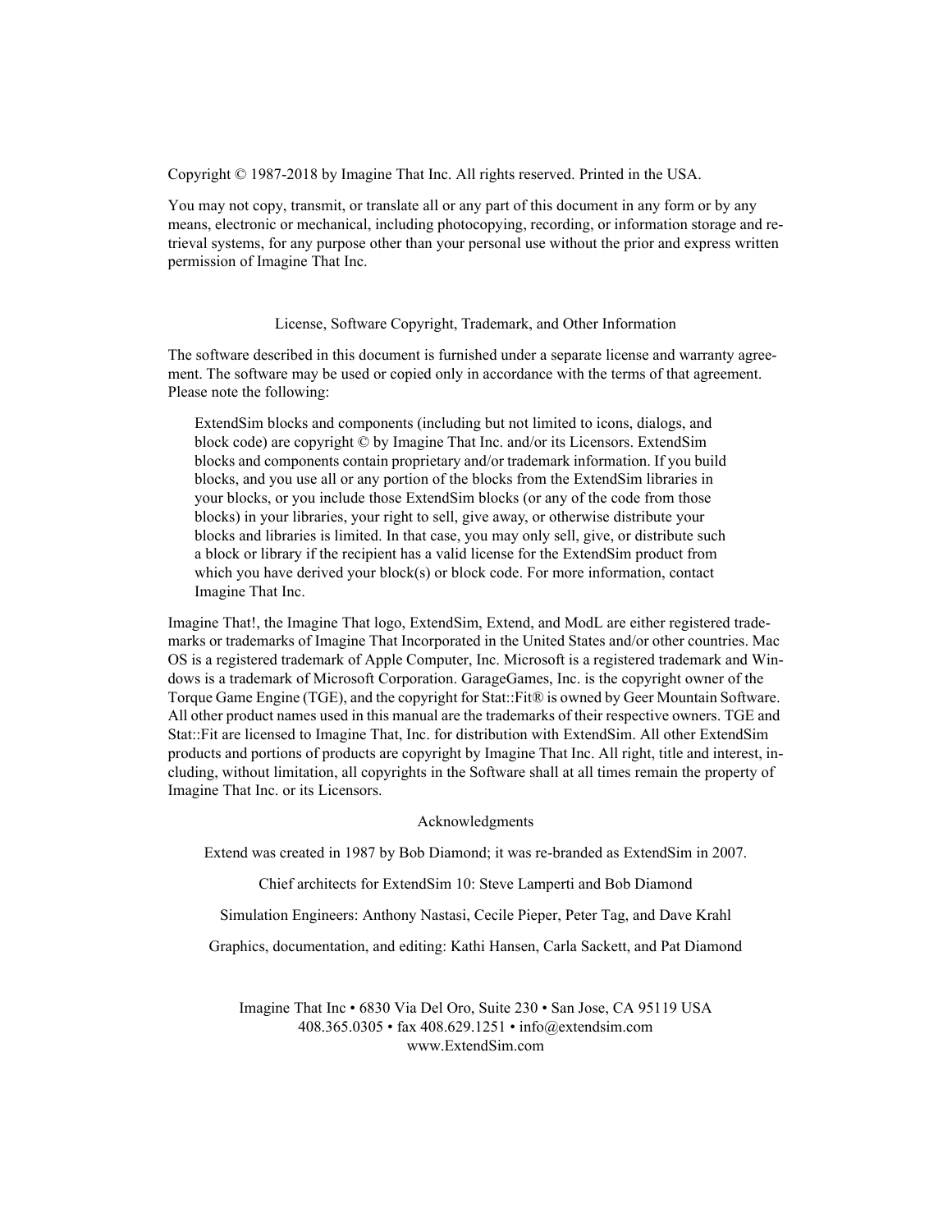Copyright © 1987-2018 by Imagine That Inc. All rights reserved. Printed in the USA.

You may not copy, transmit, or translate all or any part of this document in any form or by any means, electronic or mechanical, including photocopying, recording, or information storage and retrieval systems, for any purpose other than your personal use without the prior and express written permission of Imagine That Inc.

License, Software Copyright, Trademark, and Other Information

The software described in this document is furnished under a separate license and warranty agreement. The software may be used or copied only in accordance with the terms of that agreement. Please note the following:

> ExtendSim blocks and components (including but not limited to icons, dialogs, and block code) are copyright © by Imagine That Inc. and/or its Licensors. ExtendSim blocks and components contain proprietary and/or trademark information. If you build blocks, and you use all or any portion of the blocks from the ExtendSim libraries in your blocks, or you include those ExtendSim blocks (or any of the code from those blocks) in your libraries, your right to sell, give away, or otherwise distribute your blocks and libraries is limited. In that case, you may only sell, give, or distribute such a block or library if the recipient has a valid license for the ExtendSim product from which you have derived your block(s) or block code. For more information, contact Imagine That Inc.

Imagine That!, the Imagine That logo, ExtendSim, Extend, and ModL are either registered trademarks or trademarks of Imagine That Incorporated in the United States and/or other countries. Mac OS is a registered trademark of Apple Computer, Inc. Microsoft is a registered trademark and Windows is a trademark of Microsoft Corporation. GarageGames, Inc. is the copyright owner of the Torque Game Engine (TGE), and the copyright for Stat::Fit® is owned by Geer Mountain Software. All other product names used in this manual are the trademarks of their respective owners. TGE and Stat::Fit are licensed to Imagine That, Inc. for distribution with ExtendSim. All other ExtendSim products and portions of products are copyright by Imagine That Inc. All right, title and interest, including, without limitation, all copyrights in the Software shall at all times remain the property of Imagine That Inc. or its Licensors.

Acknowledgments

Extend was created in 1987 by Bob Diamond; it was re-branded as ExtendSim in 2007.

Chief architects for ExtendSim 10: Steve Lamperti and Bob Diamond

Simulation Engineers: Anthony Nastasi, Cecile Pieper, Peter Tag, and Dave Krahl

Graphics, documentation, and editing: Kathi Hansen, Carla Sackett, and Pat Diamond

Imagine That Inc • 6830 Via Del Oro, Suite 230 • San Jose, CA 95119 USA
408.365.0305 • fax 408.629.1251 • info@extendsim.com
www.ExtendSim.com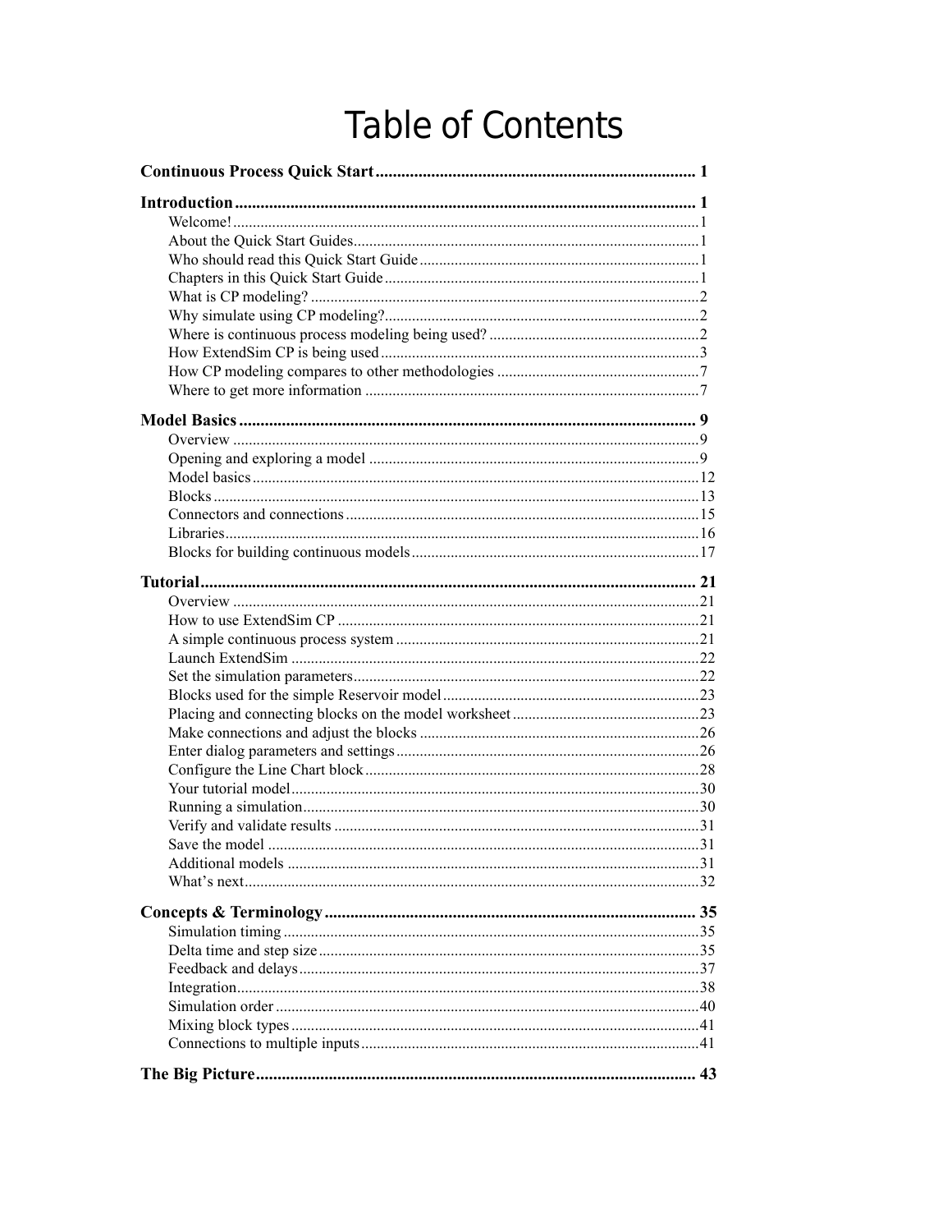# Table of Contents

**Continuous Process Quick Start** .......... 1

**Introduction** .......... 1

- Welcome! .......... 1
- About the Quick Start Guides .......... 1
- Who should read this Quick Start Guide .......... 1
- Chapters in this Quick Start Guide .......... 1
- What is CP modeling? .......... 2
- Why simulate using CP modeling? .......... 2
- Where is continuous process modeling being used? .......... 2
- How ExtendSim CP is being used .......... 3
- How CP modeling compares to other methodologies .......... 7
- Where to get more information .......... 7

**Model Basics** .......... 9

- Overview .......... 9
- Opening and exploring a model .......... 9
- Model basics .......... 12
- Blocks .......... 13
- Connectors and connections .......... 15
- Libraries .......... 16
- Blocks for building continuous models .......... 17

**Tutorial** .......... 21

- Overview .......... 21
- How to use ExtendSim CP .......... 21
- A simple continuous process system .......... 21
- Launch ExtendSim .......... 22
- Set the simulation parameters .......... 22
- Blocks used for the simple Reservoir model .......... 23
- Placing and connecting blocks on the model worksheet .......... 23
- Make connections and adjust the blocks .......... 26
- Enter dialog parameters and settings .......... 26
- Configure the Line Chart block .......... 28
- Your tutorial model .......... 30
- Running a simulation .......... 30
- Verify and validate results .......... 31
- Save the model .......... 31
- Additional models .......... 31
- What's next .......... 32

**Concepts & Terminology** .......... 35

- Simulation timing .......... 35
- Delta time and step size .......... 35
- Feedback and delays .......... 37
- Integration .......... 38
- Simulation order .......... 40
- Mixing block types .......... 41
- Connections to multiple inputs .......... 41

**The Big Picture** .......... 43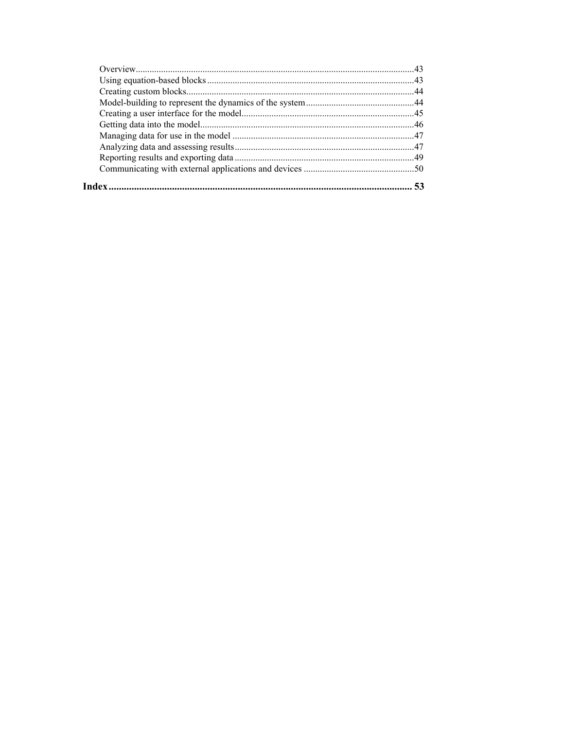Overview ........................................................................................................43
Using equation-based blocks ........................................................................................43
Creating custom blocks ........................................................................................44
Model-building to represent the dynamics of the system ........................................................................................44
Creating a user interface for the model ........................................................................................45
Getting data into the model ........................................................................................46
Managing data for use in the model ........................................................................................47
Analyzing data and assessing results ........................................................................................47
Reporting results and exporting data ........................................................................................49
Communicating with external applications and devices ........................................................................................50

**Index ........................................................................................................ 53**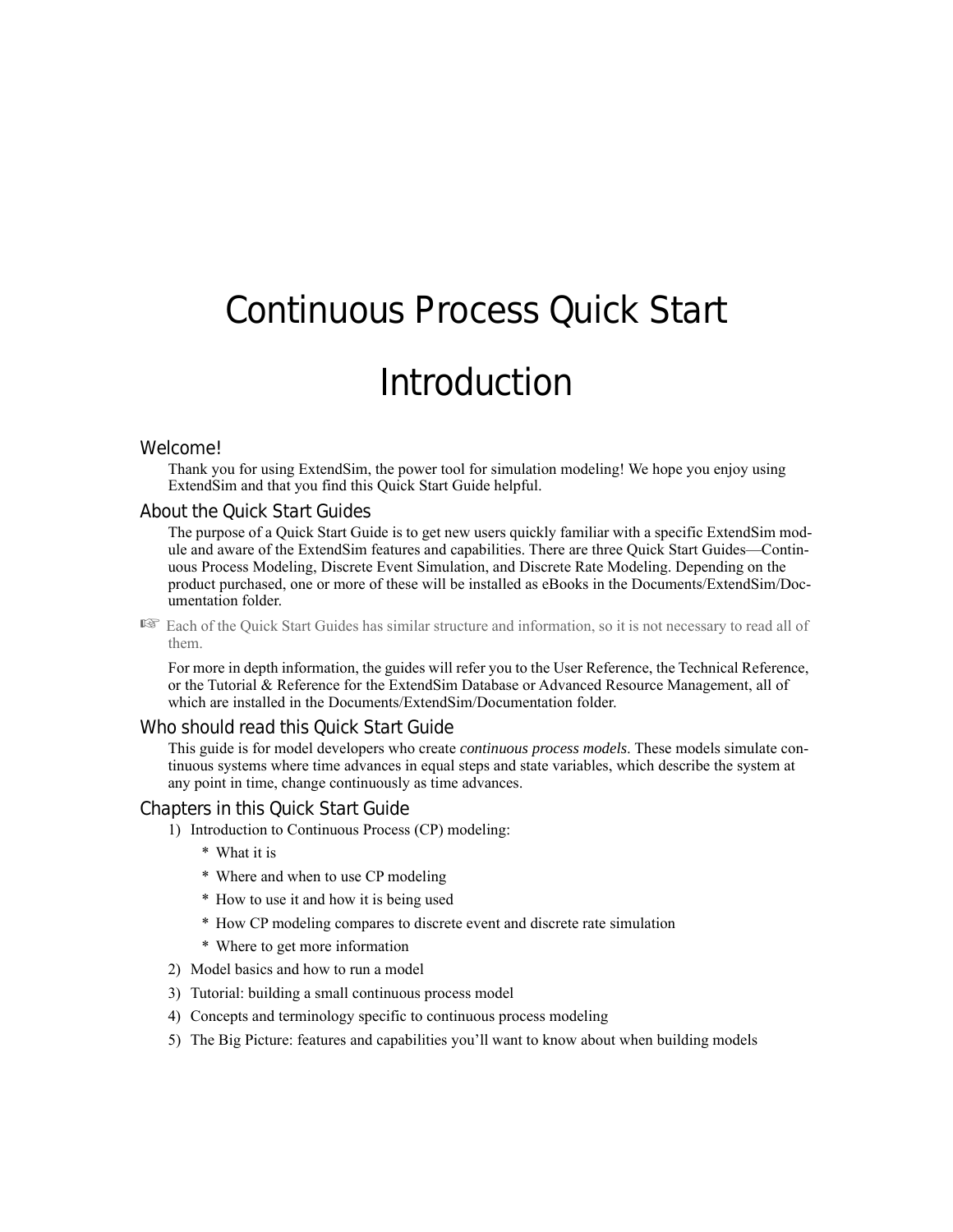# Continuous Process Quick Start

# Introduction

## Welcome!

Thank you for using ExtendSim, the power tool for simulation modeling! We hope you enjoy using ExtendSim and that you find this Quick Start Guide helpful.

## About the Quick Start Guides

The purpose of a Quick Start Guide is to get new users quickly familiar with a specific ExtendSim module and aware of the ExtendSim features and capabilities. There are three Quick Start Guides—Continuous Process Modeling, Discrete Event Simulation, and Discrete Rate Modeling. Depending on the product purchased, one or more of these will be installed as eBooks in the Documents/ExtendSim/Documentation folder.

☞ Each of the Quick Start Guides has similar structure and information, so it is not necessary to read all of them.

For more in depth information, the guides will refer you to the User Reference, the Technical Reference, or the Tutorial & Reference for the ExtendSim Database or Advanced Resource Management, all of which are installed in the Documents/ExtendSim/Documentation folder.

## Who should read this Quick Start Guide

This guide is for model developers who create *continuous process models*. These models simulate continuous systems where time advances in equal steps and state variables, which describe the system at any point in time, change continuously as time advances.

## Chapters in this Quick Start Guide

1) Introduction to Continuous Process (CP) modeling:
   * What it is
   * Where and when to use CP modeling
   * How to use it and how it is being used
   * How CP modeling compares to discrete event and discrete rate simulation
   * Where to get more information
2) Model basics and how to run a model
3) Tutorial: building a small continuous process model
4) Concepts and terminology specific to continuous process modeling
5) The Big Picture: features and capabilities you'll want to know about when building models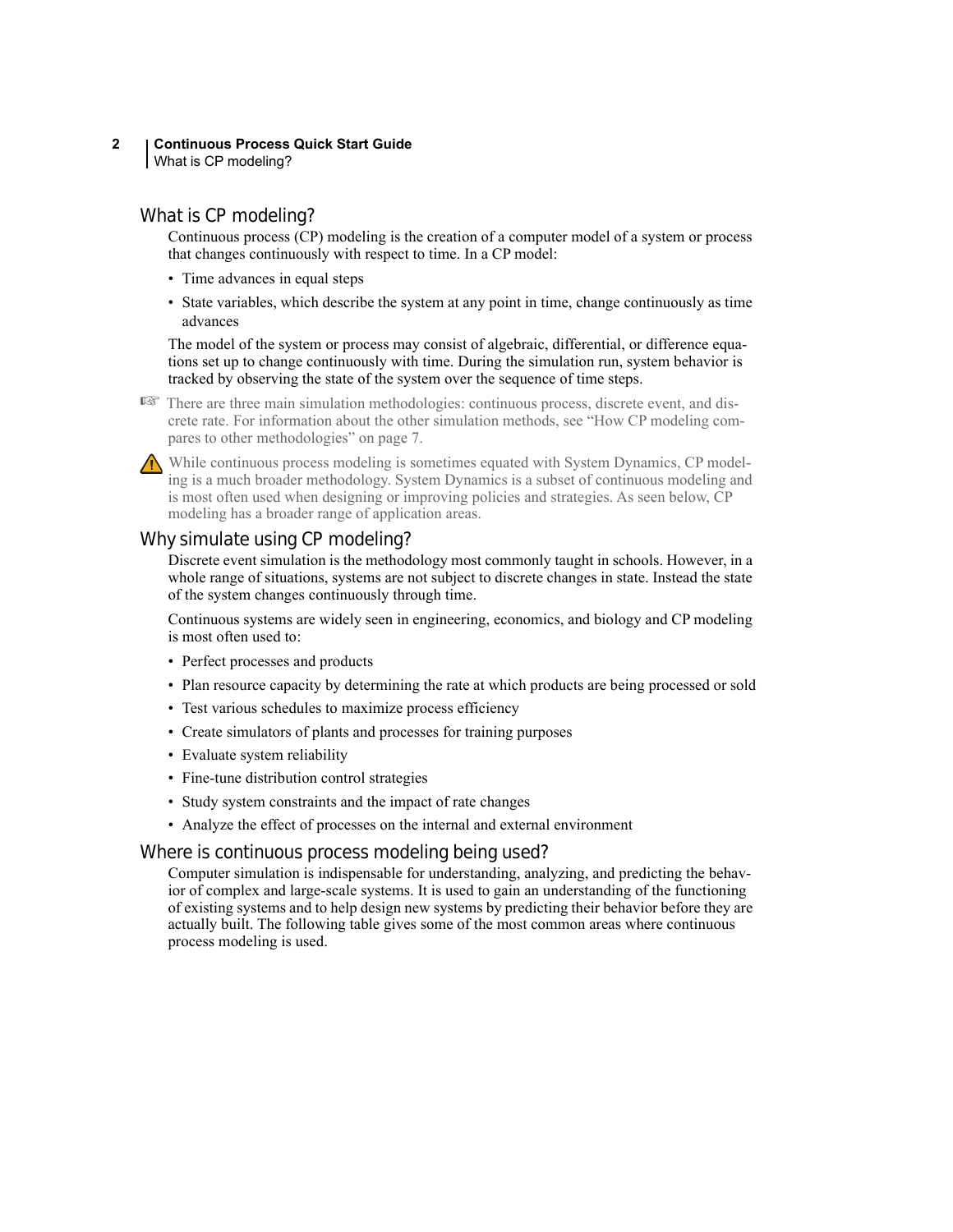## What is CP modeling?

Continuous process (CP) modeling is the creation of a computer model of a system or process that changes continuously with respect to time. In a CP model:

- Time advances in equal steps
- State variables, which describe the system at any point in time, change continuously as time advances

The model of the system or process may consist of algebraic, differential, or difference equations set up to change continuously with time. During the simulation run, system behavior is tracked by observing the state of the system over the sequence of time steps.

☞ There are three main simulation methodologies: continuous process, discrete event, and discrete rate. For information about the other simulation methods, see "How CP modeling compares to other methodologies" on page 7.

⚠ While continuous process modeling is sometimes equated with System Dynamics, CP modeling is a much broader methodology. System Dynamics is a subset of continuous modeling and is most often used when designing or improving policies and strategies. As seen below, CP modeling has a broader range of application areas.

## Why simulate using CP modeling?

Discrete event simulation is the methodology most commonly taught in schools. However, in a whole range of situations, systems are not subject to discrete changes in state. Instead the state of the system changes continuously through time.

Continuous systems are widely seen in engineering, economics, and biology and CP modeling is most often used to:

- Perfect processes and products
- Plan resource capacity by determining the rate at which products are being processed or sold
- Test various schedules to maximize process efficiency
- Create simulators of plants and processes for training purposes
- Evaluate system reliability
- Fine-tune distribution control strategies
- Study system constraints and the impact of rate changes
- Analyze the effect of processes on the internal and external environment

## Where is continuous process modeling being used?

Computer simulation is indispensable for understanding, analyzing, and predicting the behavior of complex and large-scale systems. It is used to gain an understanding of the functioning of existing systems and to help design new systems by predicting their behavior before they are actually built. The following table gives some of the most common areas where continuous process modeling is used.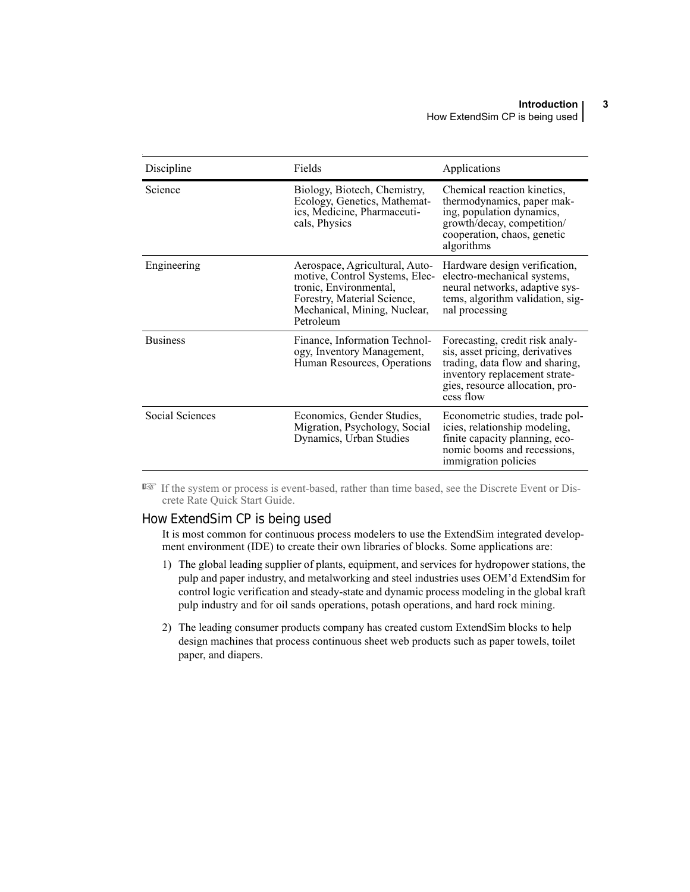| Discipline | Fields | Applications |
|---|---|---|
| Science | Biology, Biotech, Chemistry, Ecology, Genetics, Mathematics, Medicine, Pharmaceuticals, Physics | Chemical reaction kinetics, thermodynamics, paper making, population dynamics, growth/decay, competition/cooperation, chaos, genetic algorithms |
| Engineering | Aerospace, Agricultural, Automotive, Control Systems, Electronic, Environmental, Forestry, Material Science, Mechanical, Mining, Nuclear, Petroleum | Hardware design verification, electro-mechanical systems, neural networks, adaptive systems, algorithm validation, signal processing |
| Business | Finance, Information Technology, Inventory Management, Human Resources, Operations | Forecasting, credit risk analysis, asset pricing, derivatives trading, data flow and sharing, inventory replacement strategies, resource allocation, process flow |
| Social Sciences | Economics, Gender Studies, Migration, Psychology, Social Dynamics, Urban Studies | Econometric studies, trade policies, relationship modeling, finite capacity planning, economic booms and recessions, immigration policies |

☞ If the system or process is event-based, rather than time based, see the Discrete Event or Discrete Rate Quick Start Guide.

## How ExtendSim CP is being used

It is most common for continuous process modelers to use the ExtendSim integrated development environment (IDE) to create their own libraries of blocks. Some applications are:

1) The global leading supplier of plants, equipment, and services for hydropower stations, the pulp and paper industry, and metalworking and steel industries uses OEM'd ExtendSim for control logic verification and steady-state and dynamic process modeling in the global kraft pulp industry and for oil sands operations, potash operations, and hard rock mining.

2) The leading consumer products company has created custom ExtendSim blocks to help design machines that process continuous sheet web products such as paper towels, toilet paper, and diapers.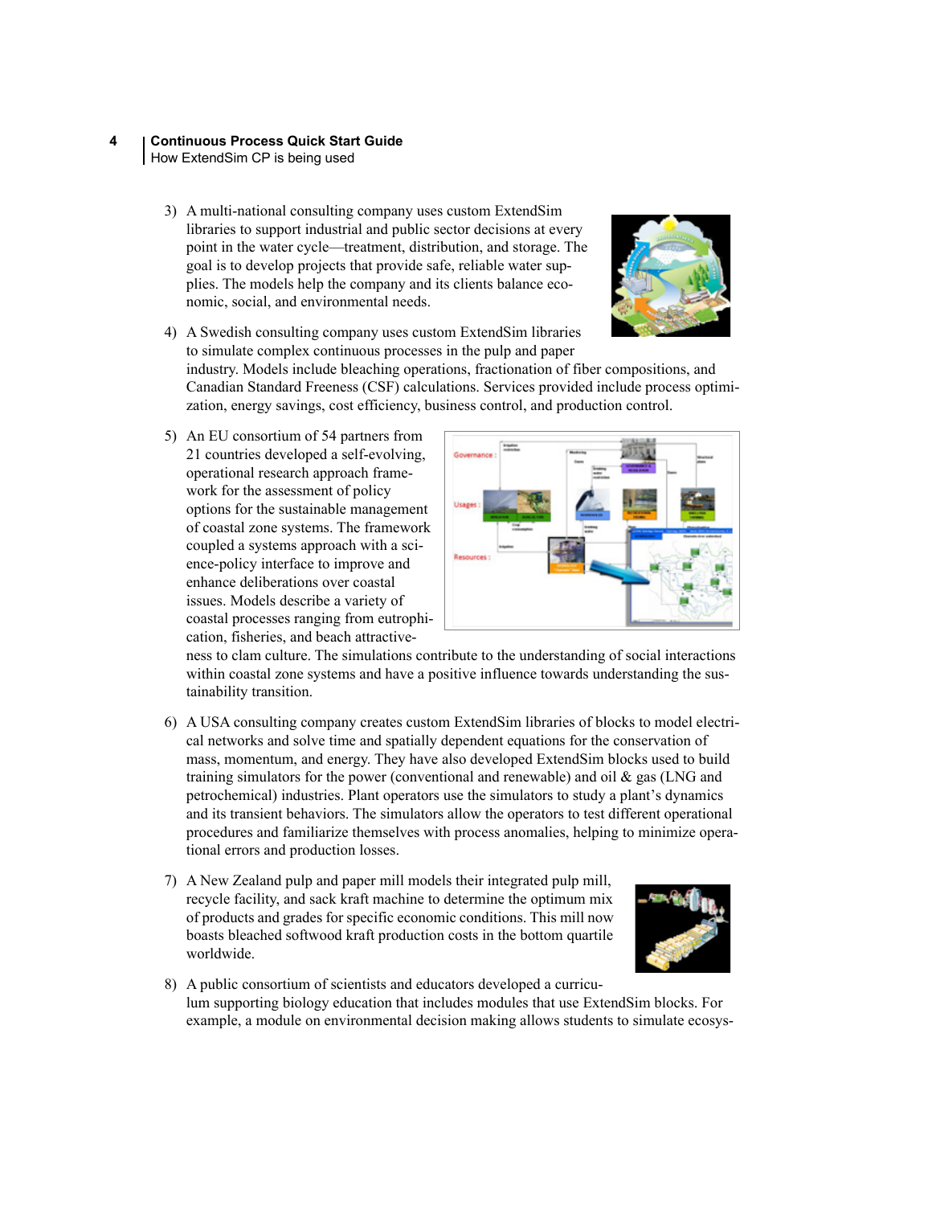3) A multi-national consulting company uses custom ExtendSim libraries to support industrial and public sector decisions at every point in the water cycle—treatment, distribution, and storage. The goal is to develop projects that provide safe, reliable water supplies. The models help the company and its clients balance economic, social, and environmental needs.

4) A Swedish consulting company uses custom ExtendSim libraries to simulate complex continuous processes in the pulp and paper industry. Models include bleaching operations, fractionation of fiber compositions, and Canadian Standard Freeness (CSF) calculations. Services provided include process optimization, energy savings, cost efficiency, business control, and production control.

5) An EU consortium of 54 partners from 21 countries developed a self-evolving, operational research approach framework for the assessment of policy options for the sustainable management of coastal zone systems. The framework coupled a systems approach with a science-policy interface to improve and enhance deliberations over coastal issues. Models describe a variety of coastal processes ranging from eutrophication, fisheries, and beach attractiveness to clam culture. The simulations contribute to the understanding of social interactions within coastal zone systems and have a positive influence towards understanding the sustainability transition.

6) A USA consulting company creates custom ExtendSim libraries of blocks to model electrical networks and solve time and spatially dependent equations for the conservation of mass, momentum, and energy. They have also developed ExtendSim blocks used to build training simulators for the power (conventional and renewable) and oil & gas (LNG and petrochemical) industries. Plant operators use the simulators to study a plant's dynamics and its transient behaviors. The simulators allow the operators to test different operational procedures and familiarize themselves with process anomalies, helping to minimize operational errors and production losses.

7) A New Zealand pulp and paper mill models their integrated pulp mill, recycle facility, and sack kraft machine to determine the optimum mix of products and grades for specific economic conditions. This mill now boasts bleached softwood kraft production costs in the bottom quartile worldwide.

8) A public consortium of scientists and educators developed a curriculum supporting biology education that includes modules that use ExtendSim blocks. For example, a module on environmental decision making allows students to simulate ecosys-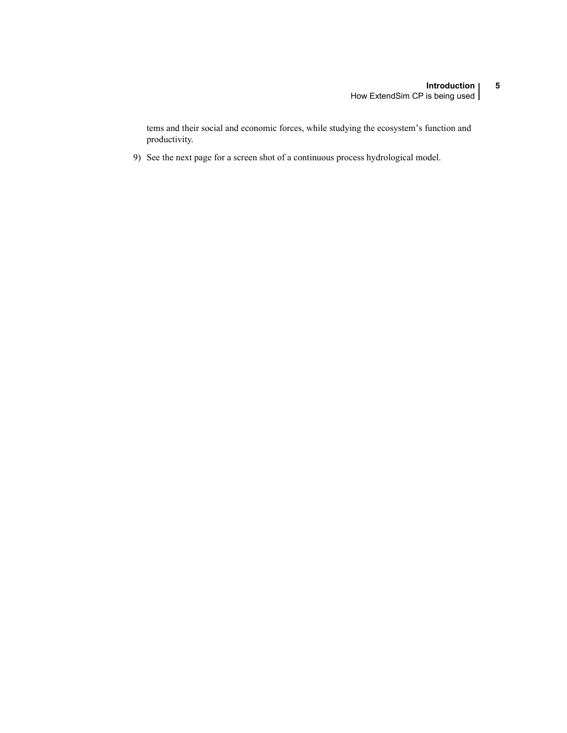tems and their social and economic forces, while studying the ecosystem's function and productivity.

9) See the next page for a screen shot of a continuous process hydrological model.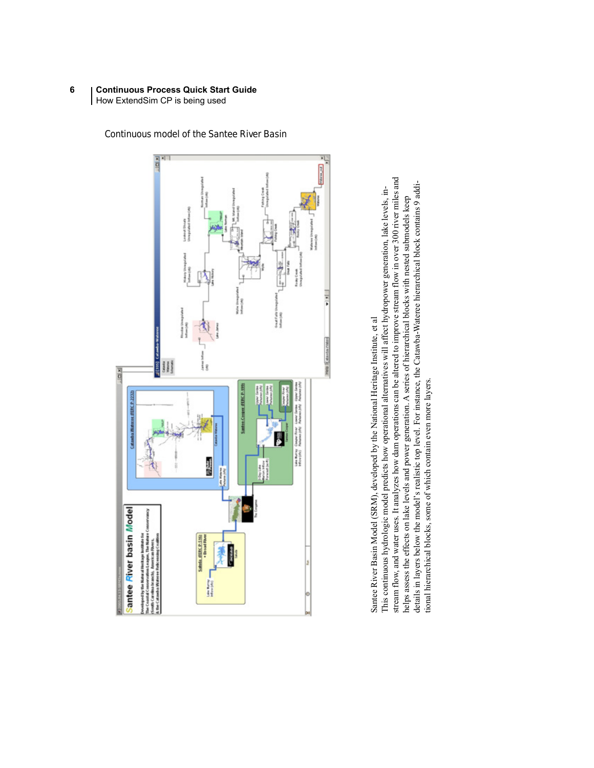Continuous model of the Santee River Basin

Santee River Basin Model (SRM), developed by the National Heritage Institute, et al

This continuous hydrologic model predicts how operational alternatives will affect hydropower generation, lake levels, in-stream flow, and water uses. It analyzes how dam operations can be altered to improve stream flow in over 300 river miles and helps assess the effects on lake levels and power generation. A series of hierarchical blocks with nested submodels keep details in layers below the model's realistic top level. For instance, the Catawba-Wateree hierarchical block contains 9 additional hierarchical blocks, some of which contain even more layers.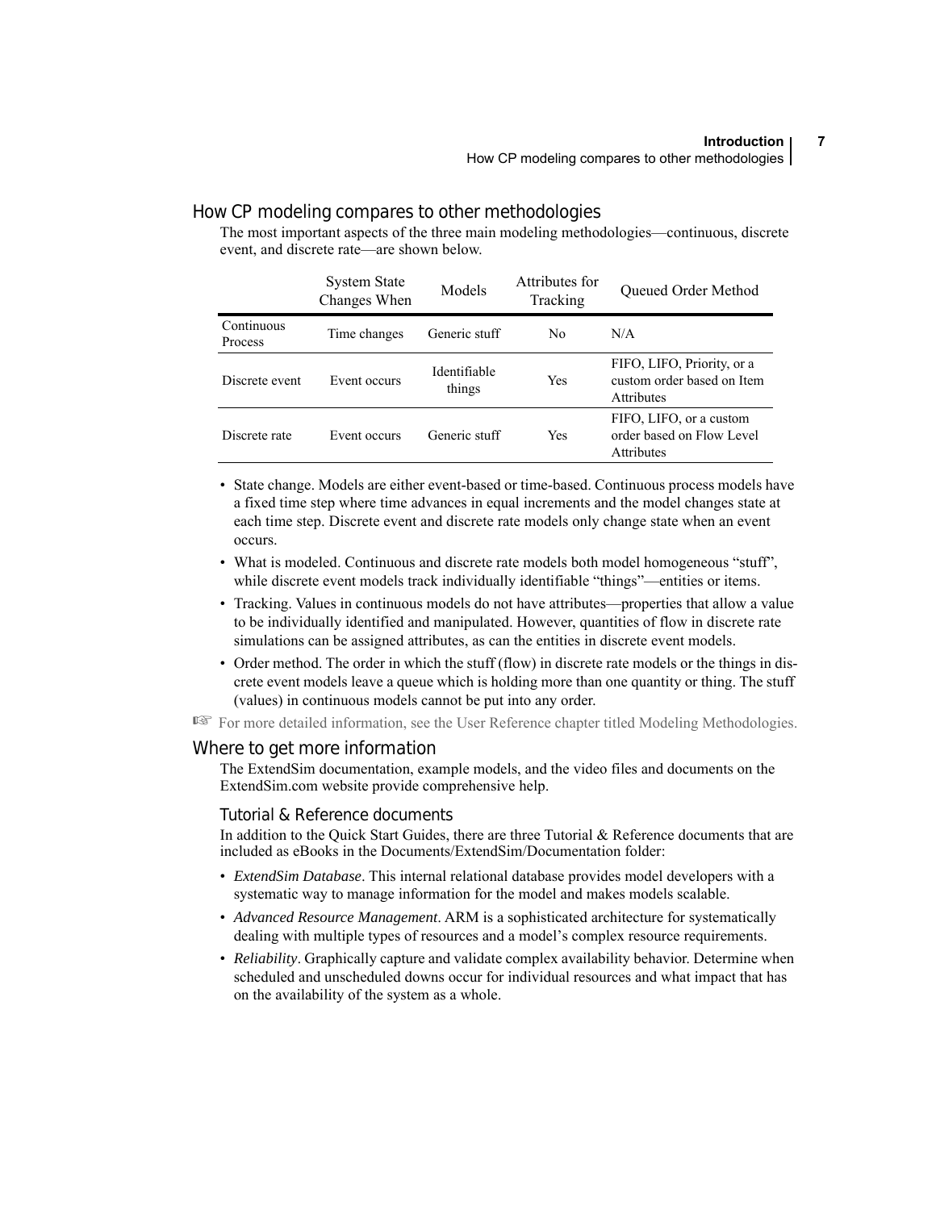## How CP modeling compares to other methodologies

The most important aspects of the three main modeling methodologies—continuous, discrete event, and discrete rate—are shown below.

| | System State Changes When | Models | Attributes for Tracking | Queued Order Method |
|---|---|---|---|---|
| Continuous Process | Time changes | Generic stuff | No | N/A |
| Discrete event | Event occurs | Identifiable things | Yes | FIFO, LIFO, Priority, or a custom order based on Item Attributes |
| Discrete rate | Event occurs | Generic stuff | Yes | FIFO, LIFO, or a custom order based on Flow Level Attributes |

- State change. Models are either event-based or time-based. Continuous process models have a fixed time step where time advances in equal increments and the model changes state at each time step. Discrete event and discrete rate models only change state when an event occurs.
- What is modeled. Continuous and discrete rate models both model homogeneous “stuff”, while discrete event models track individually identifiable “things”—entities or items.
- Tracking. Values in continuous models do not have attributes—properties that allow a value to be individually identified and manipulated. However, quantities of flow in discrete rate simulations can be assigned attributes, as can the entities in discrete event models.
- Order method. The order in which the stuff (flow) in discrete rate models or the things in discrete event models leave a queue which is holding more than one quantity or thing. The stuff (values) in continuous models cannot be put into any order.

☞ For more detailed information, see the User Reference chapter titled Modeling Methodologies.

## Where to get more information

The ExtendSim documentation, example models, and the video files and documents on the ExtendSim.com website provide comprehensive help.

### Tutorial & Reference documents

In addition to the Quick Start Guides, there are three Tutorial & Reference documents that are included as eBooks in the Documents/ExtendSim/Documentation folder:

- *ExtendSim Database*. This internal relational database provides model developers with a systematic way to manage information for the model and makes models scalable.
- *Advanced Resource Management*. ARM is a sophisticated architecture for systematically dealing with multiple types of resources and a model’s complex resource requirements.
- *Reliability*. Graphically capture and validate complex availability behavior. Determine when scheduled and unscheduled downs occur for individual resources and what impact that has on the availability of the system as a whole.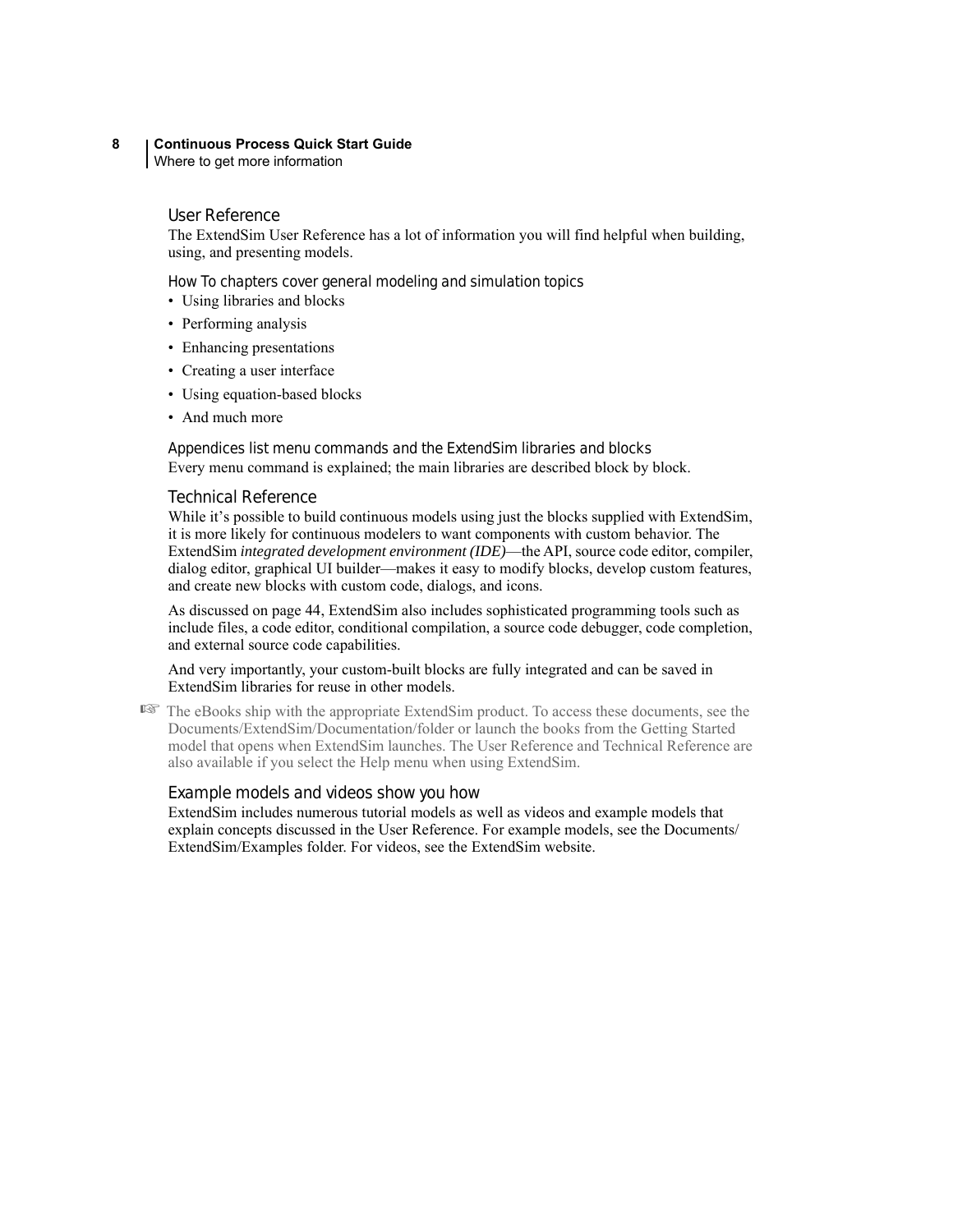### User Reference

The ExtendSim User Reference has a lot of information you will find helpful when building, using, and presenting models.

#### How To chapters cover general modeling and simulation topics

- Using libraries and blocks
- Performing analysis
- Enhancing presentations
- Creating a user interface
- Using equation-based blocks
- And much more

#### Appendices list menu commands and the ExtendSim libraries and blocks

Every menu command is explained; the main libraries are described block by block.

### Technical Reference

While it's possible to build continuous models using just the blocks supplied with ExtendSim, it is more likely for continuous modelers to want components with custom behavior. The ExtendSim *integrated development environment (IDE)*—the API, source code editor, compiler, dialog editor, graphical UI builder—makes it easy to modify blocks, develop custom features, and create new blocks with custom code, dialogs, and icons.

As discussed on page 44, ExtendSim also includes sophisticated programming tools such as include files, a code editor, conditional compilation, a source code debugger, code completion, and external source code capabilities.

And very importantly, your custom-built blocks are fully integrated and can be saved in ExtendSim libraries for reuse in other models.

☞ The eBooks ship with the appropriate ExtendSim product. To access these documents, see the Documents/ExtendSim/Documentation/folder or launch the books from the Getting Started model that opens when ExtendSim launches. The User Reference and Technical Reference are also available if you select the Help menu when using ExtendSim.

### Example models and videos show you how

ExtendSim includes numerous tutorial models as well as videos and example models that explain concepts discussed in the User Reference. For example models, see the Documents/ExtendSim/Examples folder. For videos, see the ExtendSim website.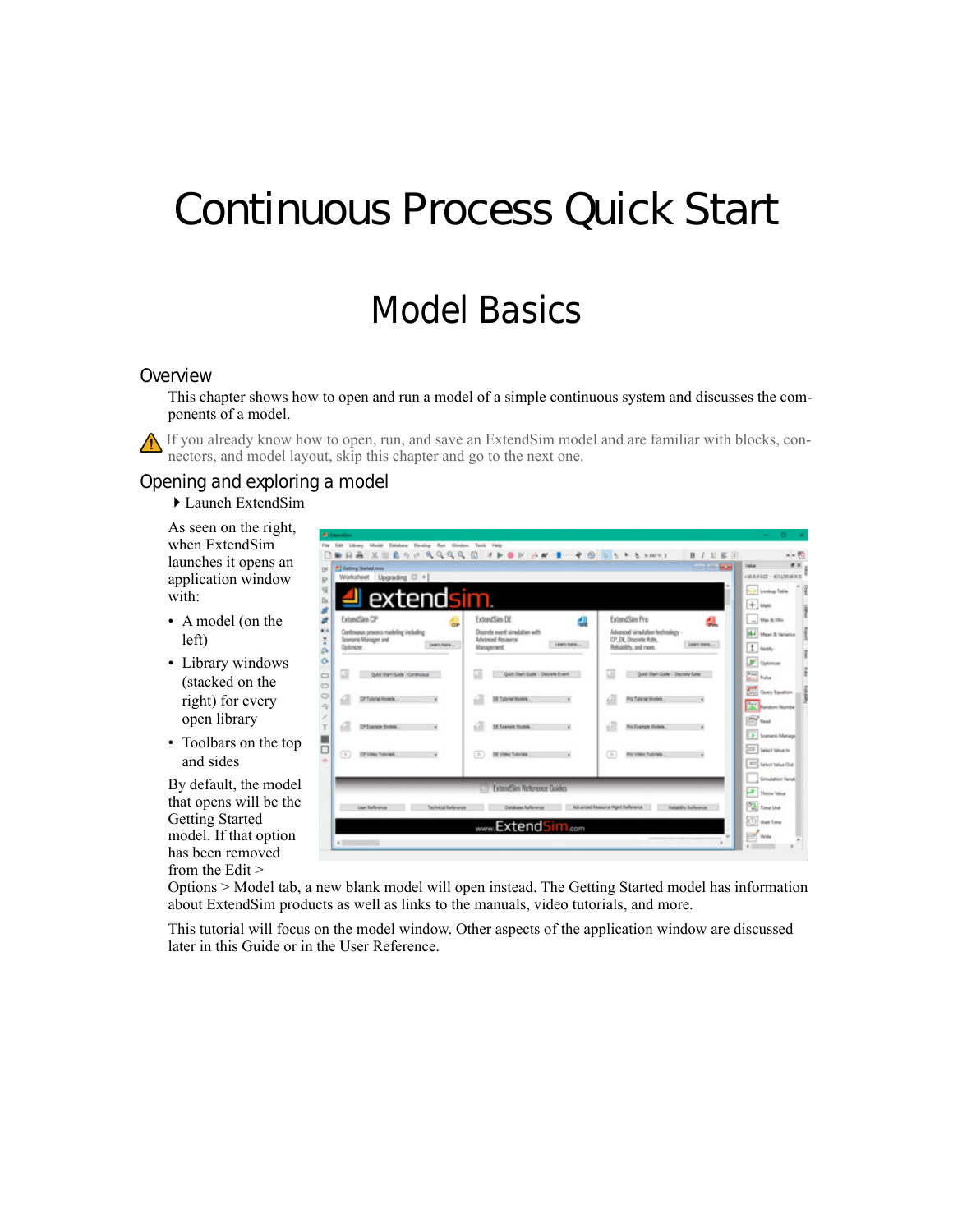# Continuous Process Quick Start

## Model Basics

### Overview

This chapter shows how to open and run a model of a simple continuous system and discusses the components of a model.

⚠ If you already know how to open, run, and save an ExtendSim model and are familiar with blocks, connectors, and model layout, skip this chapter and go to the next one.

### Opening and exploring a model

▸ Launch ExtendSim

As seen on the right, when ExtendSim launches it opens an application window with:

- A model (on the left)
- Library windows (stacked on the right) for every open library
- Toolbars on the top and sides

By default, the model that opens will be the Getting Started model. If that option has been removed from the Edit > Options > Model tab, a new blank model will open instead. The Getting Started model has information about ExtendSim products as well as links to the manuals, video tutorials, and more.

This tutorial will focus on the model window. Other aspects of the application window are discussed later in this Guide or in the User Reference.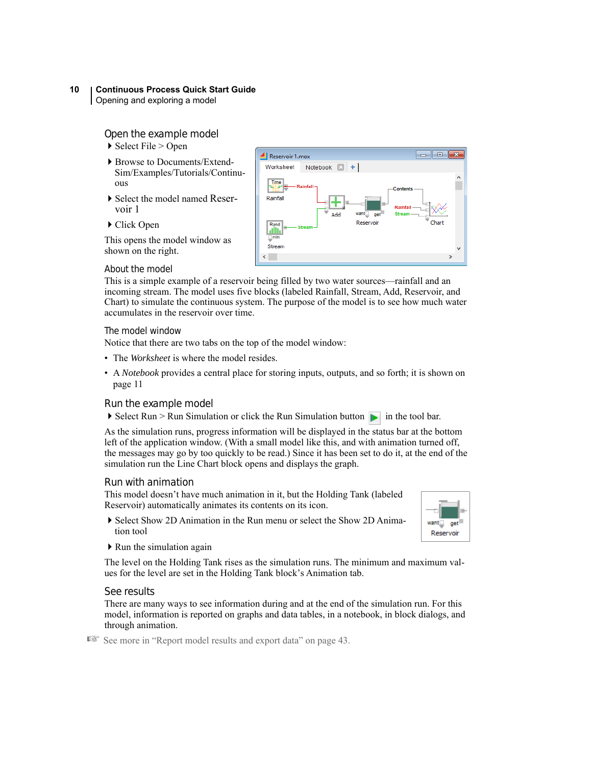## Open the example model

- Select File > Open
- Browse to Documents/ExtendSim/Examples/Tutorials/Continuous
- Select the model named Reservoir 1
- Click Open

This opens the model window as shown on the right.

## About the model

This is a simple example of a reservoir being filled by two water sources—rainfall and an incoming stream. The model uses five blocks (labeled Rainfall, Stream, Add, Reservoir, and Chart) to simulate the continuous system. The purpose of the model is to see how much water accumulates in the reservoir over time.

## The model window

Notice that there are two tabs on the top of the model window:

- The *Worksheet* is where the model resides.
- A *Notebook* provides a central place for storing inputs, outputs, and so forth; it is shown on page 11

## Run the example model

- Select Run > Run Simulation or click the Run Simulation button in the tool bar.

As the simulation runs, progress information will be displayed in the status bar at the bottom left of the application window. (With a small model like this, and with animation turned off, the messages may go by too quickly to be read.) Since it has been set to do it, at the end of the simulation run the Line Chart block opens and displays the graph.

## Run with animation

This model doesn't have much animation in it, but the Holding Tank (labeled Reservoir) automatically animates its contents on its icon.

- Select Show 2D Animation in the Run menu or select the Show 2D Animation tool
- Run the simulation again

The level on the Holding Tank rises as the simulation runs. The minimum and maximum values for the level are set in the Holding Tank block's Animation tab.

## See results

There are many ways to see information during and at the end of the simulation run. For this model, information is reported on graphs and data tables, in a notebook, in block dialogs, and through animation.

☞ See more in "Report model results and export data" on page 43.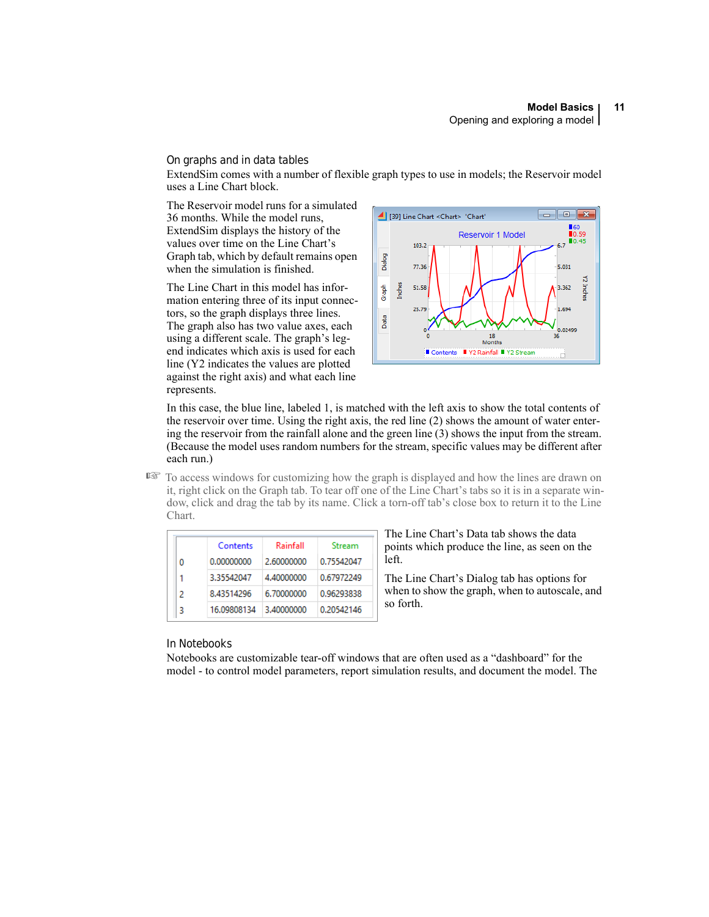## On graphs and in data tables

ExtendSim comes with a number of flexible graph types to use in models; the Reservoir model uses a Line Chart block.

The Reservoir model runs for a simulated 36 months. While the model runs, ExtendSim displays the history of the values over time on the Line Chart's Graph tab, which by default remains open when the simulation is finished.

The Line Chart in this model has information entering three of its input connectors, so the graph displays three lines. The graph also has two value axes, each using a different scale. The graph's legend indicates which axis is used for each line (Y2 indicates the values are plotted against the right axis) and what each line represents.

In this case, the blue line, labeled 1, is matched with the left axis to show the total contents of the reservoir over time. Using the right axis, the red line (2) shows the amount of water entering the reservoir from the rainfall alone and the green line (3) shows the input from the stream. (Because the model uses random numbers for the stream, specific values may be different after each run.)

☞ To access windows for customizing how the graph is displayed and how the lines are drawn on it, right click on the Graph tab. To tear off one of the Line Chart's tabs so it is in a separate window, click and drag the tab by its name. Click a torn-off tab's close box to return it to the Line Chart.

| | Contents | Rainfall | Stream |
|---|---|---|---|
| 0 | 0.00000000 | 2.60000000 | 0.75542047 |
| 1 | 3.35542047 | 4.40000000 | 0.67972249 |
| 2 | 8.43514296 | 6.70000000 | 0.96293838 |
| 3 | 16.09808134 | 3.40000000 | 0.20542146 |

The Line Chart's Data tab shows the data points which produce the line, as seen on the left.

The Line Chart's Dialog tab has options for when to show the graph, when to autoscale, and so forth.

## In Notebooks

Notebooks are customizable tear-off windows that are often used as a "dashboard" for the model - to control model parameters, report simulation results, and document the model. The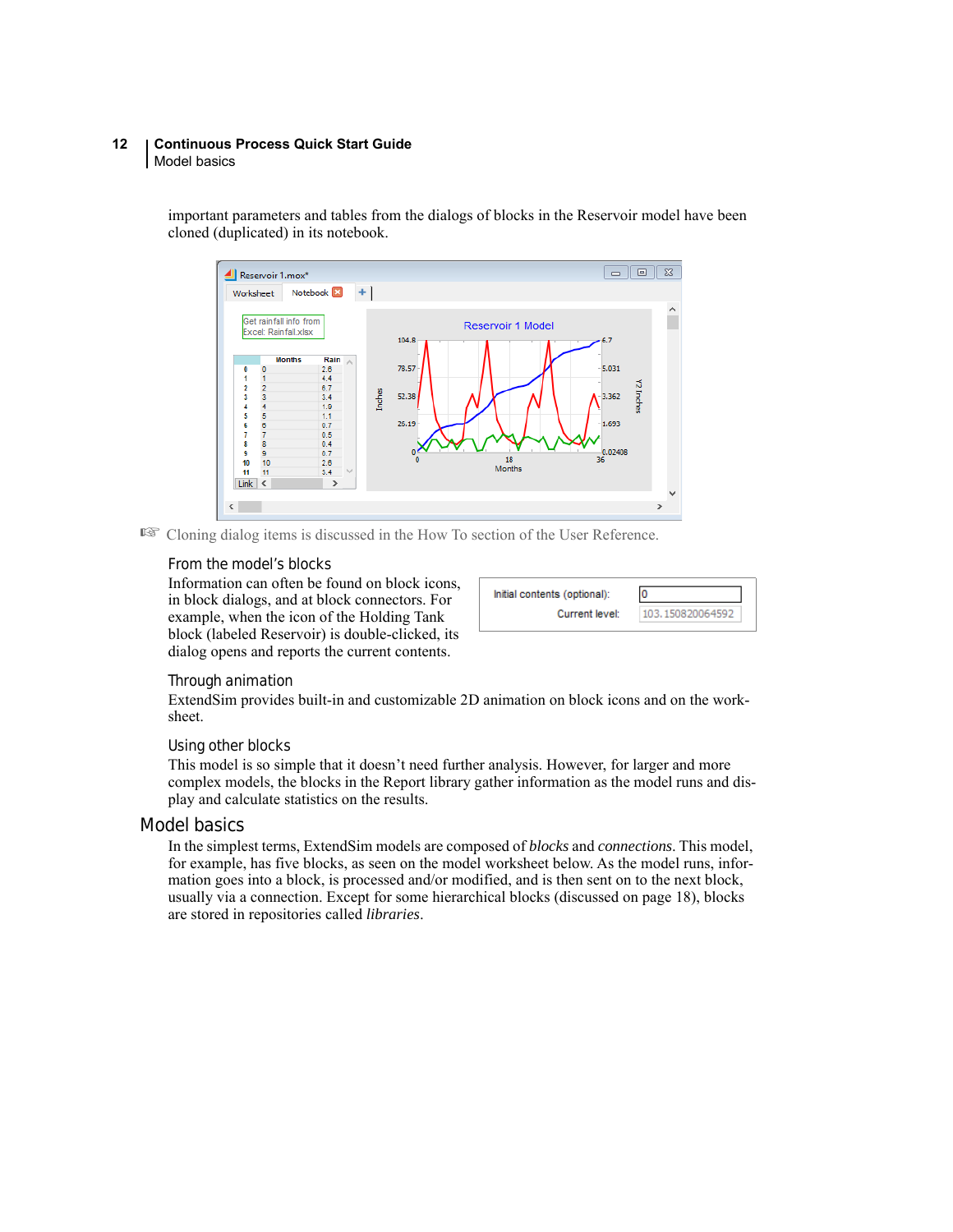important parameters and tables from the dialogs of blocks in the Reservoir model have been cloned (duplicated) in its notebook.

☞ Cloning dialog items is discussed in the How To section of the User Reference.

### From the model's blocks

Information can often be found on block icons, in block dialogs, and at block connectors. For example, when the icon of the Holding Tank block (labeled Reservoir) is double-clicked, its dialog opens and reports the current contents.

### Through animation

ExtendSim provides built-in and customizable 2D animation on block icons and on the worksheet.

### Using other blocks

This model is so simple that it doesn't need further analysis. However, for larger and more complex models, the blocks in the Report library gather information as the model runs and display and calculate statistics on the results.

## Model basics

In the simplest terms, ExtendSim models are composed of *blocks* and *connections*. This model, for example, has five blocks, as seen on the model worksheet below. As the model runs, information goes into a block, is processed and/or modified, and is then sent on to the next block, usually via a connection. Except for some hierarchical blocks (discussed on page 18), blocks are stored in repositories called *libraries*.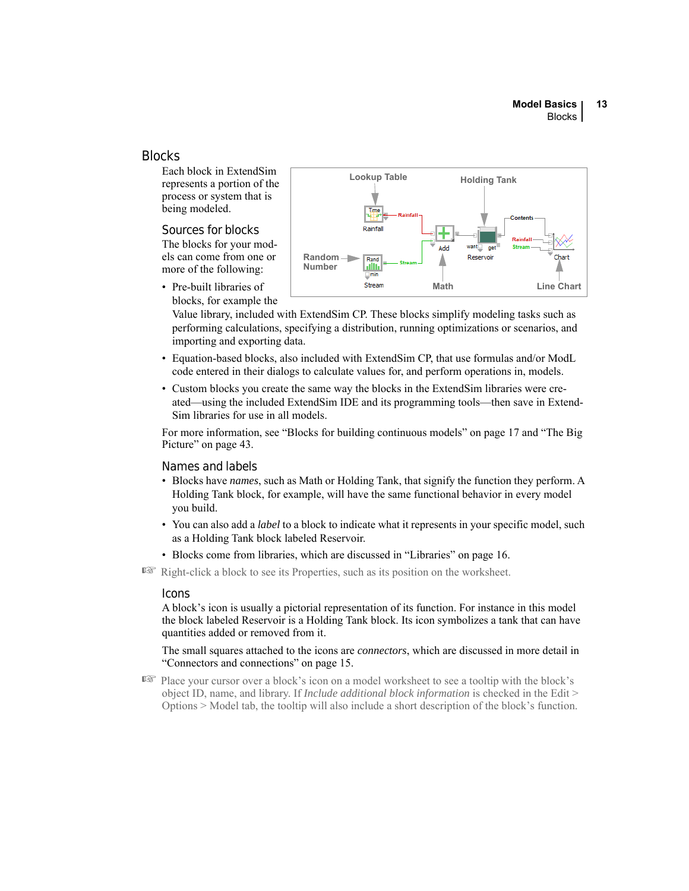# Blocks

Each block in ExtendSim represents a portion of the process or system that is being modeled.

## Sources for blocks

The blocks for your models can come from one or more of the following:

- Pre-built libraries of blocks, for example the Value library, included with ExtendSim CP. These blocks simplify modeling tasks such as performing calculations, specifying a distribution, running optimizations or scenarios, and importing and exporting data.
- Equation-based blocks, also included with ExtendSim CP, that use formulas and/or ModL code entered in their dialogs to calculate values for, and perform operations in, models.
- Custom blocks you create the same way the blocks in the ExtendSim libraries were created—using the included ExtendSim IDE and its programming tools—then save in ExtendSim libraries for use in all models.

For more information, see “Blocks for building continuous models” on page 17 and “The Big Picture” on page 43.

## Names and labels

- Blocks have *names*, such as Math or Holding Tank, that signify the function they perform. A Holding Tank block, for example, will have the same functional behavior in every model you build.
- You can also add a *label* to a block to indicate what it represents in your specific model, such as a Holding Tank block labeled Reservoir.
- Blocks come from libraries, which are discussed in “Libraries” on page 16.

☞ Right-click a block to see its Properties, such as its position on the worksheet.

## Icons

A block’s icon is usually a pictorial representation of its function. For instance in this model the block labeled Reservoir is a Holding Tank block. Its icon symbolizes a tank that can have quantities added or removed from it.

The small squares attached to the icons are *connectors*, which are discussed in more detail in “Connectors and connections” on page 15.

☞ Place your cursor over a block’s icon on a model worksheet to see a tooltip with the block’s object ID, name, and library. If *Include additional block information* is checked in the Edit > Options > Model tab, the tooltip will also include a short description of the block’s function.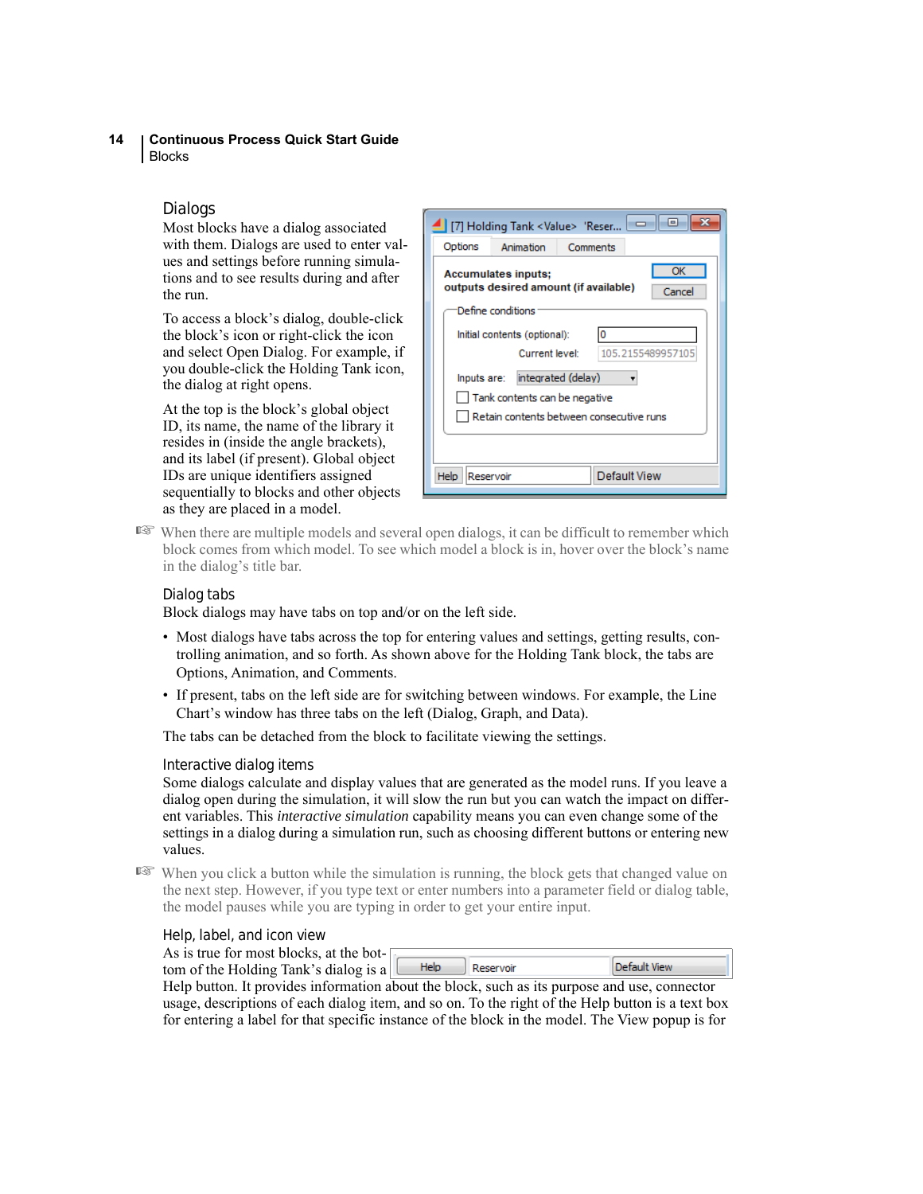## Dialogs

Most blocks have a dialog associated with them. Dialogs are used to enter values and settings before running simulations and to see results during and after the run.

To access a block's dialog, double-click the block's icon or right-click the icon and select Open Dialog. For example, if you double-click the Holding Tank icon, the dialog at right opens.

At the top is the block's global object ID, its name, the name of the library it resides in (inside the angle brackets), and its label (if present). Global object IDs are unique identifiers assigned sequentially to blocks and other objects as they are placed in a model.

☞ When there are multiple models and several open dialogs, it can be difficult to remember which block comes from which model. To see which model a block is in, hover over the block's name in the dialog's title bar.

### Dialog tabs

Block dialogs may have tabs on top and/or on the left side.

- Most dialogs have tabs across the top for entering values and settings, getting results, controlling animation, and so forth. As shown above for the Holding Tank block, the tabs are Options, Animation, and Comments.
- If present, tabs on the left side are for switching between windows. For example, the Line Chart's window has three tabs on the left (Dialog, Graph, and Data).

The tabs can be detached from the block to facilitate viewing the settings.

### Interactive dialog items

Some dialogs calculate and display values that are generated as the model runs. If you leave a dialog open during the simulation, it will slow the run but you can watch the impact on different variables. This *interactive simulation* capability means you can even change some of the settings in a dialog during a simulation run, such as choosing different buttons or entering new values.

☞ When you click a button while the simulation is running, the block gets that changed value on the next step. However, if you type text or enter numbers into a parameter field or dialog table, the model pauses while you are typing in order to get your entire input.

### Help, label, and icon view

As is true for most blocks, at the bottom of the Holding Tank's dialog is a Help button. It provides information about the block, such as its purpose and use, connector usage, descriptions of each dialog item, and so on. To the right of the Help button is a text box for entering a label for that specific instance of the block in the model. The View popup is for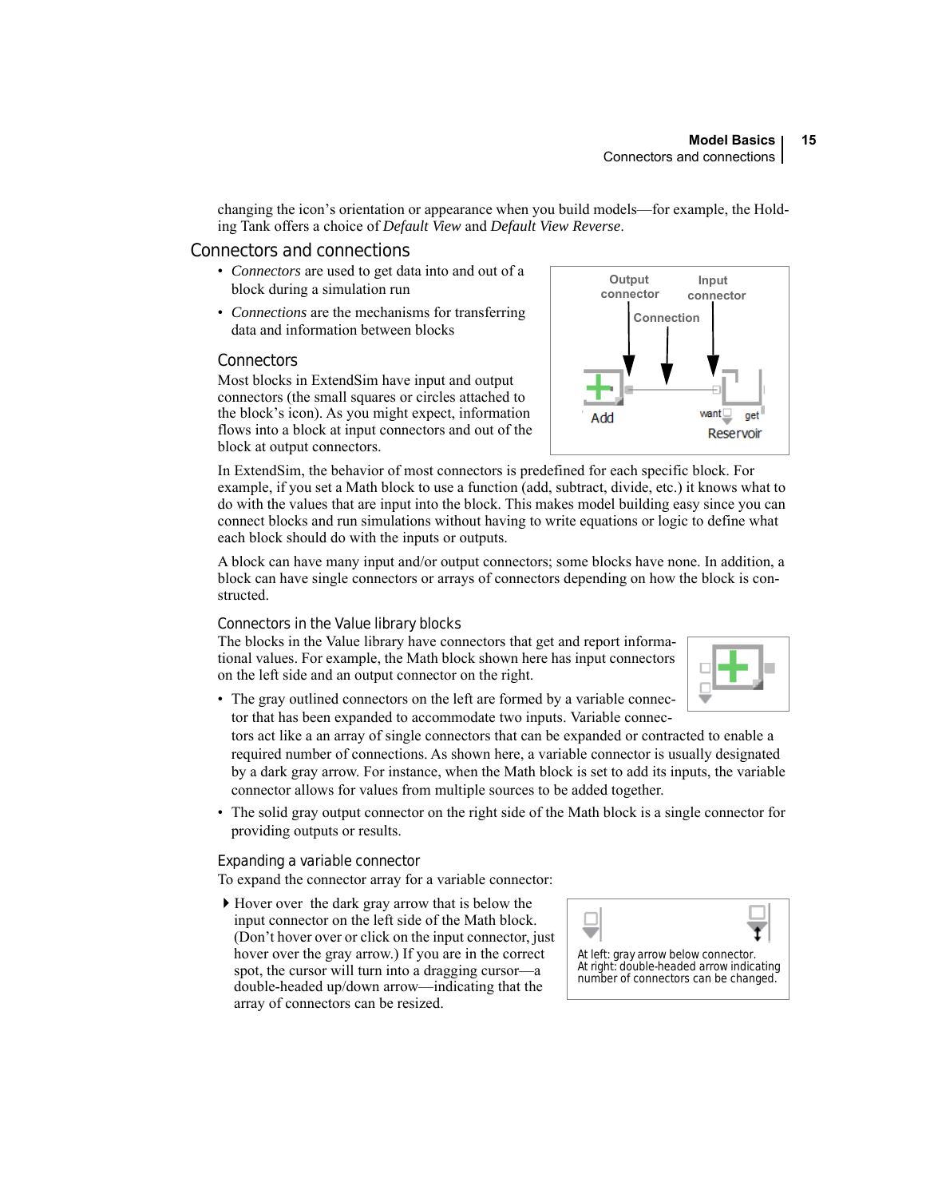changing the icon's orientation or appearance when you build models—for example, the Holding Tank offers a choice of *Default View* and *Default View Reverse*.

## Connectors and connections

- *Connectors* are used to get data into and out of a block during a simulation run
- *Connections* are the mechanisms for transferring data and information between blocks

### Connectors

Most blocks in ExtendSim have input and output connectors (the small squares or circles attached to the block's icon). As you might expect, information flows into a block at input connectors and out of the block at output connectors.

In ExtendSim, the behavior of most connectors is predefined for each specific block. For example, if you set a Math block to use a function (add, subtract, divide, etc.) it knows what to do with the values that are input into the block. This makes model building easy since you can connect blocks and run simulations without having to write equations or logic to define what each block should do with the inputs or outputs.

A block can have many input and/or output connectors; some blocks have none. In addition, a block can have single connectors or arrays of connectors depending on how the block is constructed.

#### Connectors in the Value library blocks

The blocks in the Value library have connectors that get and report informational values. For example, the Math block shown here has input connectors on the left side and an output connector on the right.

- The gray outlined connectors on the left are formed by a variable connector that has been expanded to accommodate two inputs. Variable connectors act like a an array of single connectors that can be expanded or contracted to enable a required number of connections. As shown here, a variable connector is usually designated by a dark gray arrow. For instance, when the Math block is set to add its inputs, the variable connector allows for values from multiple sources to be added together.
- The solid gray output connector on the right side of the Math block is a single connector for providing outputs or results.

#### Expanding a variable connector

To expand the connector array for a variable connector:

- Hover over the dark gray arrow that is below the input connector on the left side of the Math block. (Don't hover over or click on the input connector, just hover over the gray arrow.) If you are in the correct spot, the cursor will turn into a dragging cursor—a double-headed up/down arrow—indicating that the array of connectors can be resized.

At left: gray arrow below connector.
At right: double-headed arrow indicating number of connectors can be changed.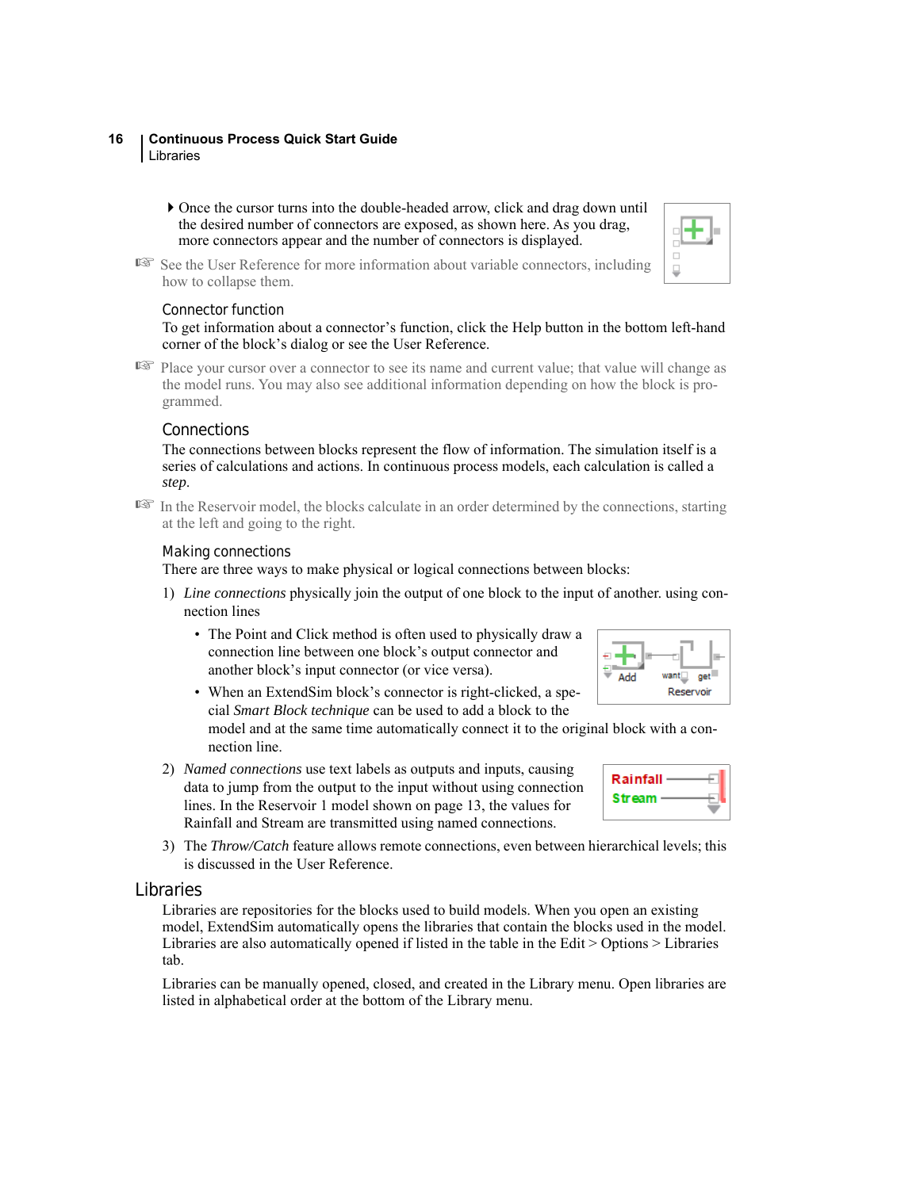- Once the cursor turns into the double-headed arrow, click and drag down until the desired number of connectors are exposed, as shown here. As you drag, more connectors appear and the number of connectors is displayed.

☞ See the User Reference for more information about variable connectors, including how to collapse them.

### Connector function

To get information about a connector's function, click the Help button in the bottom left-hand corner of the block's dialog or see the User Reference.

☞ Place your cursor over a connector to see its name and current value; that value will change as the model runs. You may also see additional information depending on how the block is programmed.

### Connections

The connections between blocks represent the flow of information. The simulation itself is a series of calculations and actions. In continuous process models, each calculation is called a *step*.

☞ In the Reservoir model, the blocks calculate in an order determined by the connections, starting at the left and going to the right.

### Making connections

There are three ways to make physical or logical connections between blocks:

1) *Line connections* physically join the output of one block to the input of another. using connection lines
   - The Point and Click method is often used to physically draw a connection line between one block's output connector and another block's input connector (or vice versa).
   - When an ExtendSim block's connector is right-clicked, a special *Smart Block technique* can be used to add a block to the model and at the same time automatically connect it to the original block with a connection line.
2) *Named connections* use text labels as outputs and inputs, causing data to jump from the output to the input without using connection lines. In the Reservoir 1 model shown on page 13, the values for Rainfall and Stream are transmitted using named connections.
3) The *Throw/Catch* feature allows remote connections, even between hierarchical levels; this is discussed in the User Reference.

## Libraries

Libraries are repositories for the blocks used to build models. When you open an existing model, ExtendSim automatically opens the libraries that contain the blocks used in the model. Libraries are also automatically opened if listed in the table in the Edit > Options > Libraries tab.

Libraries can be manually opened, closed, and created in the Library menu. Open libraries are listed in alphabetical order at the bottom of the Library menu.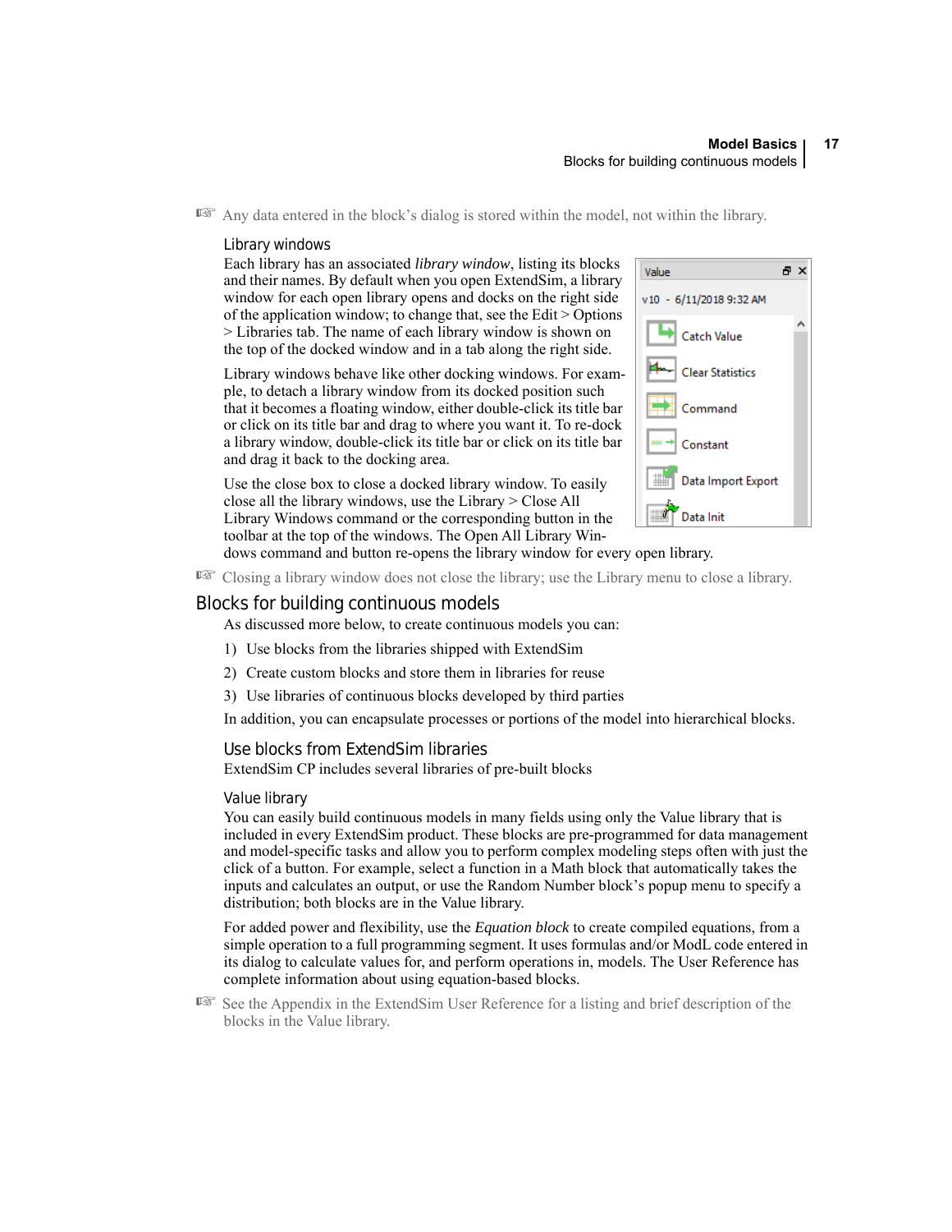☞ Any data entered in the block's dialog is stored within the model, not within the library.

### Library windows

Each library has an associated *library window*, listing its blocks and their names. By default when you open ExtendSim, a library window for each open library opens and docks on the right side of the application window; to change that, see the Edit > Options > Libraries tab. The name of each library window is shown on the top of the docked window and in a tab along the right side.

Library windows behave like other docking windows. For example, to detach a library window from its docked position such that it becomes a floating window, either double-click its title bar or click on its title bar and drag to where you want it. To re-dock a library window, double-click its title bar or click on its title bar and drag it back to the docking area.

Use the close box to close a docked library window. To easily close all the library windows, use the Library > Close All Library Windows command or the corresponding button in the toolbar at the top of the windows. The Open All Library Windows command and button re-opens the library window for every open library.

☞ Closing a library window does not close the library; use the Library menu to close a library.

## Blocks for building continuous models

As discussed more below, to create continuous models you can:

1) Use blocks from the libraries shipped with ExtendSim
2) Create custom blocks and store them in libraries for reuse
3) Use libraries of continuous blocks developed by third parties

In addition, you can encapsulate processes or portions of the model into hierarchical blocks.

### Use blocks from ExtendSim libraries

ExtendSim CP includes several libraries of pre-built blocks

#### Value library

You can easily build continuous models in many fields using only the Value library that is included in every ExtendSim product. These blocks are pre-programmed for data management and model-specific tasks and allow you to perform complex modeling steps often with just the click of a button. For example, select a function in a Math block that automatically takes the inputs and calculates an output, or use the Random Number block's popup menu to specify a distribution; both blocks are in the Value library.

For added power and flexibility, use the *Equation block* to create compiled equations, from a simple operation to a full programming segment. It uses formulas and/or ModL code entered in its dialog to calculate values for, and perform operations in, models. The User Reference has complete information about using equation-based blocks.

☞ See the Appendix in the ExtendSim User Reference for a listing and brief description of the blocks in the Value library.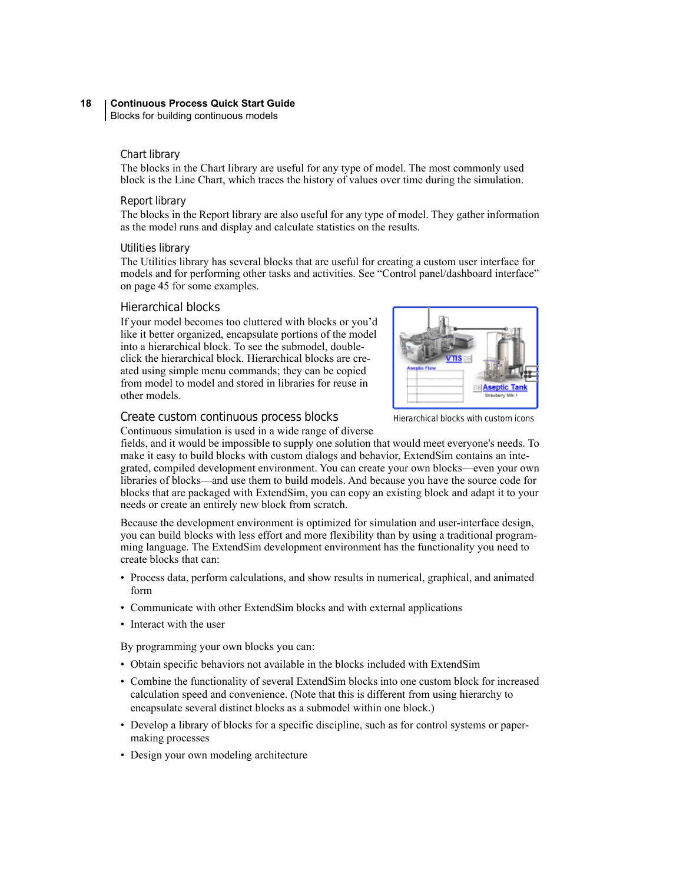### Chart library

The blocks in the Chart library are useful for any type of model. The most commonly used block is the Line Chart, which traces the history of values over time during the simulation.

### Report library

The blocks in the Report library are also useful for any type of model. They gather information as the model runs and display and calculate statistics on the results.

### Utilities library

The Utilities library has several blocks that are useful for creating a custom user interface for models and for performing other tasks and activities. See “Control panel/dashboard interface” on page 45 for some examples.

## Hierarchical blocks

If your model becomes too cluttered with blocks or you’d like it better organized, encapsulate portions of the model into a hierarchical block. To see the submodel, double-click the hierarchical block. Hierarchical blocks are created using simple menu commands; they can be copied from model to model and stored in libraries for reuse in other models.

Hierarchical blocks with custom icons

## Create custom continuous process blocks

Continuous simulation is used in a wide range of diverse fields, and it would be impossible to supply one solution that would meet everyone's needs. To make it easy to build blocks with custom dialogs and behavior, ExtendSim contains an integrated, compiled development environment. You can create your own blocks—even your own libraries of blocks—and use them to build models. And because you have the source code for blocks that are packaged with ExtendSim, you can copy an existing block and adapt it to your needs or create an entirely new block from scratch.

Because the development environment is optimized for simulation and user-interface design, you can build blocks with less effort and more flexibility than by using a traditional programming language. The ExtendSim development environment has the functionality you need to create blocks that can:

- Process data, perform calculations, and show results in numerical, graphical, and animated form
- Communicate with other ExtendSim blocks and with external applications
- Interact with the user

By programming your own blocks you can:

- Obtain specific behaviors not available in the blocks included with ExtendSim
- Combine the functionality of several ExtendSim blocks into one custom block for increased calculation speed and convenience. (Note that this is different from using hierarchy to encapsulate several distinct blocks as a submodel within one block.)
- Develop a library of blocks for a specific discipline, such as for control systems or paper-making processes
- Design your own modeling architecture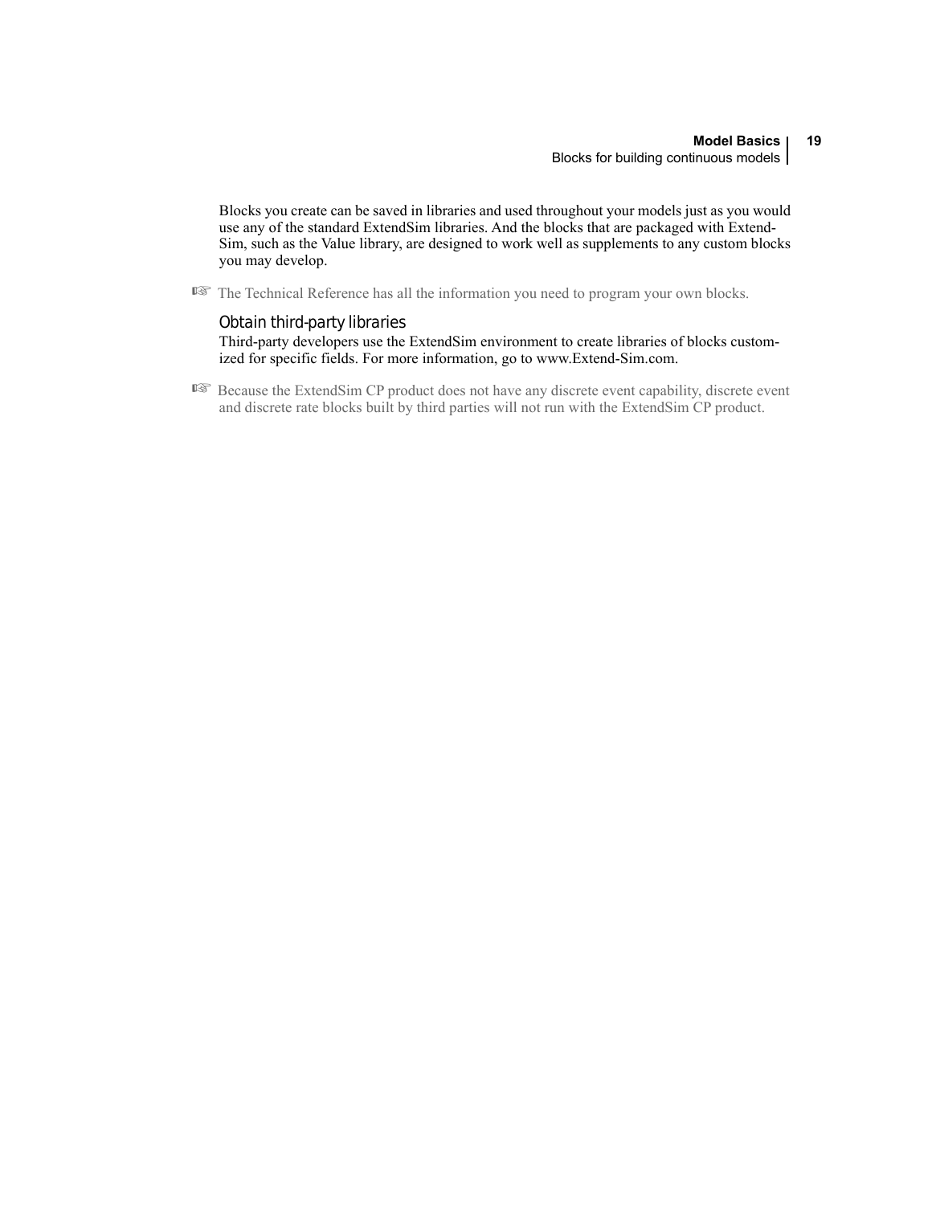Blocks you create can be saved in libraries and used throughout your models just as you would use any of the standard ExtendSim libraries. And the blocks that are packaged with ExtendSim, such as the Value library, are designed to work well as supplements to any custom blocks you may develop.

☞ The Technical Reference has all the information you need to program your own blocks.

### Obtain third-party libraries

Third-party developers use the ExtendSim environment to create libraries of blocks customized for specific fields. For more information, go to www.Extend-Sim.com.

☞ Because the ExtendSim CP product does not have any discrete event capability, discrete event and discrete rate blocks built by third parties will not run with the ExtendSim CP product.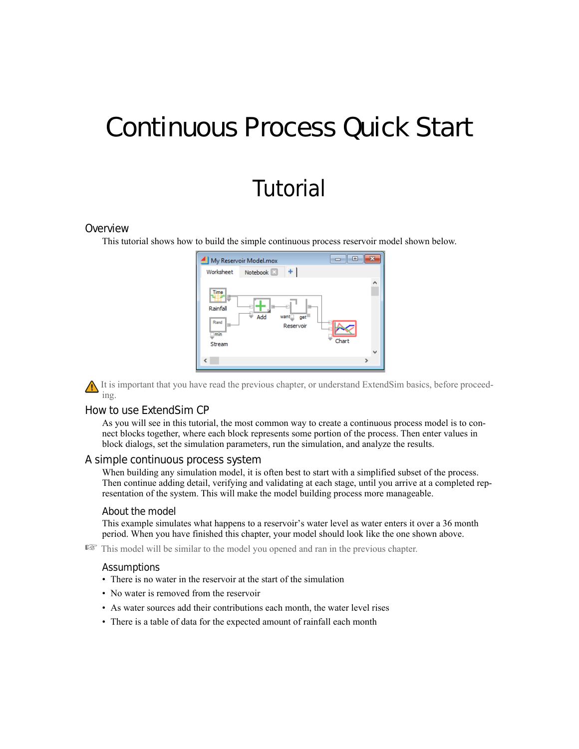# Continuous Process Quick Start

## Tutorial

### Overview

This tutorial shows how to build the simple continuous process reservoir model shown below.

It is important that you have read the previous chapter, or understand ExtendSim basics, before proceeding.

### How to use ExtendSim CP

As you will see in this tutorial, the most common way to create a continuous process model is to connect blocks together, where each block represents some portion of the process. Then enter values in block dialogs, set the simulation parameters, run the simulation, and analyze the results.

### A simple continuous process system

When building any simulation model, it is often best to start with a simplified subset of the process. Then continue adding detail, verifying and validating at each stage, until you arrive at a completed representation of the system. This will make the model building process more manageable.

#### About the model

This example simulates what happens to a reservoir's water level as water enters it over a 36 month period. When you have finished this chapter, your model should look like the one shown above.

This model will be similar to the model you opened and ran in the previous chapter.

#### Assumptions

- There is no water in the reservoir at the start of the simulation
- No water is removed from the reservoir
- As water sources add their contributions each month, the water level rises
- There is a table of data for the expected amount of rainfall each month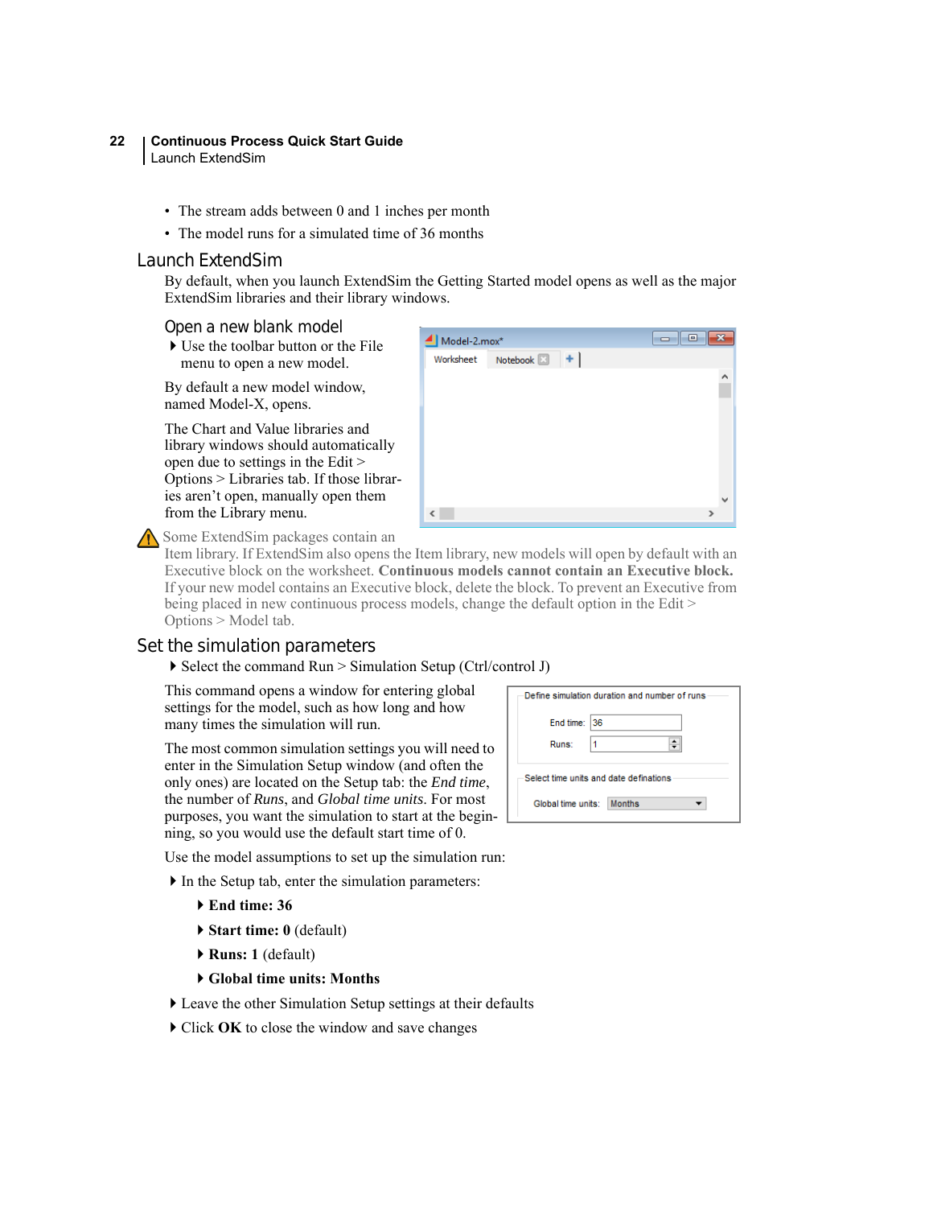- The stream adds between 0 and 1 inches per month
- The model runs for a simulated time of 36 months

## Launch ExtendSim

By default, when you launch ExtendSim the Getting Started model opens as well as the major ExtendSim libraries and their library windows.

### Open a new blank model

- Use the toolbar button or the File menu to open a new model.

By default a new model window, named Model-X, opens.

The Chart and Value libraries and library windows should automatically open due to settings in the Edit > Options > Libraries tab. If those libraries aren't open, manually open them from the Library menu.

Some ExtendSim packages contain an Item library. If ExtendSim also opens the Item library, new models will open by default with an Executive block on the worksheet. **Continuous models cannot contain an Executive block.** If your new model contains an Executive block, delete the block. To prevent an Executive from being placed in new continuous process models, change the default option in the Edit > Options > Model tab.

## Set the simulation parameters

- Select the command Run > Simulation Setup (Ctrl/control J)

This command opens a window for entering global settings for the model, such as how long and how many times the simulation will run.

The most common simulation settings you will need to enter in the Simulation Setup window (and often the only ones) are located on the Setup tab: the *End time*, the number of *Runs*, and *Global time units*. For most purposes, you want the simulation to start at the beginning, so you would use the default start time of 0.

Use the model assumptions to set up the simulation run:

- In the Setup tab, enter the simulation parameters:
  - **End time: 36**
  - **Start time: 0** (default)
  - **Runs: 1** (default)
  - **Global time units: Months**
- Leave the other Simulation Setup settings at their defaults
- Click **OK** to close the window and save changes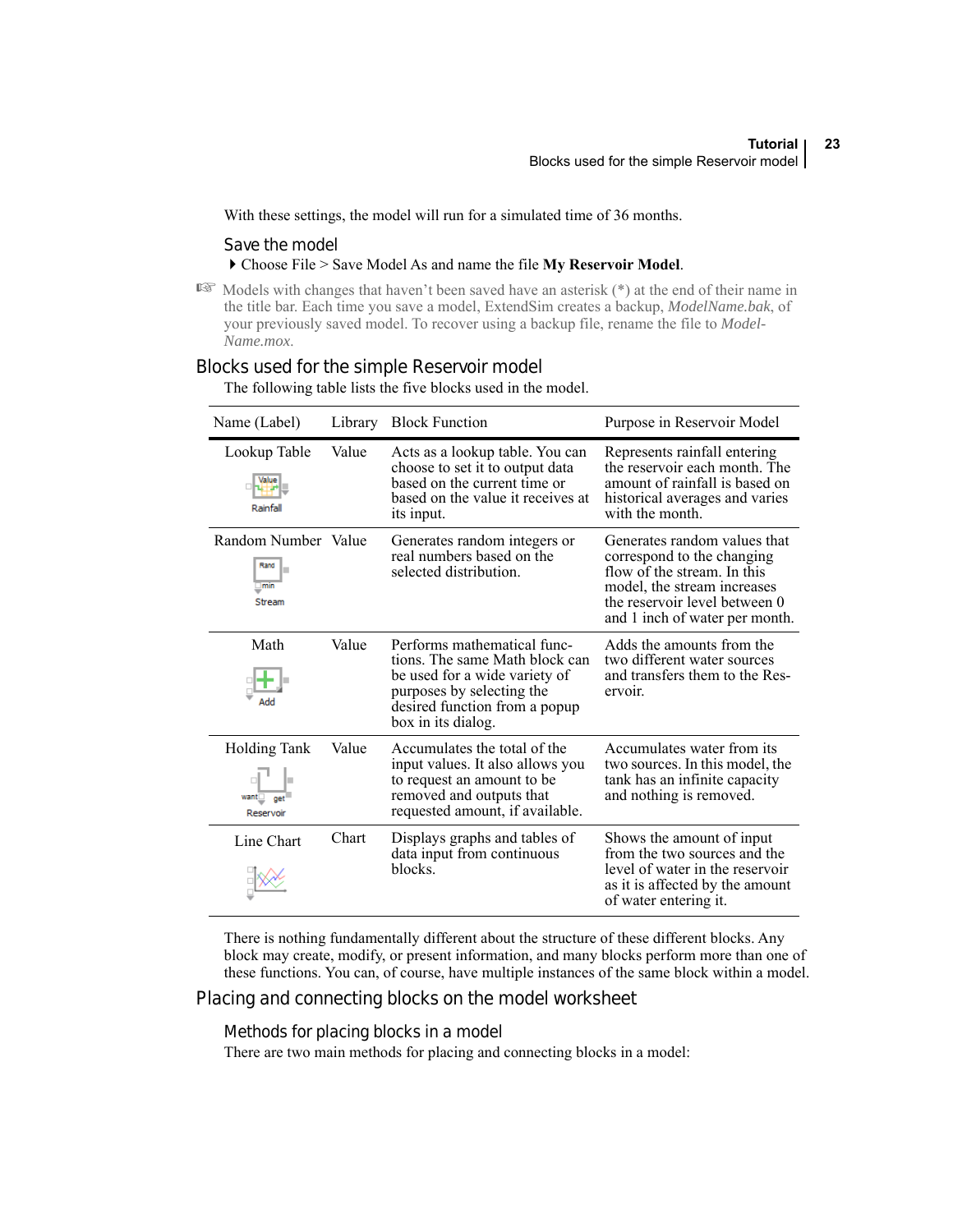With these settings, the model will run for a simulated time of 36 months.

### Save the model

- Choose File > Save Model As and name the file **My Reservoir Model**.

☞ Models with changes that haven't been saved have an asterisk (*) at the end of their name in the title bar. Each time you save a model, ExtendSim creates a backup, *ModelName.bak*, of your previously saved model. To recover using a backup file, rename the file to *ModelName.mox*.

## Blocks used for the simple Reservoir model

The following table lists the five blocks used in the model.

| Name (Label) | Library | Block Function | Purpose in Reservoir Model |
|---|---|---|---|
| Lookup Table (Rainfall) | Value | Acts as a lookup table. You can choose to set it to output data based on the current time or based on the value it receives at its input. | Represents rainfall entering the reservoir each month. The amount of rainfall is based on historical averages and varies with the month. |
| Random Number (Stream) | Value | Generates random integers or real numbers based on the selected distribution. | Generates random values that correspond to the changing flow of the stream. In this model, the stream increases the reservoir level between 0 and 1 inch of water per month. |
| Math (Add) | Value | Performs mathematical functions. The same Math block can be used for a wide variety of purposes by selecting the desired function from a popup box in its dialog. | Adds the amounts from the two different water sources and transfers them to the Reservoir. |
| Holding Tank (Reservoir) | Value | Accumulates the total of the input values. It also allows you to request an amount to be removed and outputs that requested amount, if available. | Accumulates water from its two sources. In this model, the tank has an infinite capacity and nothing is removed. |
| Line Chart | Chart | Displays graphs and tables of data input from continuous blocks. | Shows the amount of input from the two sources and the level of water in the reservoir as it is affected by the amount of water entering it. |

There is nothing fundamentally different about the structure of these different blocks. Any block may create, modify, or present information, and many blocks perform more than one of these functions. You can, of course, have multiple instances of the same block within a model.

## Placing and connecting blocks on the model worksheet

### Methods for placing blocks in a model

There are two main methods for placing and connecting blocks in a model: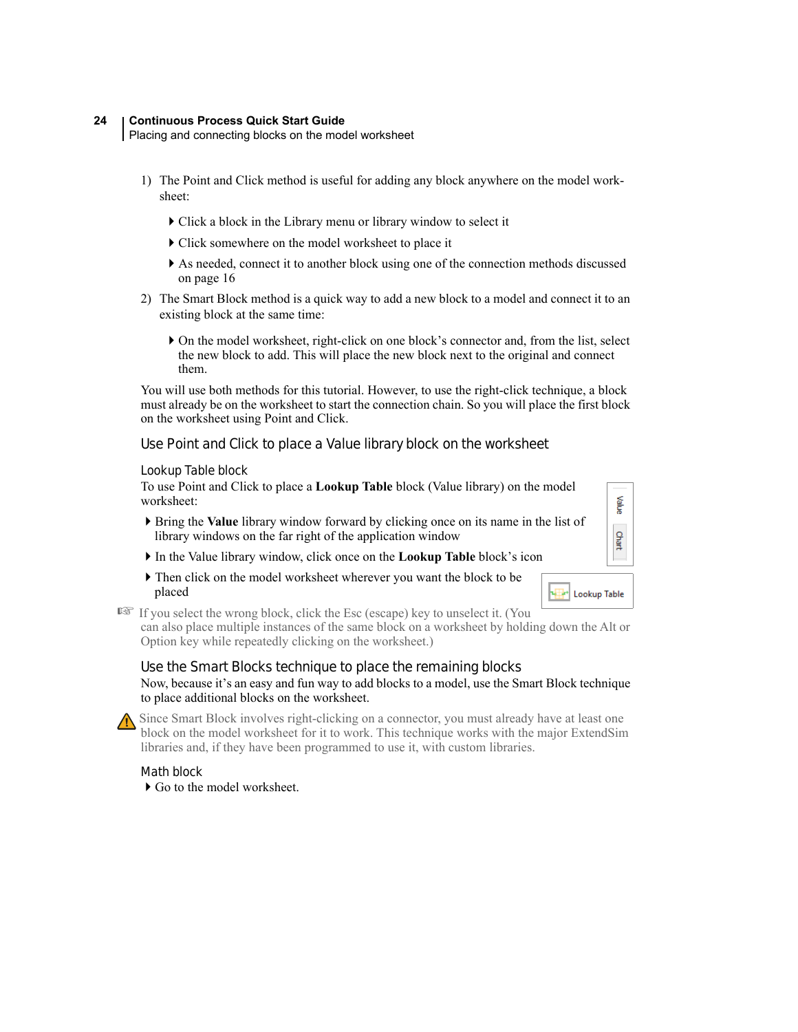1) The Point and Click method is useful for adding any block anywhere on the model worksheet:

- Click a block in the Library menu or library window to select it
- Click somewhere on the model worksheet to place it
- As needed, connect it to another block using one of the connection methods discussed on page 16

2) The Smart Block method is a quick way to add a new block to a model and connect it to an existing block at the same time:

- On the model worksheet, right-click on one block's connector and, from the list, select the new block to add. This will place the new block next to the original and connect them.

You will use both methods for this tutorial. However, to use the right-click technique, a block must already be on the worksheet to start the connection chain. So you will place the first block on the worksheet using Point and Click.

## Use Point and Click to place a Value library block on the worksheet

### Lookup Table block

To use Point and Click to place a **Lookup Table** block (Value library) on the model worksheet:

- Bring the **Value** library window forward by clicking once on its name in the list of library windows on the far right of the application window
- In the Value library window, click once on the **Lookup Table** block's icon
- Then click on the model worksheet wherever you want the block to be placed

If you select the wrong block, click the Esc (escape) key to unselect it. (You can also place multiple instances of the same block on a worksheet by holding down the Alt or Option key while repeatedly clicking on the worksheet.)

## Use the Smart Blocks technique to place the remaining blocks

Now, because it's an easy and fun way to add blocks to a model, use the Smart Block technique to place additional blocks on the worksheet.

Since Smart Block involves right-clicking on a connector, you must already have at least one block on the model worksheet for it to work. This technique works with the major ExtendSim libraries and, if they have been programmed to use it, with custom libraries.

### Math block

- Go to the model worksheet.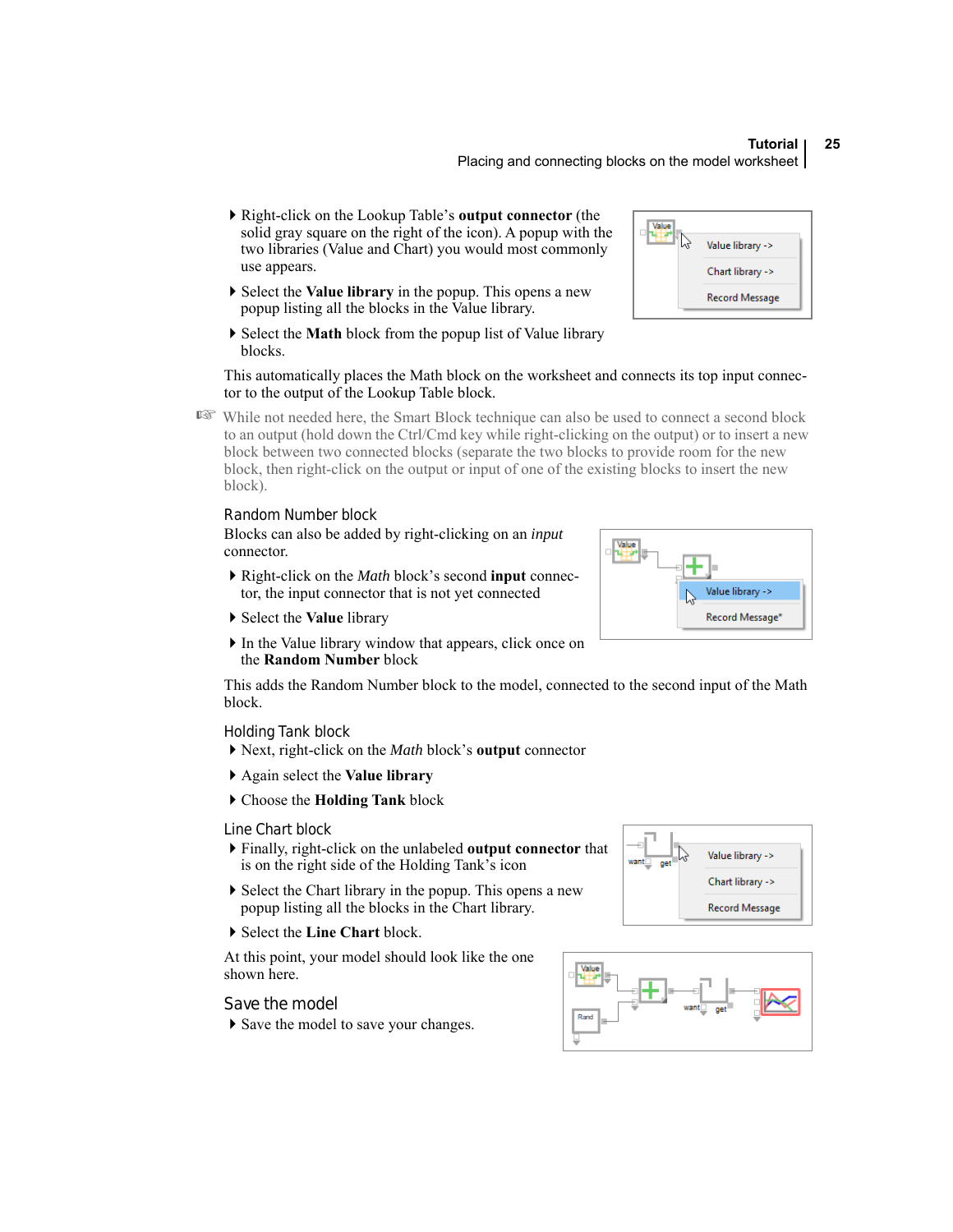- Right-click on the Lookup Table's **output connector** (the solid gray square on the right of the icon). A popup with the two libraries (Value and Chart) you would most commonly use appears.
- Select the **Value library** in the popup. This opens a new popup listing all the blocks in the Value library.
- Select the **Math** block from the popup list of Value library blocks.

This automatically places the Math block on the worksheet and connects its top input connector to the output of the Lookup Table block.

☞ While not needed here, the Smart Block technique can also be used to connect a second block to an output (hold down the Ctrl/Cmd key while right-clicking on the output) or to insert a new block between two connected blocks (separate the two blocks to provide room for the new block, then right-click on the output or input of one of the existing blocks to insert the new block).

### Random Number block

Blocks can also be added by right-clicking on an *input* connector.

- Right-click on the *Math* block's second **input** connector, the input connector that is not yet connected
- Select the **Value** library
- In the Value library window that appears, click once on the **Random Number** block

This adds the Random Number block to the model, connected to the second input of the Math block.

### Holding Tank block

- Next, right-click on the *Math* block's **output** connector
- Again select the **Value library**
- Choose the **Holding Tank** block

### Line Chart block

- Finally, right-click on the unlabeled **output connector** that is on the right side of the Holding Tank's icon
- Select the Chart library in the popup. This opens a new popup listing all the blocks in the Chart library.
- Select the **Line Chart** block.

At this point, your model should look like the one shown here.

### Save the model

- Save the model to save your changes.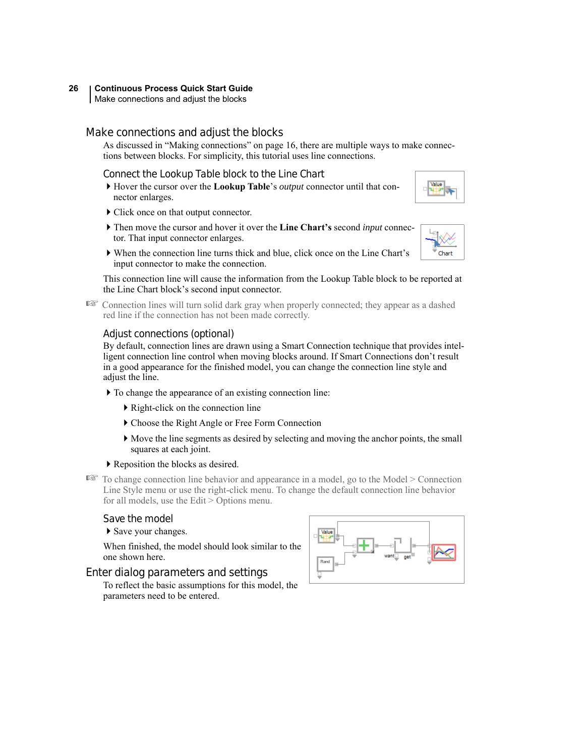## Make connections and adjust the blocks

As discussed in "Making connections" on page 16, there are multiple ways to make connections between blocks. For simplicity, this tutorial uses line connections.

### Connect the Lookup Table block to the Line Chart

- Hover the cursor over the **Lookup Table**'s *output* connector until that connector enlarges.
- Click once on that output connector.
- Then move the cursor and hover it over the **Line Chart's** second *input* connector. That input connector enlarges.
- When the connection line turns thick and blue, click once on the Line Chart's input connector to make the connection.

This connection line will cause the information from the Lookup Table block to be reported at the Line Chart block's second input connector.

☞ Connection lines will turn solid dark gray when properly connected; they appear as a dashed red line if the connection has not been made correctly.

### Adjust connections (optional)

By default, connection lines are drawn using a Smart Connection technique that provides intelligent connection line control when moving blocks around. If Smart Connections don't result in a good appearance for the finished model, you can change the connection line style and adjust the line.

- To change the appearance of an existing connection line:
  - Right-click on the connection line
  - Choose the Right Angle or Free Form Connection
  - Move the line segments as desired by selecting and moving the anchor points, the small squares at each joint.
- Reposition the blocks as desired.

☞ To change connection line behavior and appearance in a model, go to the Model > Connection Line Style menu or use the right-click menu. To change the default connection line behavior for all models, use the Edit > Options menu.

### Save the model

- Save your changes.

When finished, the model should look similar to the one shown here.

## Enter dialog parameters and settings

To reflect the basic assumptions for this model, the parameters need to be entered.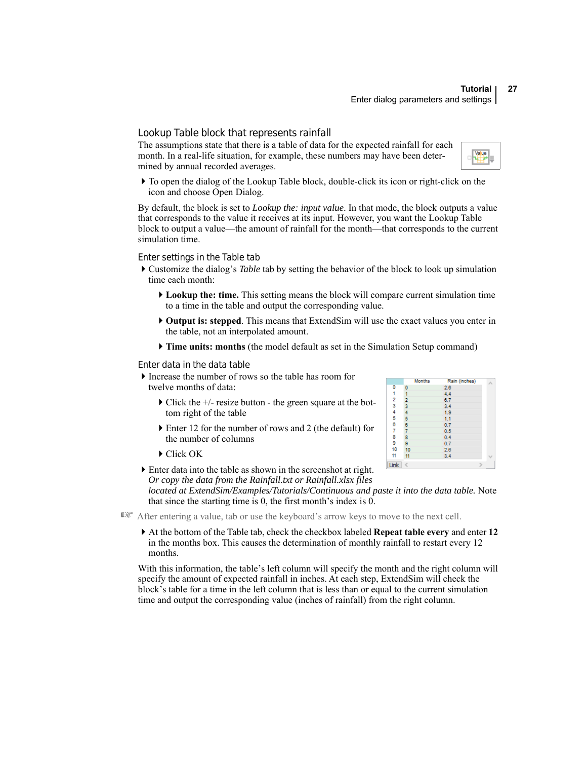### Lookup Table block that represents rainfall

The assumptions state that there is a table of data for the expected rainfall for each month. In a real-life situation, for example, these numbers may have been determined by annual recorded averages.

- To open the dialog of the Lookup Table block, double-click its icon or right-click on the icon and choose Open Dialog.

By default, the block is set to *Lookup the: input value*. In that mode, the block outputs a value that corresponds to the value it receives at its input. However, you want the Lookup Table block to output a value—the amount of rainfall for the month—that corresponds to the current simulation time.

#### Enter settings in the Table tab

- Customize the dialog's *Table* tab by setting the behavior of the block to look up simulation time each month:
  - **Lookup the: time.** This setting means the block will compare current simulation time to a time in the table and output the corresponding value.
  - **Output is: stepped**. This means that ExtendSim will use the exact values you enter in the table, not an interpolated amount.
  - **Time units: months** (the model default as set in the Simulation Setup command)

#### Enter data in the data table

- Increase the number of rows so the table has room for twelve months of data:
  - Click the +/- resize button - the green square at the bottom right of the table
  - Enter 12 for the number of rows and 2 (the default) for the number of columns
  - Click OK

| | Months | Rain (inches) |
|---|---|---|
| 0 | 0 | 2.6 |
| 1 | 1 | 4.4 |
| 2 | 2 | 6.7 |
| 3 | 3 | 3.4 |
| 4 | 4 | 1.9 |
| 5 | 5 | 1.1 |
| 6 | 6 | 0.7 |
| 7 | 7 | 0.5 |
| 8 | 8 | 0.4 |
| 9 | 9 | 0.7 |
| 10 | 10 | 2.6 |
| 11 | 11 | 3.4 |

- Enter data into the table as shown in the screenshot at right. *Or copy the data from the Rainfall.txt or Rainfall.xlsx files located at ExtendSim/Examples/Tutorials/Continuous and paste it into the data table.* Note that since the starting time is 0, the first month's index is 0.

☞ After entering a value, tab or use the keyboard's arrow keys to move to the next cell.

- At the bottom of the Table tab, check the checkbox labeled **Repeat table every** and enter **12** in the months box. This causes the determination of monthly rainfall to restart every 12 months.

With this information, the table's left column will specify the month and the right column will specify the amount of expected rainfall in inches. At each step, ExtendSim will check the block's table for a time in the left column that is less than or equal to the current simulation time and output the corresponding value (inches of rainfall) from the right column.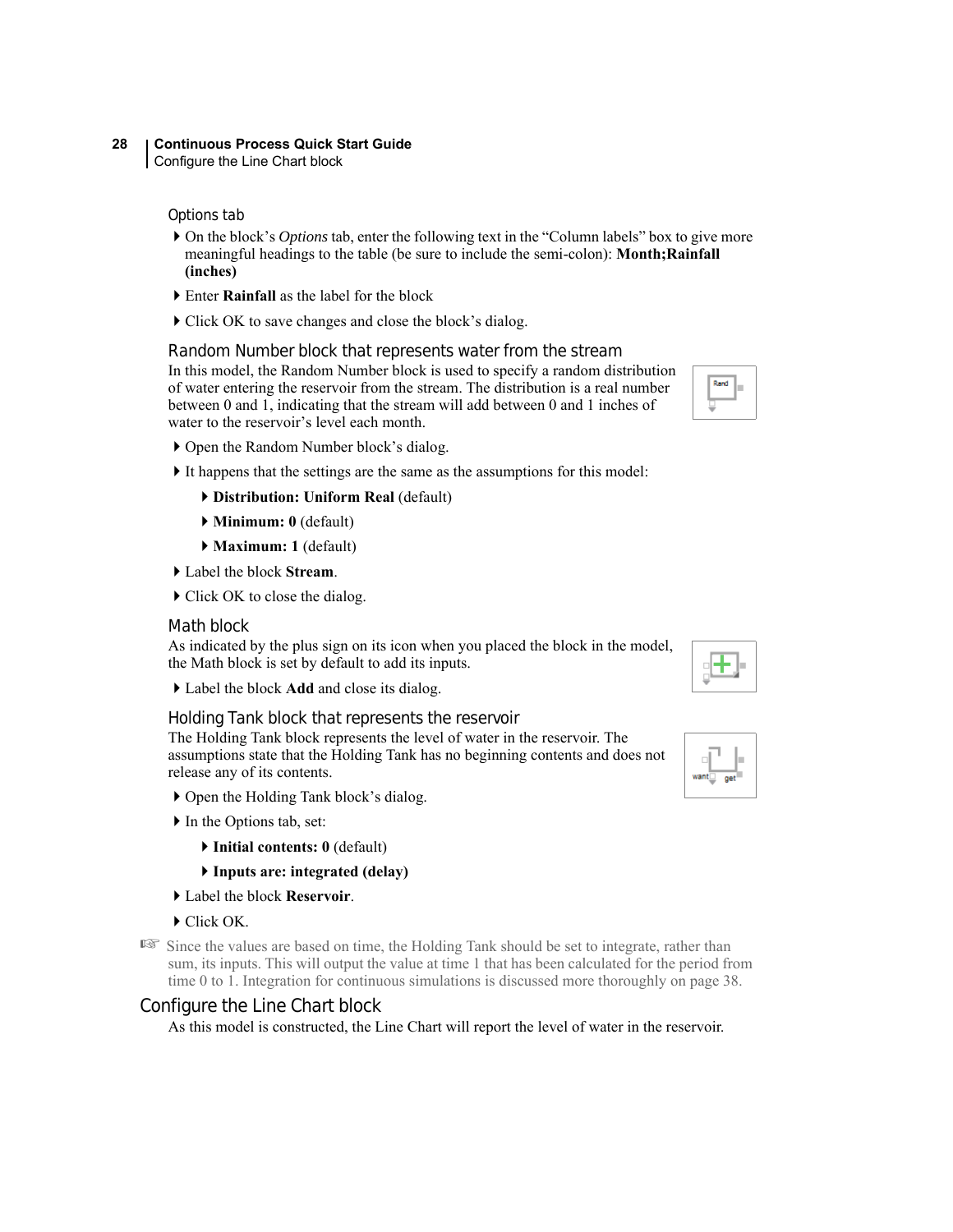### Options tab

- On the block's *Options* tab, enter the following text in the "Column labels" box to give more meaningful headings to the table (be sure to include the semi-colon): **Month;Rainfall (inches)**
- Enter **Rainfall** as the label for the block
- Click OK to save changes and close the block's dialog.

### Random Number block that represents water from the stream

In this model, the Random Number block is used to specify a random distribution of water entering the reservoir from the stream. The distribution is a real number between 0 and 1, indicating that the stream will add between 0 and 1 inches of water to the reservoir's level each month.

- Open the Random Number block's dialog.
- It happens that the settings are the same as the assumptions for this model:
  - **Distribution: Uniform Real** (default)
  - **Minimum: 0** (default)
  - **Maximum: 1** (default)
- Label the block **Stream**.
- Click OK to close the dialog.

### Math block

As indicated by the plus sign on its icon when you placed the block in the model, the Math block is set by default to add its inputs.

- Label the block **Add** and close its dialog.

### Holding Tank block that represents the reservoir

The Holding Tank block represents the level of water in the reservoir. The assumptions state that the Holding Tank has no beginning contents and does not release any of its contents.

- Open the Holding Tank block's dialog.
- In the Options tab, set:
  - **Initial contents: 0** (default)
  - **Inputs are: integrated (delay)**
- Label the block **Reservoir**.
- Click OK.

☞ Since the values are based on time, the Holding Tank should be set to integrate, rather than sum, its inputs. This will output the value at time 1 that has been calculated for the period from time 0 to 1. Integration for continuous simulations is discussed more thoroughly on page 38.

## Configure the Line Chart block

As this model is constructed, the Line Chart will report the level of water in the reservoir.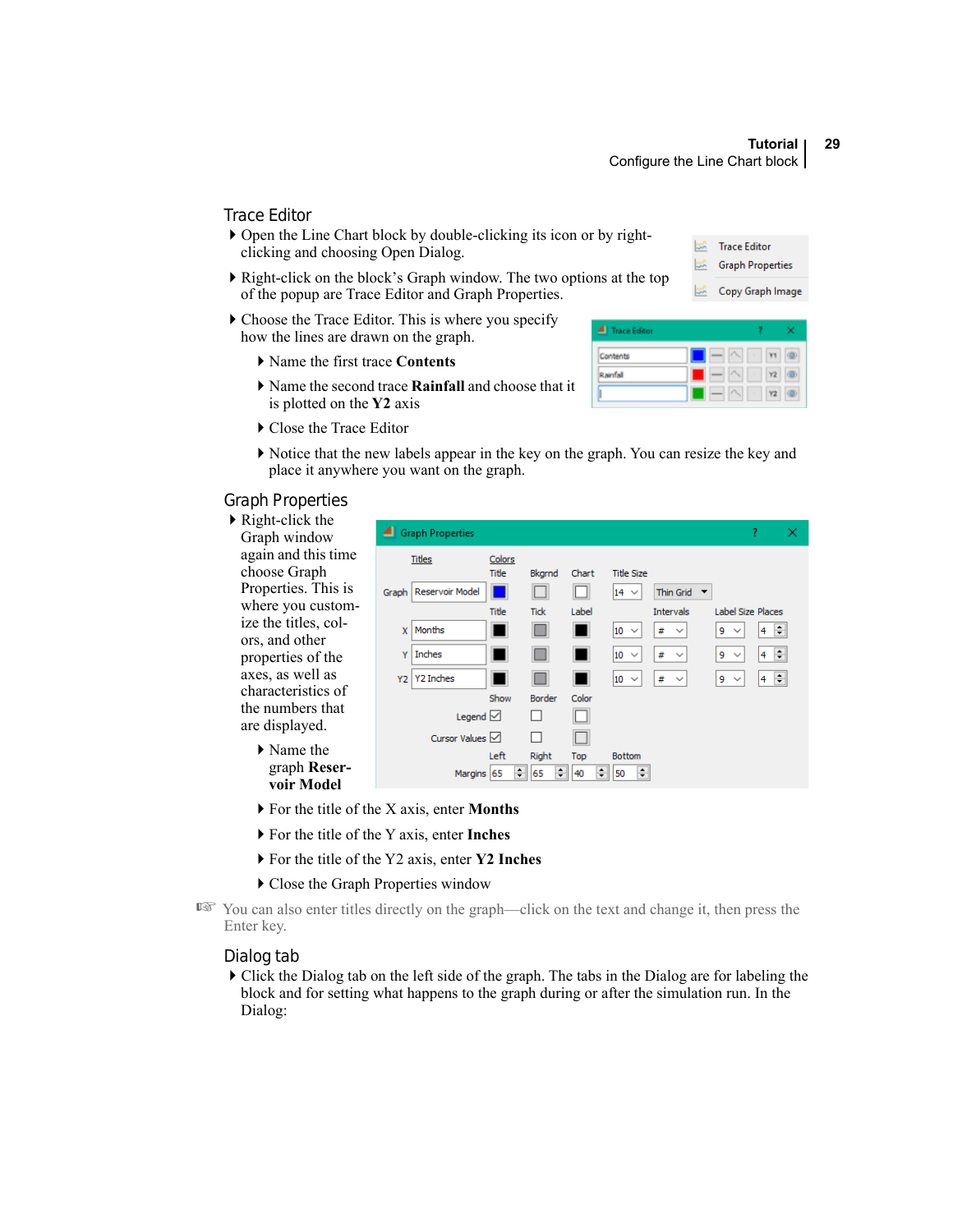## Trace Editor

- Open the Line Chart block by double-clicking its icon or by right-clicking and choosing Open Dialog.
- Right-click on the block's Graph window. The two options at the top of the popup are Trace Editor and Graph Properties.
- Choose the Trace Editor. This is where you specify how the lines are drawn on the graph.
  - Name the first trace **Contents**
  - Name the second trace **Rainfall** and choose that it is plotted on the **Y2** axis
  - Close the Trace Editor
  - Notice that the new labels appear in the key on the graph. You can resize the key and place it anywhere you want on the graph.

## Graph Properties

- Right-click the Graph window again and this time choose Graph Properties. This is where you customize the titles, colors, and other properties of the axes, as well as characteristics of the numbers that are displayed.
  - Name the graph **Reservoir Model**
  - For the title of the X axis, enter **Months**
  - For the title of the Y axis, enter **Inches**
  - For the title of the Y2 axis, enter **Y2 Inches**
  - Close the Graph Properties window

☞ You can also enter titles directly on the graph—click on the text and change it, then press the Enter key.

## Dialog tab

- Click the Dialog tab on the left side of the graph. The tabs in the Dialog are for labeling the block and for setting what happens to the graph during or after the simulation run. In the Dialog: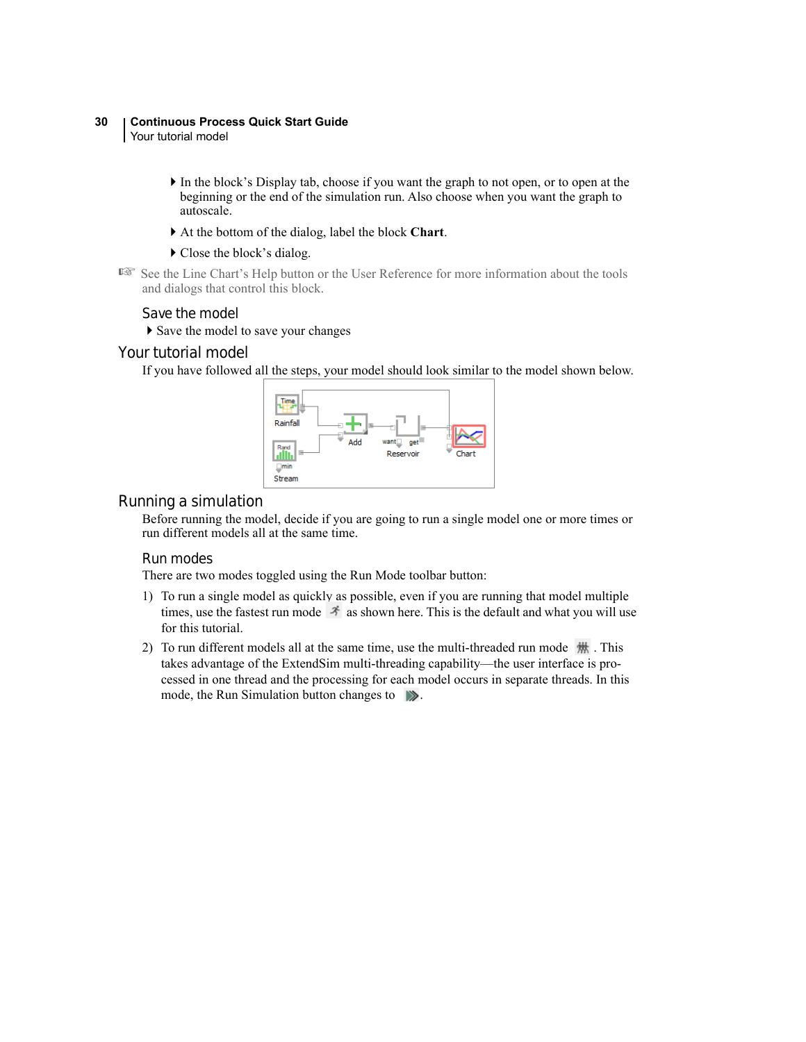- In the block's Display tab, choose if you want the graph to not open, or to open at the beginning or the end of the simulation run. Also choose when you want the graph to autoscale.
- At the bottom of the dialog, label the block **Chart**.
- Close the block's dialog.

☞ See the Line Chart's Help button or the User Reference for more information about the tools and dialogs that control this block.

### Save the model

- Save the model to save your changes

## Your tutorial model

If you have followed all the steps, your model should look similar to the model shown below.

## Running a simulation

Before running the model, decide if you are going to run a single model one or more times or run different models all at the same time.

### Run modes

There are two modes toggled using the Run Mode toolbar button:

1) To run a single model as quickly as possible, even if you are running that model multiple times, use the fastest run mode as shown here. This is the default and what you will use for this tutorial.

2) To run different models all at the same time, use the multi-threaded run mode. This takes advantage of the ExtendSim multi-threading capability—the user interface is processed in one thread and the processing for each model occurs in separate threads. In this mode, the Run Simulation button changes to .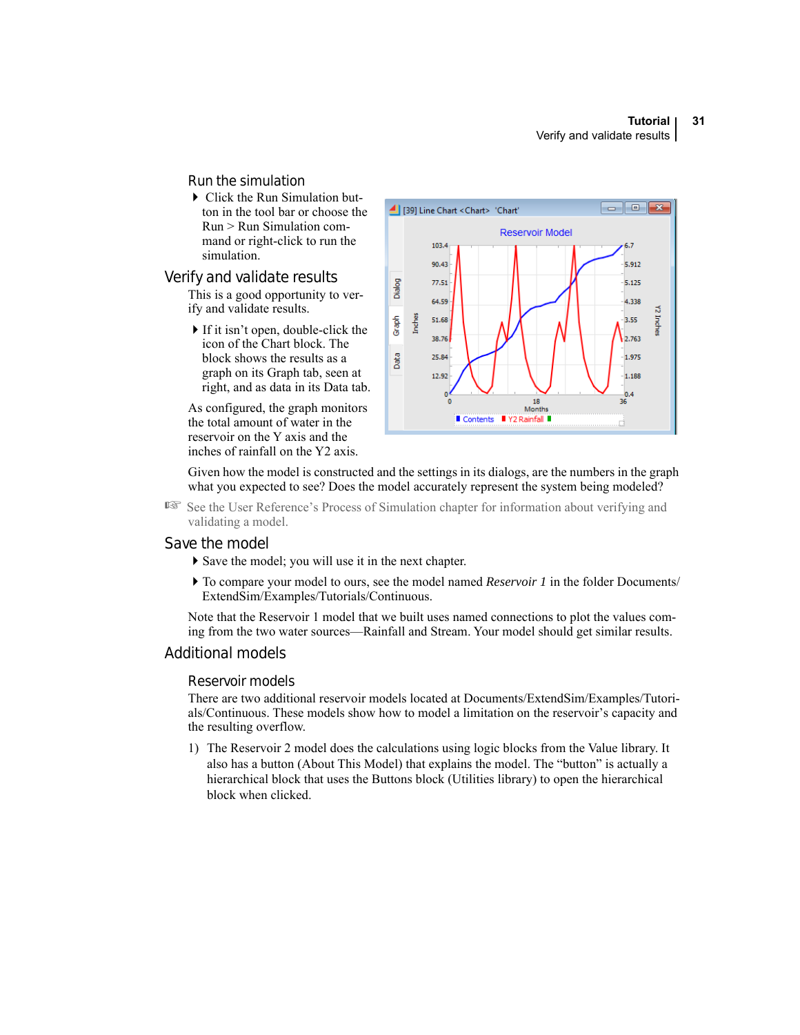### Run the simulation

- Click the Run Simulation button in the tool bar or choose the Run > Run Simulation command or right-click to run the simulation.

## Verify and validate results

This is a good opportunity to verify and validate results.

- If it isn't open, double-click the icon of the Chart block. The block shows the results as a graph on its Graph tab, seen at right, and as data in its Data tab.

As configured, the graph monitors the total amount of water in the reservoir on the Y axis and the inches of rainfall on the Y2 axis.

Given how the model is constructed and the settings in its dialogs, are the numbers in the graph what you expected to see? Does the model accurately represent the system being modeled?

☞ See the User Reference's Process of Simulation chapter for information about verifying and validating a model.

## Save the model

- Save the model; you will use it in the next chapter.
- To compare your model to ours, see the model named *Reservoir 1* in the folder Documents/ExtendSim/Examples/Tutorials/Continuous.

Note that the Reservoir 1 model that we built uses named connections to plot the values coming from the two water sources—Rainfall and Stream. Your model should get similar results.

## Additional models

### Reservoir models

There are two additional reservoir models located at Documents/ExtendSim/Examples/Tutorials/Continuous. These models show how to model a limitation on the reservoir's capacity and the resulting overflow.

1) The Reservoir 2 model does the calculations using logic blocks from the Value library. It also has a button (About This Model) that explains the model. The "button" is actually a hierarchical block that uses the Buttons block (Utilities library) to open the hierarchical block when clicked.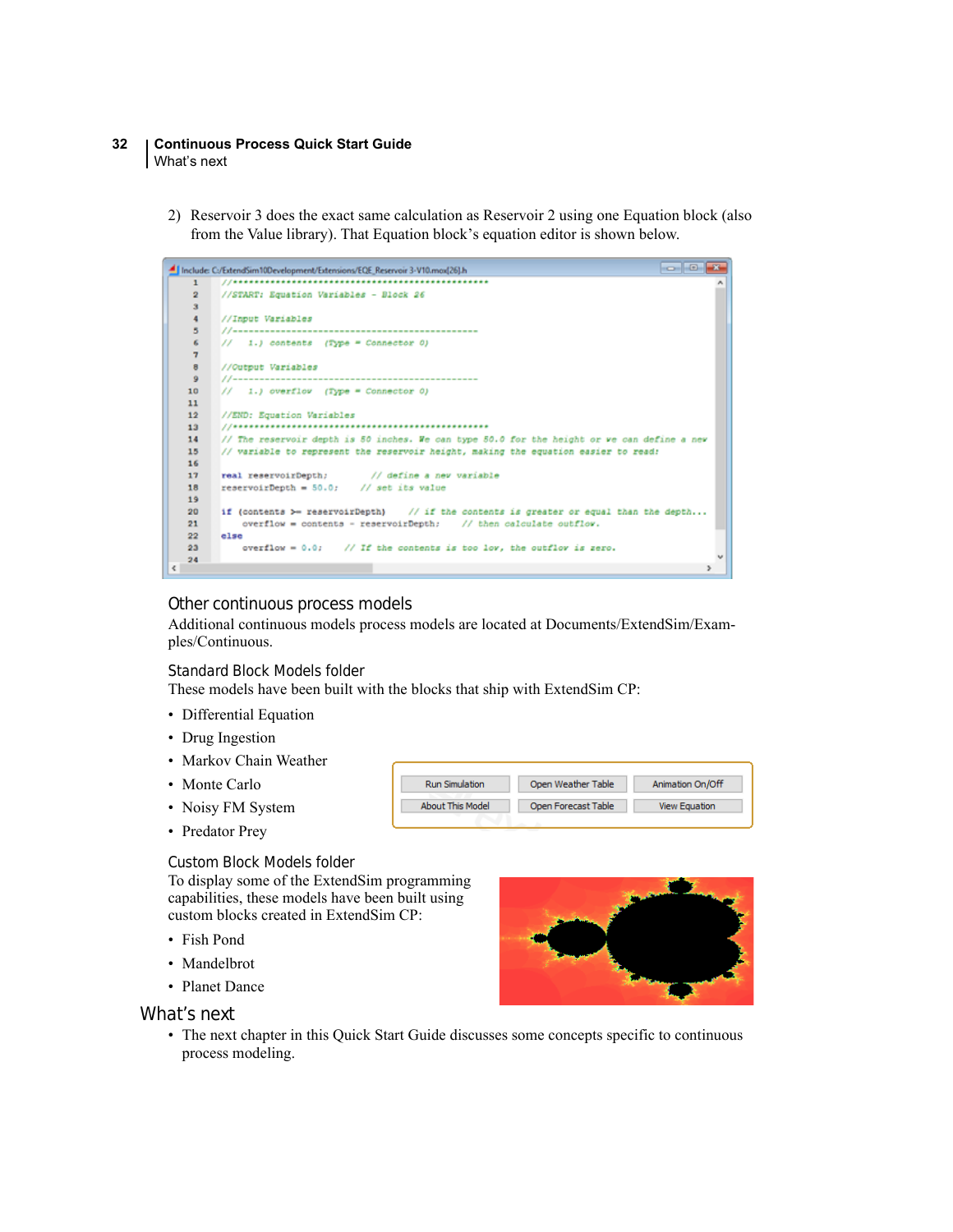2) Reservoir 3 does the exact same calculation as Reservoir 2 using one Equation block (also from the Value library). That Equation block's equation editor is shown below.

```
Include: C:/ExtendSim10Development/Extensions/EQE_Reservoir 3-V10.mox[26].h
1   //***************************************************
2   //START: Equation Variables - Block 26
3
4   //Input Variables
5   //------------------------------------------------
6   //   1.) contents   (Type = Connector 0)
7
8   //Output Variables
9   //------------------------------------------------
10  //   1.) overflow   (Type = Connector 0)
11
12  //END: Equation Variables
13  //***************************************************
14  // The reservoir depth is 50 inches. We can type 50.0 for the height or we can define a new
15  // variable to represent the reservoir height, making the equation easier to read:
16
17  real reservoirDepth;        // define a new variable
18  reservoirDepth = 50.0;     // set its value
19
20  if (contents >= reservoirDepth)     // if the contents is greater or equal than the depth...
21      overflow = contents - reservoirDepth;    // then calculate outflow.
22  else
23      overflow = 0.0;     // If the contents is too low, the outflow is zero.
24
```

## Other continuous process models

Additional continuous models process models are located at Documents/ExtendSim/Examples/Continuous.

### Standard Block Models folder

These models have been built with the blocks that ship with ExtendSim CP:

- Differential Equation
- Drug Ingestion
- Markov Chain Weather
- Monte Carlo
- Noisy FM System
- Predator Prey

| Run Simulation | Open Weather Table | Animation On/Off |
|---|---|---|
| About This Model | Open Forecast Table | View Equation |

### Custom Block Models folder

To display some of the ExtendSim programming capabilities, these models have been built using custom blocks created in ExtendSim CP:

- Fish Pond
- Mandelbrot
- Planet Dance

## What's next

- The next chapter in this Quick Start Guide discusses some concepts specific to continuous process modeling.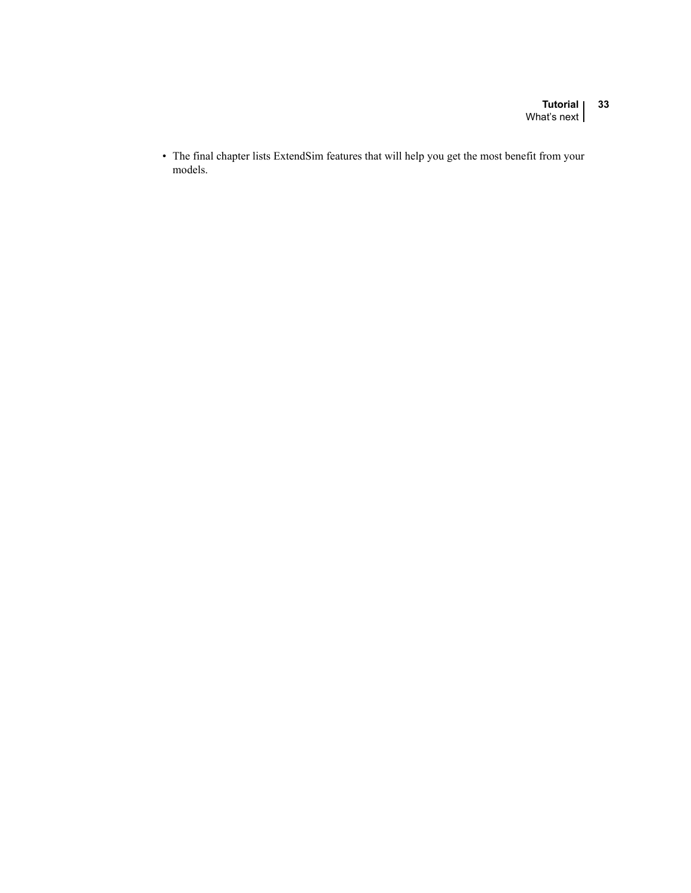- The final chapter lists ExtendSim features that will help you get the most benefit from your models.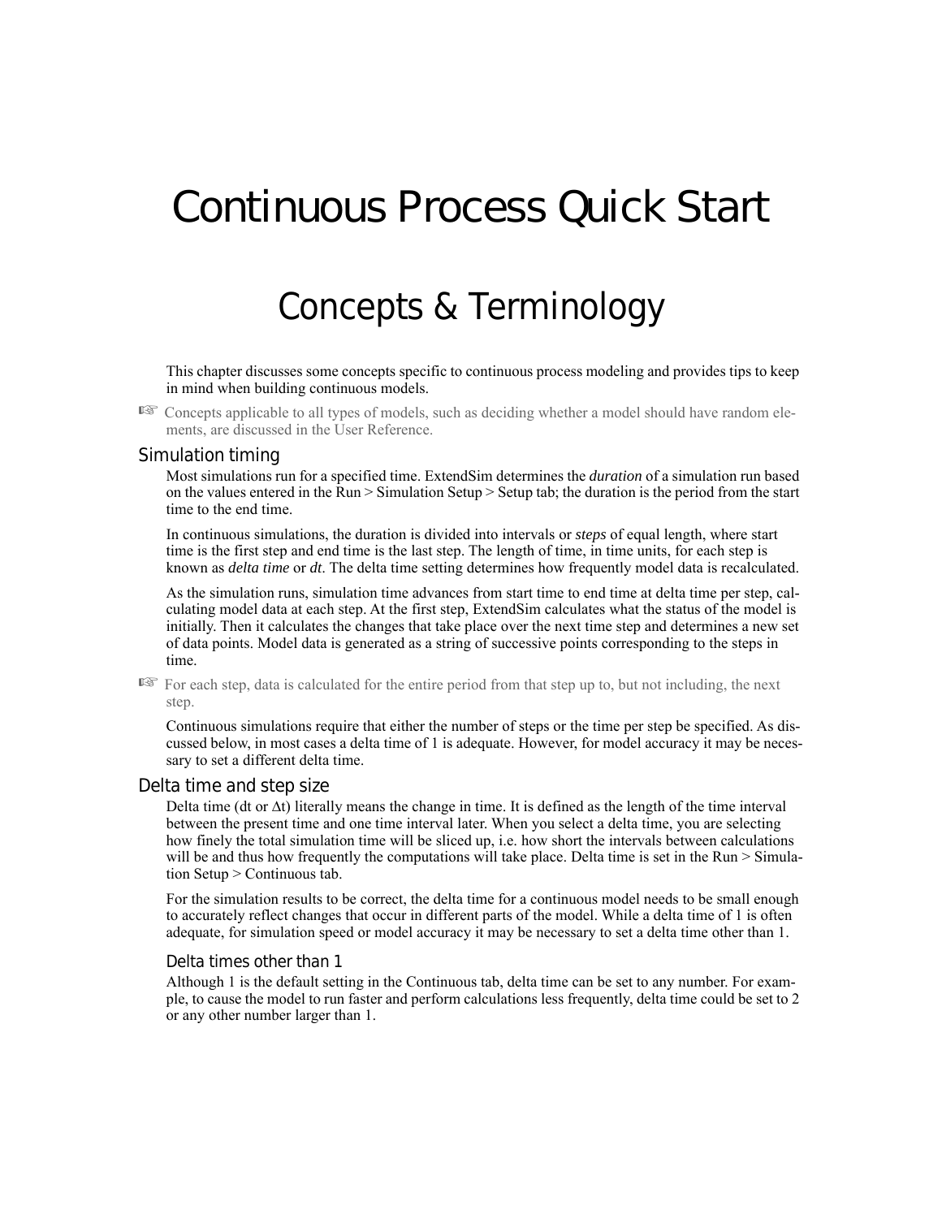# Continuous Process Quick Start

## Concepts & Terminology

This chapter discusses some concepts specific to continuous process modeling and provides tips to keep in mind when building continuous models.

☞ Concepts applicable to all types of models, such as deciding whether a model should have random elements, are discussed in the User Reference.

### Simulation timing

Most simulations run for a specified time. ExtendSim determines the *duration* of a simulation run based on the values entered in the Run > Simulation Setup > Setup tab; the duration is the period from the start time to the end time.

In continuous simulations, the duration is divided into intervals or *steps* of equal length, where start time is the first step and end time is the last step. The length of time, in time units, for each step is known as *delta time* or *dt*. The delta time setting determines how frequently model data is recalculated.

As the simulation runs, simulation time advances from start time to end time at delta time per step, calculating model data at each step. At the first step, ExtendSim calculates what the status of the model is initially. Then it calculates the changes that take place over the next time step and determines a new set of data points. Model data is generated as a string of successive points corresponding to the steps in time.

☞ For each step, data is calculated for the entire period from that step up to, but not including, the next step.

Continuous simulations require that either the number of steps or the time per step be specified. As discussed below, in most cases a delta time of 1 is adequate. However, for model accuracy it may be necessary to set a different delta time.

### Delta time and step size

Delta time (dt or $\Delta t$) literally means the change in time. It is defined as the length of the time interval between the present time and one time interval later. When you select a delta time, you are selecting how finely the total simulation time will be sliced up, i.e. how short the intervals between calculations will be and thus how frequently the computations will take place. Delta time is set in the Run > Simulation Setup > Continuous tab.

For the simulation results to be correct, the delta time for a continuous model needs to be small enough to accurately reflect changes that occur in different parts of the model. While a delta time of 1 is often adequate, for simulation speed or model accuracy it may be necessary to set a delta time other than 1.

#### Delta times other than 1

Although 1 is the default setting in the Continuous tab, delta time can be set to any number. For example, to cause the model to run faster and perform calculations less frequently, delta time could be set to 2 or any other number larger than 1.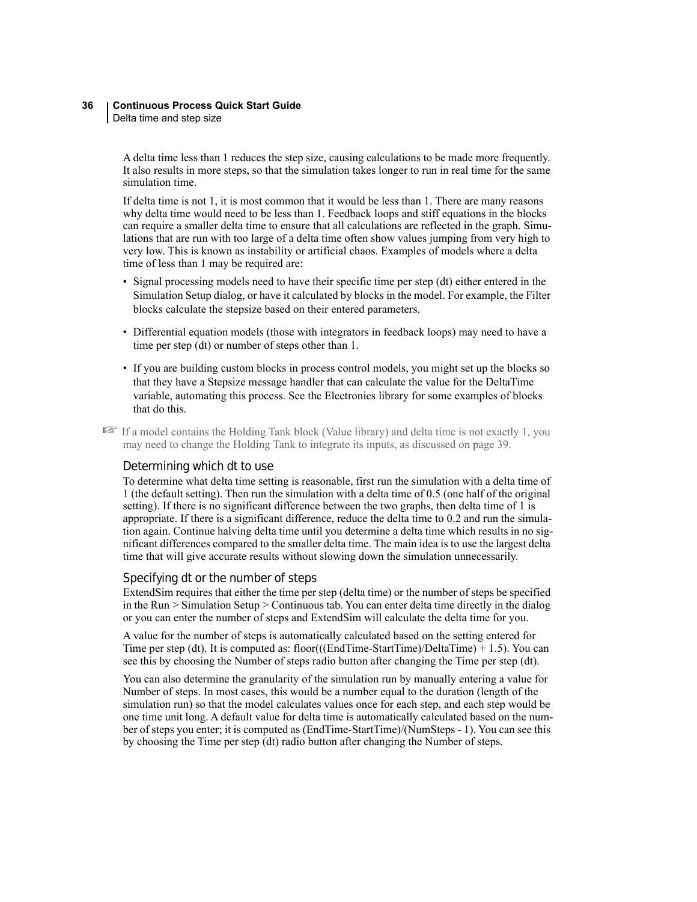A delta time less than 1 reduces the step size, causing calculations to be made more frequently. It also results in more steps, so that the simulation takes longer to run in real time for the same simulation time.

If delta time is not 1, it is most common that it would be less than 1. There are many reasons why delta time would need to be less than 1. Feedback loops and stiff equations in the blocks can require a smaller delta time to ensure that all calculations are reflected in the graph. Simulations that are run with too large of a delta time often show values jumping from very high to very low. This is known as instability or artificial chaos. Examples of models where a delta time of less than 1 may be required are:

- Signal processing models need to have their specific time per step (dt) either entered in the Simulation Setup dialog, or have it calculated by blocks in the model. For example, the Filter blocks calculate the stepsize based on their entered parameters.
- Differential equation models (those with integrators in feedback loops) may need to have a time per step (dt) or number of steps other than 1.
- If you are building custom blocks in process control models, you might set up the blocks so that they have a Stepsize message handler that can calculate the value for the DeltaTime variable, automating this process. See the Electronics library for some examples of blocks that do this.

☞ If a model contains the Holding Tank block (Value library) and delta time is not exactly 1, you may need to change the Holding Tank to integrate its inputs, as discussed on page 39.

### Determining which dt to use

To determine what delta time setting is reasonable, first run the simulation with a delta time of 1 (the default setting). Then run the simulation with a delta time of 0.5 (one half of the original setting). If there is no significant difference between the two graphs, then delta time of 1 is appropriate. If there is a significant difference, reduce the delta time to 0.2 and run the simulation again. Continue halving delta time until you determine a delta time which results in no significant differences compared to the smaller delta time. The main idea is to use the largest delta time that will give accurate results without slowing down the simulation unnecessarily.

### Specifying dt or the number of steps

ExtendSim requires that either the time per step (delta time) or the number of steps be specified in the Run > Simulation Setup > Continuous tab. You can enter delta time directly in the dialog or you can enter the number of steps and ExtendSim will calculate the delta time for you.

A value for the number of steps is automatically calculated based on the setting entered for Time per step (dt). It is computed as: floor(((EndTime-StartTime)/DeltaTime) + 1.5). You can see this by choosing the Number of steps radio button after changing the Time per step (dt).

You can also determine the granularity of the simulation run by manually entering a value for Number of steps. In most cases, this would be a number equal to the duration (length of the simulation run) so that the model calculates values once for each step, and each step would be one time unit long. A default value for delta time is automatically calculated based on the number of steps you enter; it is computed as (EndTime-StartTime)/(NumSteps - 1). You can see this by choosing the Time per step (dt) radio button after changing the Number of steps.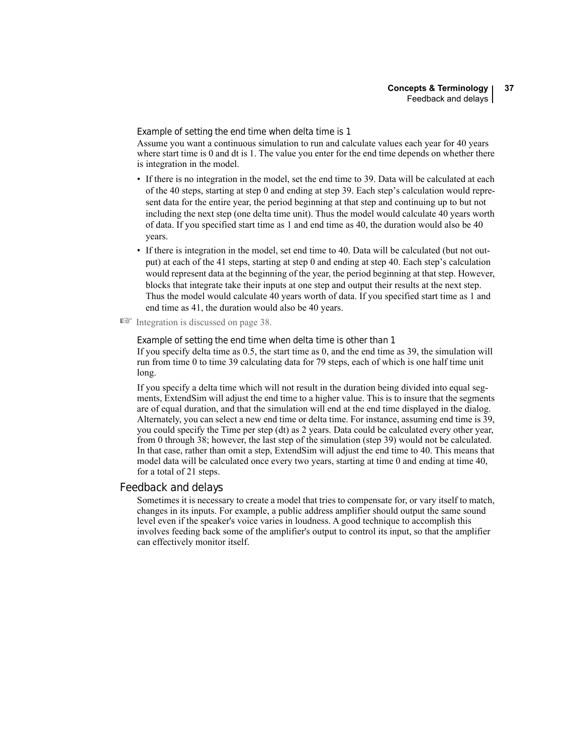### Example of setting the end time when delta time is 1

Assume you want a continuous simulation to run and calculate values each year for 40 years where start time is 0 and dt is 1. The value you enter for the end time depends on whether there is integration in the model.

- If there is no integration in the model, set the end time to 39. Data will be calculated at each of the 40 steps, starting at step 0 and ending at step 39. Each step's calculation would represent data for the entire year, the period beginning at that step and continuing up to but not including the next step (one delta time unit). Thus the model would calculate 40 years worth of data. If you specified start time as 1 and end time as 40, the duration would also be 40 years.
- If there is integration in the model, set end time to 40. Data will be calculated (but not output) at each of the 41 steps, starting at step 0 and ending at step 40. Each step's calculation would represent data at the beginning of the year, the period beginning at that step. However, blocks that integrate take their inputs at one step and output their results at the next step. Thus the model would calculate 40 years worth of data. If you specified start time as 1 and end time as 41, the duration would also be 40 years.

☞ Integration is discussed on page 38.

### Example of setting the end time when delta time is other than 1

If you specify delta time as 0.5, the start time as 0, and the end time as 39, the simulation will run from time 0 to time 39 calculating data for 79 steps, each of which is one half time unit long.

If you specify a delta time which will not result in the duration being divided into equal segments, ExtendSim will adjust the end time to a higher value. This is to insure that the segments are of equal duration, and that the simulation will end at the end time displayed in the dialog. Alternately, you can select a new end time or delta time. For instance, assuming end time is 39, you could specify the Time per step (dt) as 2 years. Data could be calculated every other year, from 0 through 38; however, the last step of the simulation (step 39) would not be calculated. In that case, rather than omit a step, ExtendSim will adjust the end time to 40. This means that model data will be calculated once every two years, starting at time 0 and ending at time 40, for a total of 21 steps.

## Feedback and delays

Sometimes it is necessary to create a model that tries to compensate for, or vary itself to match, changes in its inputs. For example, a public address amplifier should output the same sound level even if the speaker's voice varies in loudness. A good technique to accomplish this involves feeding back some of the amplifier's output to control its input, so that the amplifier can effectively monitor itself.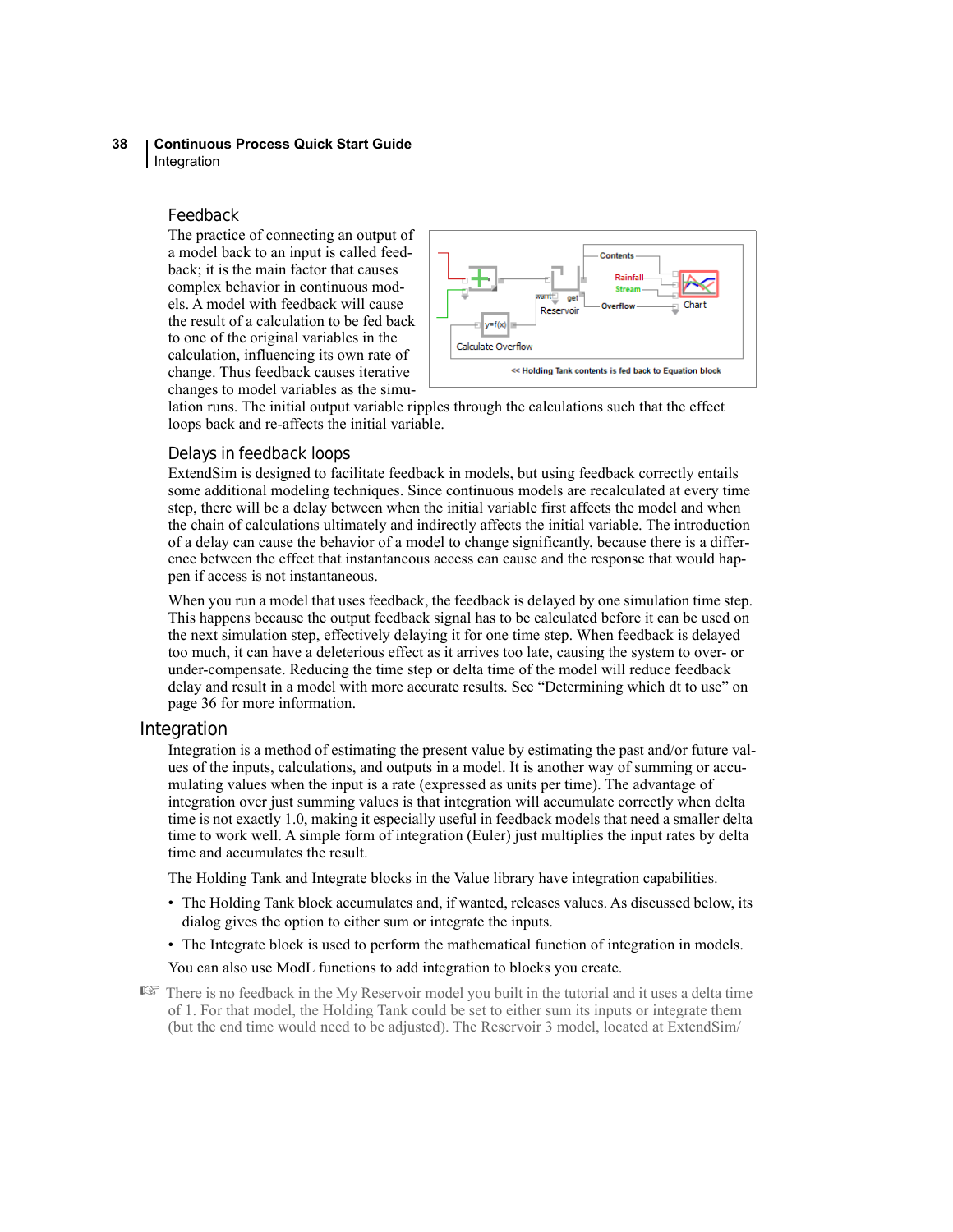### Feedback

The practice of connecting an output of a model back to an input is called feedback; it is the main factor that causes complex behavior in continuous models. A model with feedback will cause the result of a calculation to be fed back to one of the original variables in the calculation, influencing its own rate of change. Thus feedback causes iterative changes to model variables as the simulation runs. The initial output variable ripples through the calculations such that the effect loops back and re-affects the initial variable.

### Delays in feedback loops

ExtendSim is designed to facilitate feedback in models, but using feedback correctly entails some additional modeling techniques. Since continuous models are recalculated at every time step, there will be a delay between when the initial variable first affects the model and when the chain of calculations ultimately and indirectly affects the initial variable. The introduction of a delay can cause the behavior of a model to change significantly, because there is a difference between the effect that instantaneous access can cause and the response that would happen if access is not instantaneous.

When you run a model that uses feedback, the feedback is delayed by one simulation time step. This happens because the output feedback signal has to be calculated before it can be used on the next simulation step, effectively delaying it for one time step. When feedback is delayed too much, it can have a deleterious effect as it arrives too late, causing the system to over- or under-compensate. Reducing the time step or delta time of the model will reduce feedback delay and result in a model with more accurate results. See “Determining which dt to use” on page 36 for more information.

## Integration

Integration is a method of estimating the present value by estimating the past and/or future values of the inputs, calculations, and outputs in a model. It is another way of summing or accumulating values when the input is a rate (expressed as units per time). The advantage of integration over just summing values is that integration will accumulate correctly when delta time is not exactly 1.0, making it especially useful in feedback models that need a smaller delta time to work well. A simple form of integration (Euler) just multiplies the input rates by delta time and accumulates the result.

The Holding Tank and Integrate blocks in the Value library have integration capabilities.

- The Holding Tank block accumulates and, if wanted, releases values. As discussed below, its dialog gives the option to either sum or integrate the inputs.
- The Integrate block is used to perform the mathematical function of integration in models.

You can also use ModL functions to add integration to blocks you create.

☞ There is no feedback in the My Reservoir model you built in the tutorial and it uses a delta time of 1. For that model, the Holding Tank could be set to either sum its inputs or integrate them (but the end time would need to be adjusted). The Reservoir 3 model, located at ExtendSim/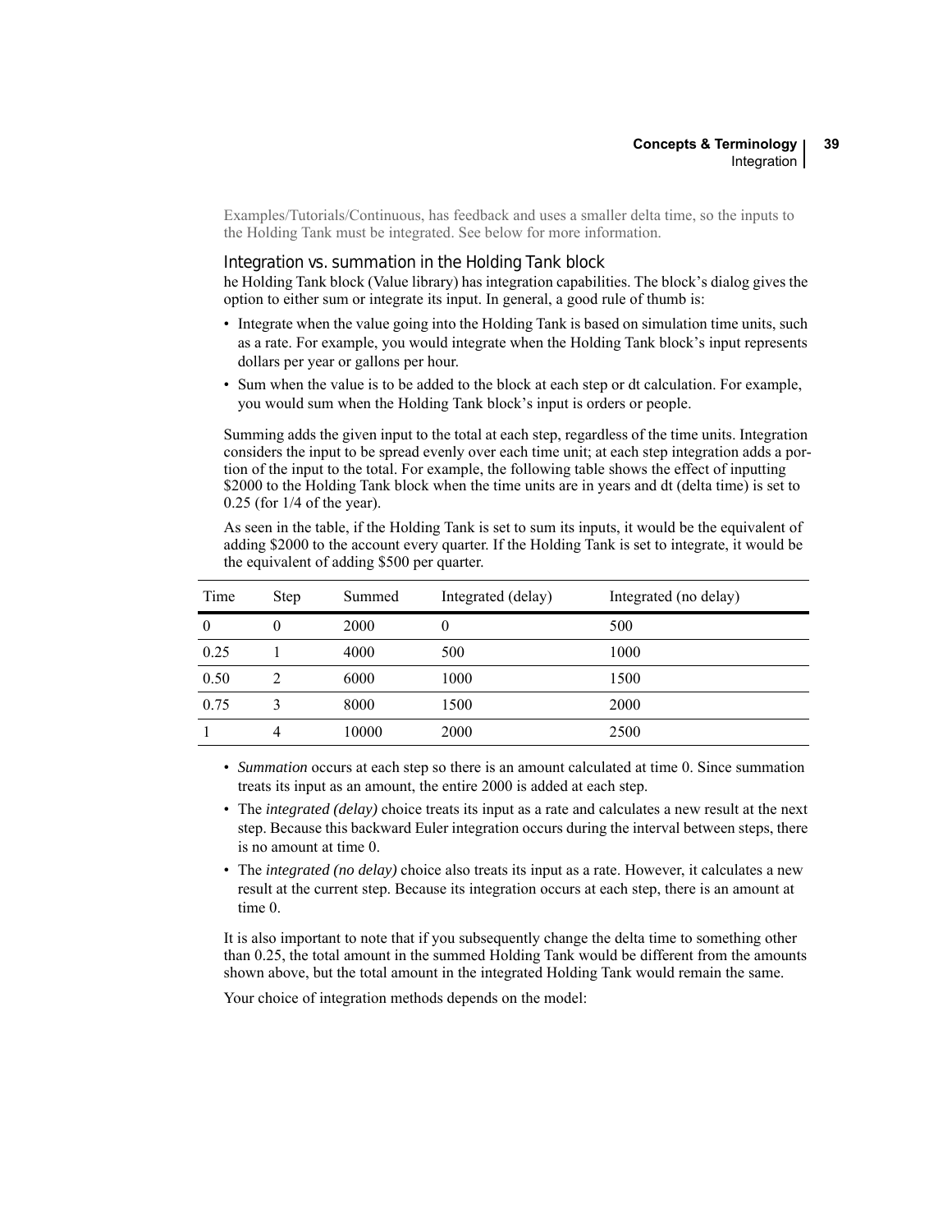Examples/Tutorials/Continuous, has feedback and uses a smaller delta time, so the inputs to the Holding Tank must be integrated. See below for more information.

### Integration vs. summation in the Holding Tank block

he Holding Tank block (Value library) has integration capabilities. The block's dialog gives the option to either sum or integrate its input. In general, a good rule of thumb is:

- Integrate when the value going into the Holding Tank is based on simulation time units, such as a rate. For example, you would integrate when the Holding Tank block's input represents dollars per year or gallons per hour.
- Sum when the value is to be added to the block at each step or dt calculation. For example, you would sum when the Holding Tank block's input is orders or people.

Summing adds the given input to the total at each step, regardless of the time units. Integration considers the input to be spread evenly over each time unit; at each step integration adds a portion of the input to the total. For example, the following table shows the effect of inputting $2000 to the Holding Tank block when the time units are in years and dt (delta time) is set to 0.25 (for 1/4 of the year).

As seen in the table, if the Holding Tank is set to sum its inputs, it would be the equivalent of adding $2000 to the account every quarter. If the Holding Tank is set to integrate, it would be the equivalent of adding $500 per quarter.

| Time | Step | Summed | Integrated (delay) | Integrated (no delay) |
|---|---|---|---|---|
| 0 | 0 | 2000 | 0 | 500 |
| 0.25 | 1 | 4000 | 500 | 1000 |
| 0.50 | 2 | 6000 | 1000 | 1500 |
| 0.75 | 3 | 8000 | 1500 | 2000 |
| 1 | 4 | 10000 | 2000 | 2500 |

- *Summation* occurs at each step so there is an amount calculated at time 0. Since summation treats its input as an amount, the entire 2000 is added at each step.
- The *integrated (delay)* choice treats its input as a rate and calculates a new result at the next step. Because this backward Euler integration occurs during the interval between steps, there is no amount at time 0.
- The *integrated (no delay)* choice also treats its input as a rate. However, it calculates a new result at the current step. Because its integration occurs at each step, there is an amount at time 0.

It is also important to note that if you subsequently change the delta time to something other than 0.25, the total amount in the summed Holding Tank would be different from the amounts shown above, but the total amount in the integrated Holding Tank would remain the same.

Your choice of integration methods depends on the model: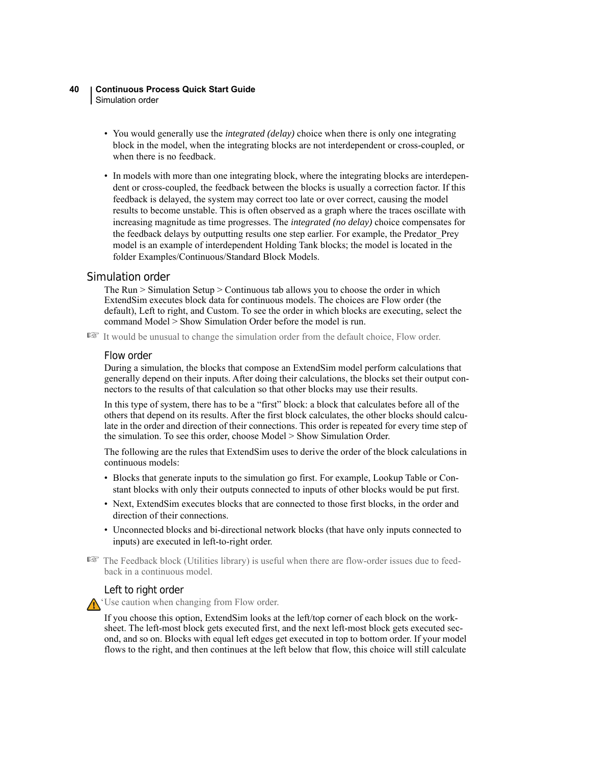- You would generally use the *integrated (delay)* choice when there is only one integrating block in the model, when the integrating blocks are not interdependent or cross-coupled, or when there is no feedback.
- In models with more than one integrating block, where the integrating blocks are interdependent or cross-coupled, the feedback between the blocks is usually a correction factor. If this feedback is delayed, the system may correct too late or over correct, causing the model results to become unstable. This is often observed as a graph where the traces oscillate with increasing magnitude as time progresses. The *integrated (no delay)* choice compensates for the feedback delays by outputting results one step earlier. For example, the Predator_Prey model is an example of interdependent Holding Tank blocks; the model is located in the folder Examples/Continuous/Standard Block Models.

## Simulation order

The Run > Simulation Setup > Continuous tab allows you to choose the order in which ExtendSim executes block data for continuous models. The choices are Flow order (the default), Left to right, and Custom. To see the order in which blocks are executing, select the command Model > Show Simulation Order before the model is run.

☞ It would be unusual to change the simulation order from the default choice, Flow order.

### Flow order

During a simulation, the blocks that compose an ExtendSim model perform calculations that generally depend on their inputs. After doing their calculations, the blocks set their output connectors to the results of that calculation so that other blocks may use their results.

In this type of system, there has to be a "first" block: a block that calculates before all of the others that depend on its results. After the first block calculates, the other blocks should calculate in the order and direction of their connections. This order is repeated for every time step of the simulation. To see this order, choose Model > Show Simulation Order.

The following are the rules that ExtendSim uses to derive the order of the block calculations in continuous models:

- Blocks that generate inputs to the simulation go first. For example, Lookup Table or Constant blocks with only their outputs connected to inputs of other blocks would be put first.
- Next, ExtendSim executes blocks that are connected to those first blocks, in the order and direction of their connections.
- Unconnected blocks and bi-directional network blocks (that have only inputs connected to inputs) are executed in left-to-right order.

☞ The Feedback block (Utilities library) is useful when there are flow-order issues due to feedback in a continuous model.

### Left to right order

⚠ Use caution when changing from Flow order.

If you choose this option, ExtendSim looks at the left/top corner of each block on the worksheet. The left-most block gets executed first, and the next left-most block gets executed second, and so on. Blocks with equal left edges get executed in top to bottom order. If your model flows to the right, and then continues at the left below that flow, this choice will still calculate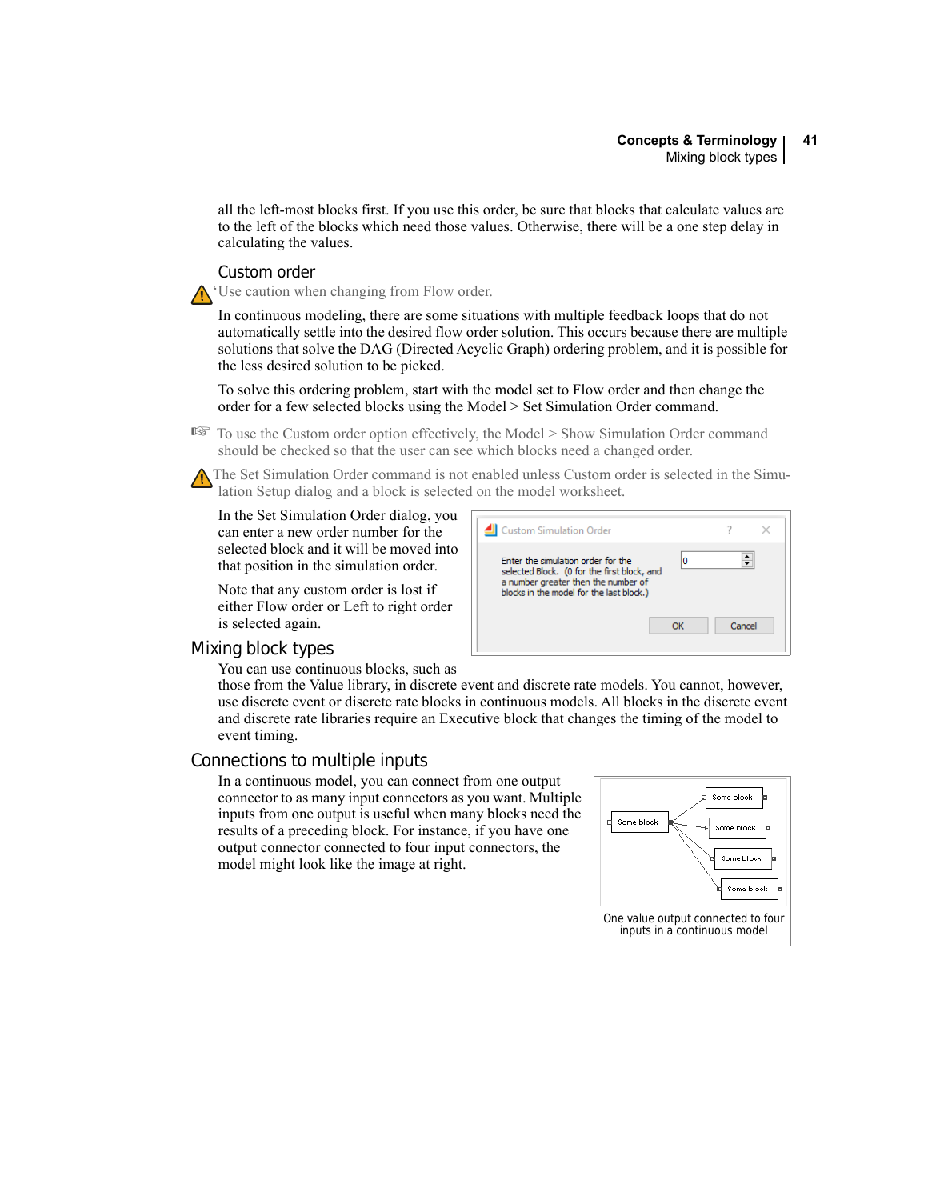all the left-most blocks first. If you use this order, be sure that blocks that calculate values are to the left of the blocks which need those values. Otherwise, there will be a one step delay in calculating the values.

### Custom order

‘Use caution when changing from Flow order.

In continuous modeling, there are some situations with multiple feedback loops that do not automatically settle into the desired flow order solution. This occurs because there are multiple solutions that solve the DAG (Directed Acyclic Graph) ordering problem, and it is possible for the less desired solution to be picked.

To solve this ordering problem, start with the model set to Flow order and then change the order for a few selected blocks using the Model > Set Simulation Order command.

To use the Custom order option effectively, the Model > Show Simulation Order command should be checked so that the user can see which blocks need a changed order.

The Set Simulation Order command is not enabled unless Custom order is selected in the Simulation Setup dialog and a block is selected on the model worksheet.

In the Set Simulation Order dialog, you can enter a new order number for the selected block and it will be moved into that position in the simulation order.

Note that any custom order is lost if either Flow order or Left to right order is selected again.

## Mixing block types

You can use continuous blocks, such as those from the Value library, in discrete event and discrete rate models. You cannot, however, use discrete event or discrete rate blocks in continuous models. All blocks in the discrete event and discrete rate libraries require an Executive block that changes the timing of the model to event timing.

## Connections to multiple inputs

In a continuous model, you can connect from one output connector to as many input connectors as you want. Multiple inputs from one output is useful when many blocks need the results of a preceding block. For instance, if you have one output connector connected to four input connectors, the model might look like the image at right.

One value output connected to four inputs in a continuous model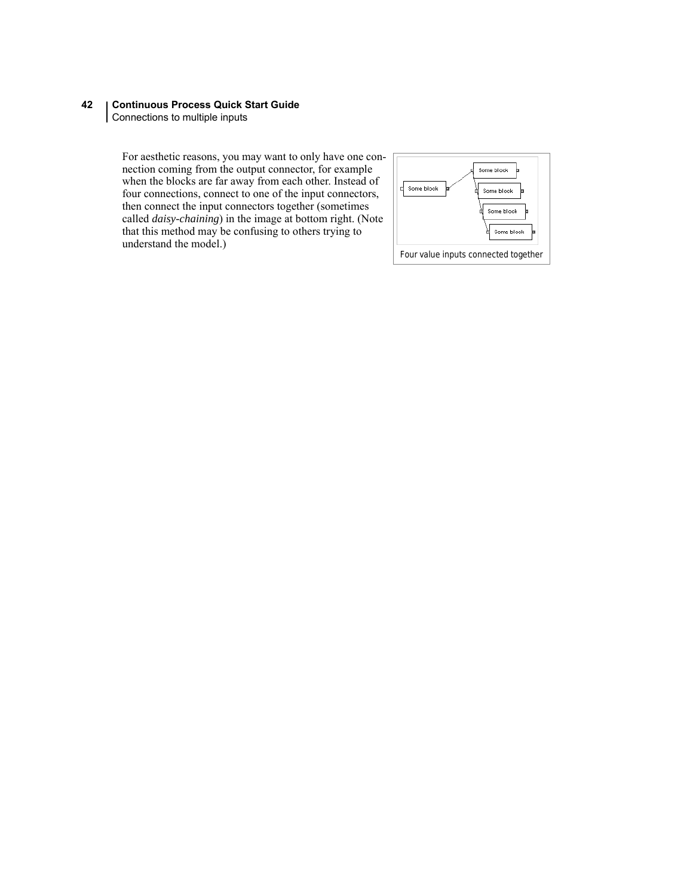For aesthetic reasons, you may want to only have one connection coming from the output connector, for example when the blocks are far away from each other. Instead of four connections, connect to one of the input connectors, then connect the input connectors together (sometimes called *daisy-chaining*) in the image at bottom right. (Note that this method may be confusing to others trying to understand the model.)

Four value inputs connected together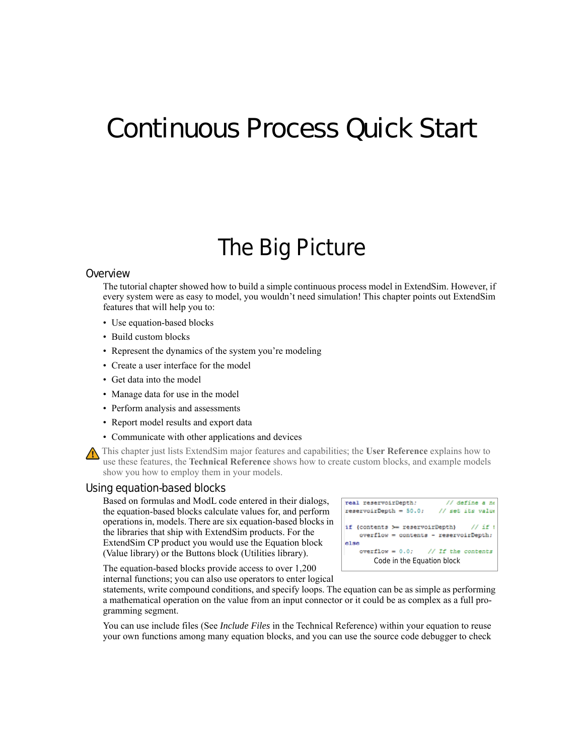# Continuous Process Quick Start

## The Big Picture

### Overview

The tutorial chapter showed how to build a simple continuous process model in ExtendSim. However, if every system were as easy to model, you wouldn't need simulation! This chapter points out ExtendSim features that will help you to:

- Use equation-based blocks
- Build custom blocks
- Represent the dynamics of the system you're modeling
- Create a user interface for the model
- Get data into the model
- Manage data for use in the model
- Perform analysis and assessments
- Report model results and export data
- Communicate with other applications and devices

This chapter just lists ExtendSim major features and capabilities; the **User Reference** explains how to use these features, the **Technical Reference** shows how to create custom blocks, and example models show you how to employ them in your models.

### Using equation-based blocks

Based on formulas and ModL code entered in their dialogs, the equation-based blocks calculate values for, and perform operations in, models. There are six equation-based blocks in the libraries that ship with ExtendSim products. For the ExtendSim CP product you would use the Equation block (Value library) or the Buttons block (Utilities library).

```
real reservoirDepth;        // define a ne
reservoirDepth = 50.0;    // set its valu

if (contents >= reservoirDepth)    // if t
    overflow = contents - reservoirDepth;
else
    overflow = 0.0;    // If the contents
```

Code in the Equation block

The equation-based blocks provide access to over 1,200 internal functions; you can also use operators to enter logical statements, write compound conditions, and specify loops. The equation can be as simple as performing a mathematical operation on the value from an input connector or it could be as complex as a full programming segment.

You can use include files (See *Include Files* in the Technical Reference) within your equation to reuse your own functions among many equation blocks, and you can use the source code debugger to check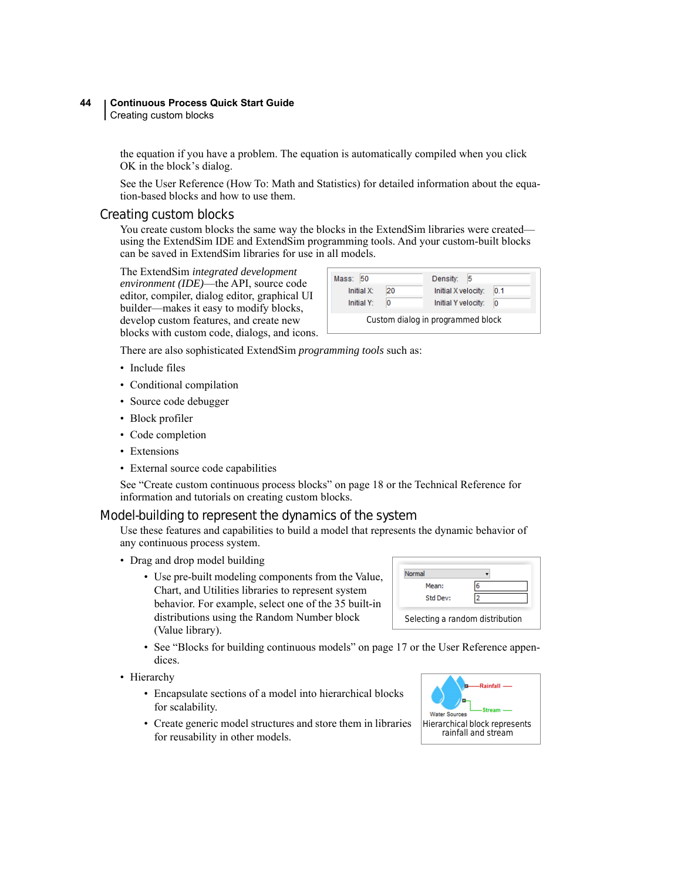the equation if you have a problem. The equation is automatically compiled when you click OK in the block's dialog.

See the User Reference (How To: Math and Statistics) for detailed information about the equation-based blocks and how to use them.

## Creating custom blocks

You create custom blocks the same way the blocks in the ExtendSim libraries were created—using the ExtendSim IDE and ExtendSim programming tools. And your custom-built blocks can be saved in ExtendSim libraries for use in all models.

The ExtendSim *integrated development environment (IDE)*—the API, source code editor, compiler, dialog editor, graphical UI builder—makes it easy to modify blocks, develop custom features, and create new blocks with custom code, dialogs, and icons.

Custom dialog in programmed block

There are also sophisticated ExtendSim *programming tools* such as:

- Include files
- Conditional compilation
- Source code debugger
- Block profiler
- Code completion
- Extensions
- External source code capabilities

See "Create custom continuous process blocks" on page 18 or the Technical Reference for information and tutorials on creating custom blocks.

## Model-building to represent the dynamics of the system

Use these features and capabilities to build a model that represents the dynamic behavior of any continuous process system.

- Drag and drop model building
  - Use pre-built modeling components from the Value, Chart, and Utilities libraries to represent system behavior. For example, select one of the 35 built-in distributions using the Random Number block (Value library).
  - See "Blocks for building continuous models" on page 17 or the User Reference appendices.

Selecting a random distribution

- Hierarchy
  - Encapsulate sections of a model into hierarchical blocks for scalability.
  - Create generic model structures and store them in libraries for reusability in other models.

Hierarchical block represents rainfall and stream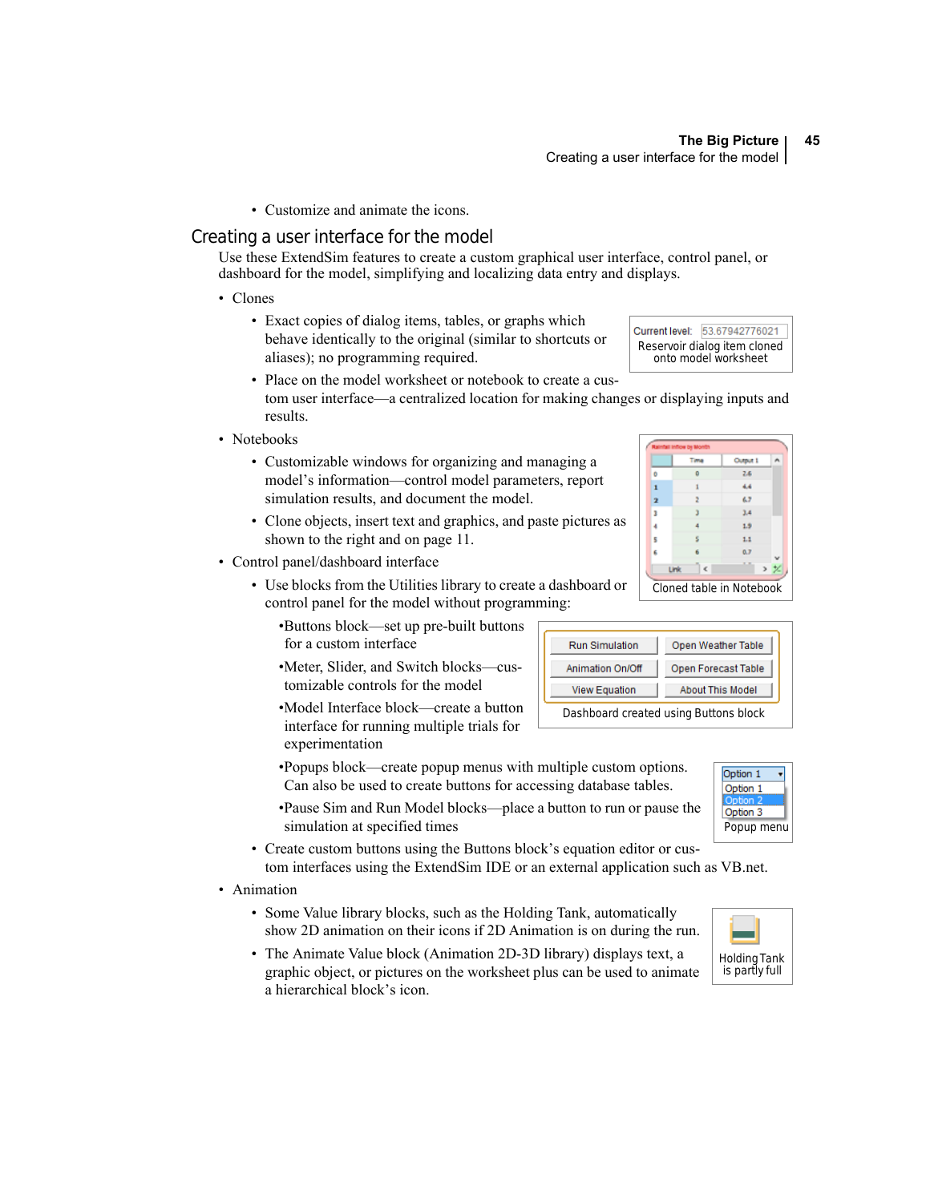- Customize and animate the icons.

## Creating a user interface for the model

Use these ExtendSim features to create a custom graphical user interface, control panel, or dashboard for the model, simplifying and localizing data entry and displays.

- Clones
  - Exact copies of dialog items, tables, or graphs which behave identically to the original (similar to shortcuts or aliases); no programming required.
  - Place on the model worksheet or notebook to create a custom user interface—a centralized location for making changes or displaying inputs and results.

Current level: 53.67942776021

Reservoir dialog item cloned onto model worksheet

- Notebooks
  - Customizable windows for organizing and managing a model's information—control model parameters, report simulation results, and document the model.
  - Clone objects, insert text and graphics, and paste pictures as shown to the right and on page 11.

Cloned table in Notebook

- Control panel/dashboard interface
  - Use blocks from the Utilities library to create a dashboard or control panel for the model without programming:
    - Buttons block—set up pre-built buttons for a custom interface
    - Meter, Slider, and Switch blocks—customizable controls for the model
    - Model Interface block—create a button interface for running multiple trials for experimentation
    - Popups block—create popup menus with multiple custom options. Can also be used to create buttons for accessing database tables.
    - Pause Sim and Run Model blocks—place a button to run or pause the simulation at specified times

| Run Simulation | Open Weather Table |
|---|---|
| Animation On/Off | Open Forecast Table |
| View Equation | About This Model |

Dashboard created using Buttons block

Popup menu

  - Create custom buttons using the Buttons block's equation editor or custom interfaces using the ExtendSim IDE or an external application such as VB.net.
- Animation
  - Some Value library blocks, such as the Holding Tank, automatically show 2D animation on their icons if 2D Animation is on during the run.
  - The Animate Value block (Animation 2D-3D library) displays text, a graphic object, or pictures on the worksheet plus can be used to animate a hierarchical block's icon.

Holding Tank is partly full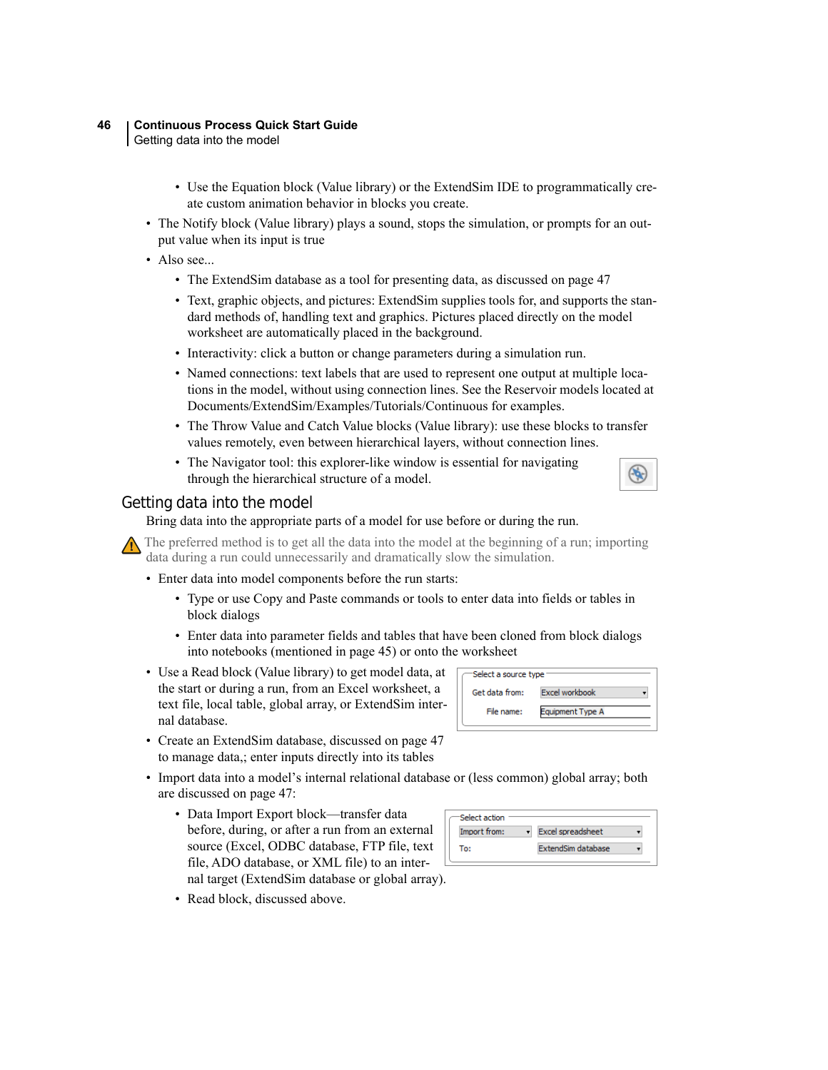- Use the Equation block (Value library) or the ExtendSim IDE to programmatically create custom animation behavior in blocks you create.
- The Notify block (Value library) plays a sound, stops the simulation, or prompts for an output value when its input is true
- Also see...
  - The ExtendSim database as a tool for presenting data, as discussed on page 47
  - Text, graphic objects, and pictures: ExtendSim supplies tools for, and supports the standard methods of, handling text and graphics. Pictures placed directly on the model worksheet are automatically placed in the background.
  - Interactivity: click a button or change parameters during a simulation run.
  - Named connections: text labels that are used to represent one output at multiple locations in the model, without using connection lines. See the Reservoir models located at Documents/ExtendSim/Examples/Tutorials/Continuous for examples.
  - The Throw Value and Catch Value blocks (Value library): use these blocks to transfer values remotely, even between hierarchical layers, without connection lines.
  - The Navigator tool: this explorer-like window is essential for navigating through the hierarchical structure of a model.

## Getting data into the model

Bring data into the appropriate parts of a model for use before or during the run.

The preferred method is to get all the data into the model at the beginning of a run; importing data during a run could unnecessarily and dramatically slow the simulation.

- Enter data into model components before the run starts:
  - Type or use Copy and Paste commands or tools to enter data into fields or tables in block dialogs
  - Enter data into parameter fields and tables that have been cloned from block dialogs into notebooks (mentioned in page 45) or onto the worksheet
- Use a Read block (Value library) to get model data, at the start or during a run, from an Excel worksheet, a text file, local table, global array, or ExtendSim internal database.

Select a source type
Get data from: Excel workbook
File name: Equipment Type A

- Create an ExtendSim database, discussed on page 47 to manage data,; enter inputs directly into its tables
- Import data into a model's internal relational database or (less common) global array; both are discussed on page 47:
  - Data Import Export block—transfer data before, during, or after a run from an external source (Excel, ODBC database, FTP file, text file, ADO database, or XML file) to an internal target (ExtendSim database or global array).

Select action
Import from: Excel spreadsheet
To: ExtendSim database

  - Read block, discussed above.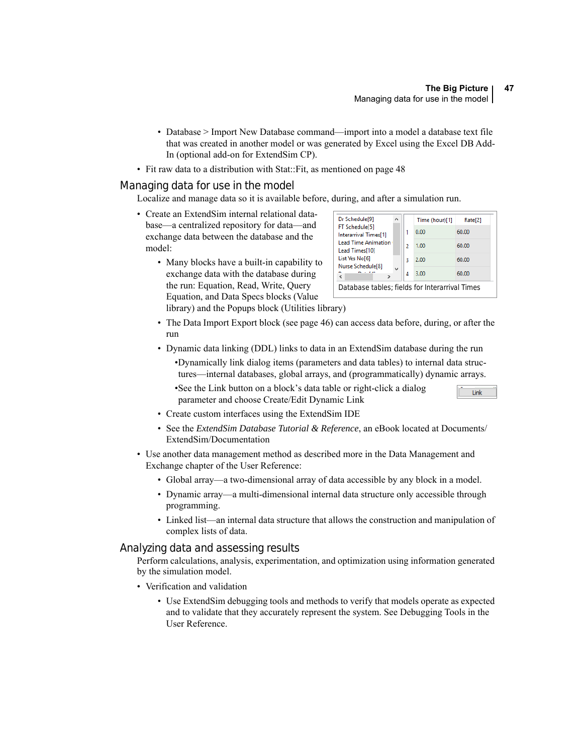- Database > Import New Database command—import into a model a database text file that was created in another model or was generated by Excel using the Excel DB Add-In (optional add-on for ExtendSim CP).

- Fit raw data to a distribution with Stat::Fit, as mentioned on page 48

## Managing data for use in the model

Localize and manage data so it is available before, during, and after a simulation run.

- Create an ExtendSim internal relational database—a centralized repository for data—and exchange data between the database and the model:
  - Many blocks have a built-in capability to exchange data with the database during the run: Equation, Read, Write, Query Equation, and Data Specs blocks (Value library) and the Popups block (Utilities library)
  - The Data Import Export block (see page 46) can access data before, during, or after the run
  - Dynamic data linking (DDL) links to data in an ExtendSim database during the run
    - Dynamically link dialog items (parameters and data tables) to internal data structures—internal databases, global arrays, and (programmatically) dynamic arrays.
    - See the Link button on a block's data table or right-click a dialog parameter and choose Create/Edit Dynamic Link
  - Create custom interfaces using the ExtendSim IDE
  - See the *ExtendSim Database Tutorial & Reference*, an eBook located at Documents/ExtendSim/Documentation

Database tables; fields for Interarrival Times

- Use another data management method as described more in the Data Management and Exchange chapter of the User Reference:
  - Global array—a two-dimensional array of data accessible by any block in a model.
  - Dynamic array—a multi-dimensional internal data structure only accessible through programming.
  - Linked list—an internal data structure that allows the construction and manipulation of complex lists of data.

## Analyzing data and assessing results

Perform calculations, analysis, experimentation, and optimization using information generated by the simulation model.

- Verification and validation
  - Use ExtendSim debugging tools and methods to verify that models operate as expected and to validate that they accurately represent the system. See Debugging Tools in the User Reference.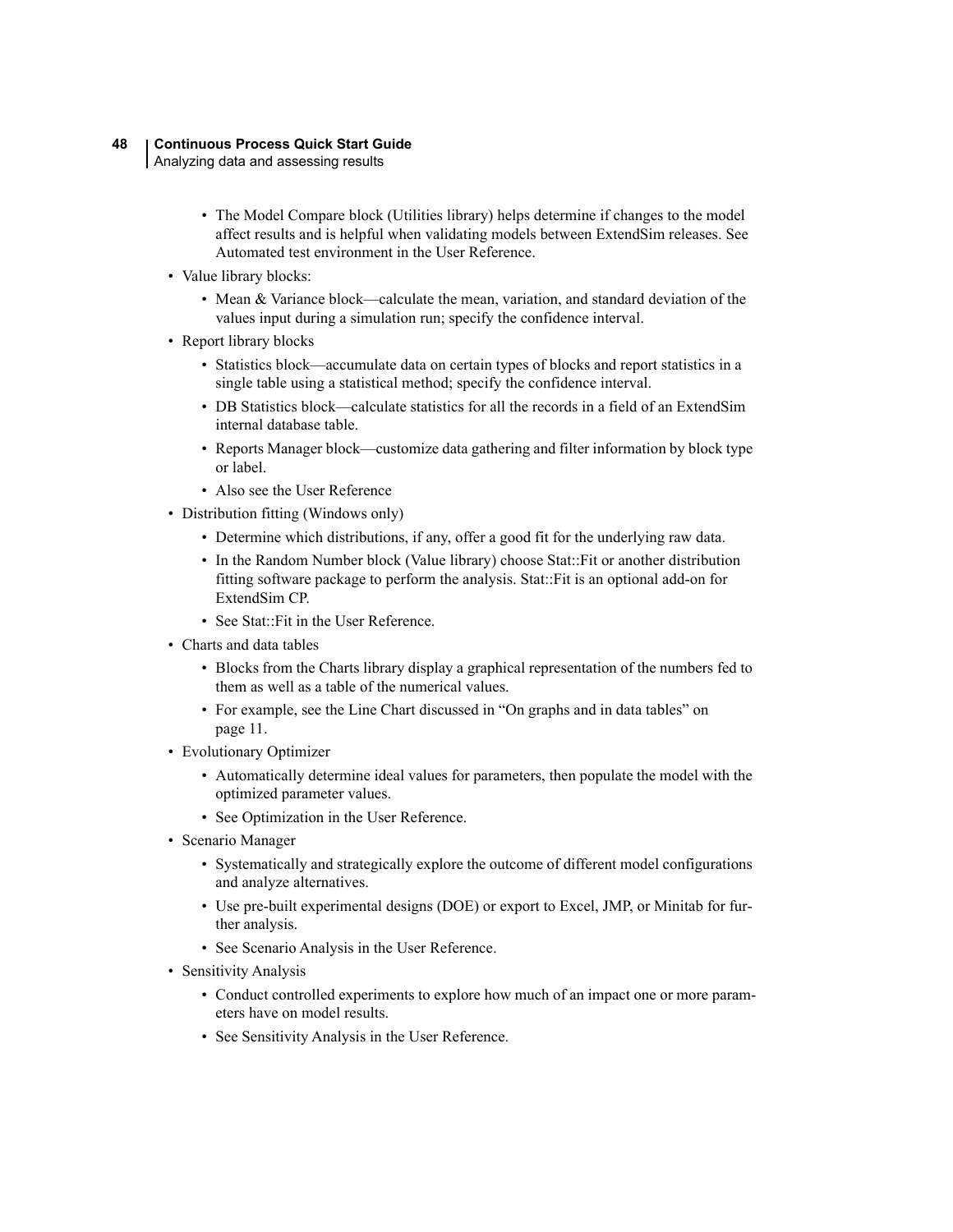- The Model Compare block (Utilities library) helps determine if changes to the model affect results and is helpful when validating models between ExtendSim releases. See Automated test environment in the User Reference.
- Value library blocks:
  - Mean & Variance block—calculate the mean, variation, and standard deviation of the values input during a simulation run; specify the confidence interval.
- Report library blocks
  - Statistics block—accumulate data on certain types of blocks and report statistics in a single table using a statistical method; specify the confidence interval.
  - DB Statistics block—calculate statistics for all the records in a field of an ExtendSim internal database table.
  - Reports Manager block—customize data gathering and filter information by block type or label.
  - Also see the User Reference
- Distribution fitting (Windows only)
  - Determine which distributions, if any, offer a good fit for the underlying raw data.
  - In the Random Number block (Value library) choose Stat::Fit or another distribution fitting software package to perform the analysis. Stat::Fit is an optional add-on for ExtendSim CP.
  - See Stat::Fit in the User Reference.
- Charts and data tables
  - Blocks from the Charts library display a graphical representation of the numbers fed to them as well as a table of the numerical values.
  - For example, see the Line Chart discussed in "On graphs and in data tables" on page 11.
- Evolutionary Optimizer
  - Automatically determine ideal values for parameters, then populate the model with the optimized parameter values.
  - See Optimization in the User Reference.
- Scenario Manager
  - Systematically and strategically explore the outcome of different model configurations and analyze alternatives.
  - Use pre-built experimental designs (DOE) or export to Excel, JMP, or Minitab for further analysis.
  - See Scenario Analysis in the User Reference.
- Sensitivity Analysis
  - Conduct controlled experiments to explore how much of an impact one or more parameters have on model results.
  - See Sensitivity Analysis in the User Reference.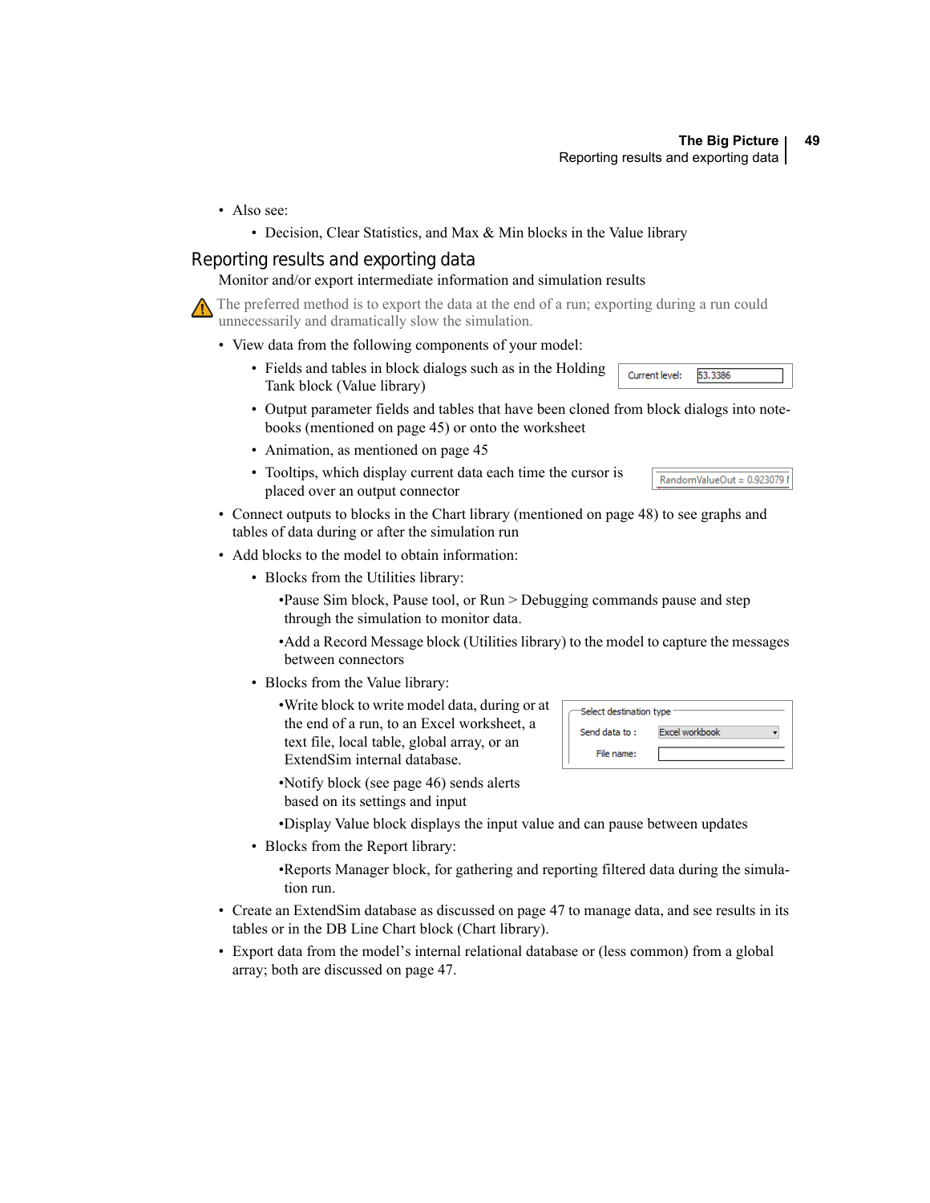- Also see:
  - Decision, Clear Statistics, and Max & Min blocks in the Value library

## Reporting results and exporting data

Monitor and/or export intermediate information and simulation results

⚠ The preferred method is to export the data at the end of a run; exporting during a run could unnecessarily and dramatically slow the simulation.

- View data from the following components of your model:
  - Fields and tables in block dialogs such as in the Holding Tank block (Value library)
  - Output parameter fields and tables that have been cloned from block dialogs into notebooks (mentioned on page 45) or onto the worksheet
  - Animation, as mentioned on page 45
  - Tooltips, which display current data each time the cursor is placed over an output connector
- Connect outputs to blocks in the Chart library (mentioned on page 48) to see graphs and tables of data during or after the simulation run
- Add blocks to the model to obtain information:
  - Blocks from the Utilities library:
    - Pause Sim block, Pause tool, or Run > Debugging commands pause and step through the simulation to monitor data.
    - Add a Record Message block (Utilities library) to the model to capture the messages between connectors
  - Blocks from the Value library:
    - Write block to write model data, during or at the end of a run, to an Excel worksheet, a text file, local table, global array, or an ExtendSim internal database.
    - Notify block (see page 46) sends alerts based on its settings and input
    - Display Value block displays the input value and can pause between updates
  - Blocks from the Report library:
    - Reports Manager block, for gathering and reporting filtered data during the simulation run.
- Create an ExtendSim database as discussed on page 47 to manage data, and see results in its tables or in the DB Line Chart block (Chart library).
- Export data from the model's internal relational database or (less common) from a global array; both are discussed on page 47.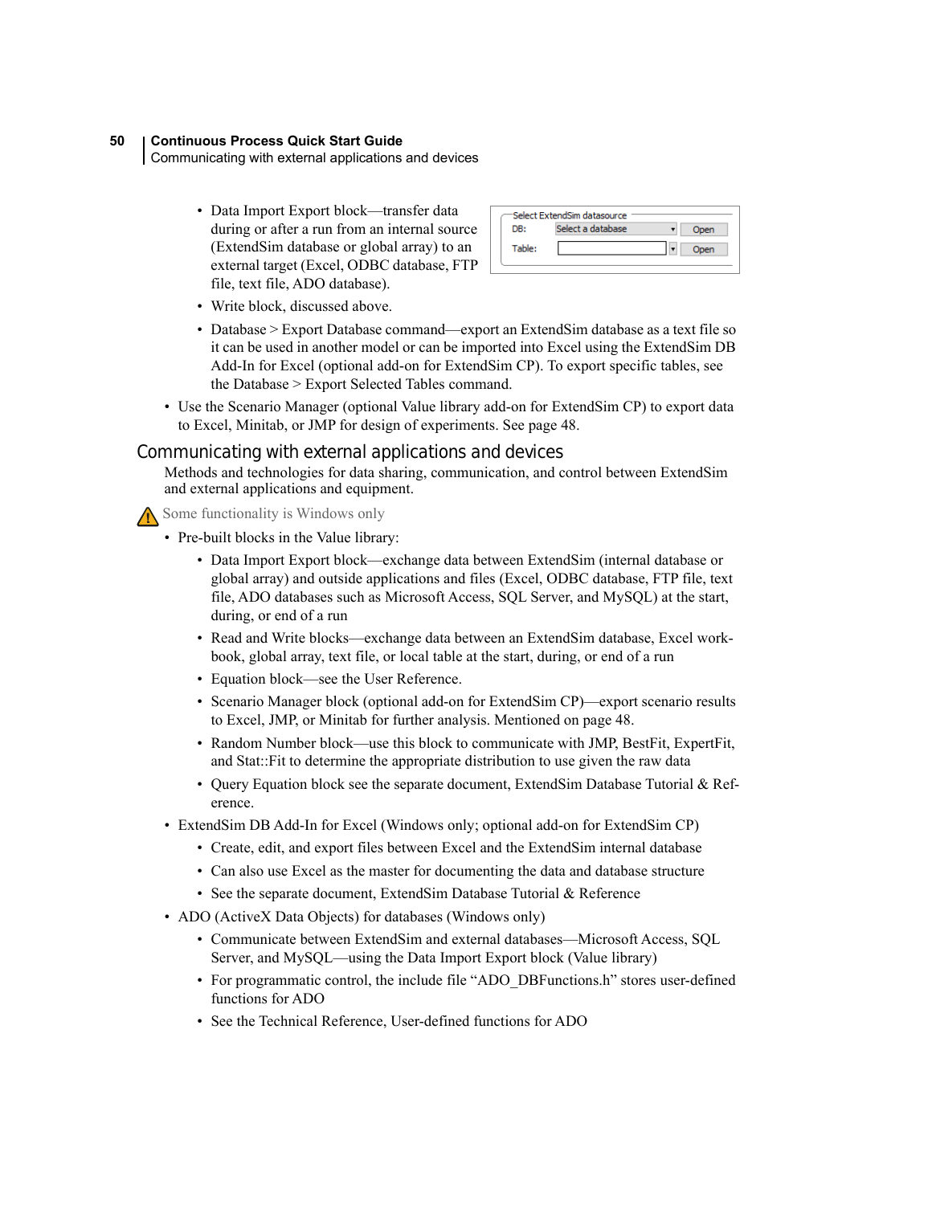- Data Import Export block—transfer data during or after a run from an internal source (ExtendSim database or global array) to an external target (Excel, ODBC database, FTP file, text file, ADO database).

  Select ExtendSim datasource
  DB: Select a database | Open
  Table: | Open

- Write block, discussed above.
- Database > Export Database command—export an ExtendSim database as a text file so it can be used in another model or can be imported into Excel using the ExtendSim DB Add-In for Excel (optional add-on for ExtendSim CP). To export specific tables, see the Database > Export Selected Tables command.

- Use the Scenario Manager (optional Value library add-on for ExtendSim CP) to export data to Excel, Minitab, or JMP for design of experiments. See page 48.

## Communicating with external applications and devices

Methods and technologies for data sharing, communication, and control between ExtendSim and external applications and equipment.

⚠ Some functionality is Windows only

- Pre-built blocks in the Value library:
  - Data Import Export block—exchange data between ExtendSim (internal database or global array) and outside applications and files (Excel, ODBC database, FTP file, text file, ADO databases such as Microsoft Access, SQL Server, and MySQL) at the start, during, or end of a run
  - Read and Write blocks—exchange data between an ExtendSim database, Excel workbook, global array, text file, or local table at the start, during, or end of a run
  - Equation block—see the User Reference.
  - Scenario Manager block (optional add-on for ExtendSim CP)—export scenario results to Excel, JMP, or Minitab for further analysis. Mentioned on page 48.
  - Random Number block—use this block to communicate with JMP, BestFit, ExpertFit, and Stat::Fit to determine the appropriate distribution to use given the raw data
  - Query Equation block see the separate document, ExtendSim Database Tutorial & Reference.
- ExtendSim DB Add-In for Excel (Windows only; optional add-on for ExtendSim CP)
  - Create, edit, and export files between Excel and the ExtendSim internal database
  - Can also use Excel as the master for documenting the data and database structure
  - See the separate document, ExtendSim Database Tutorial & Reference
- ADO (ActiveX Data Objects) for databases (Windows only)
  - Communicate between ExtendSim and external databases—Microsoft Access, SQL Server, and MySQL—using the Data Import Export block (Value library)
  - For programmatic control, the include file “ADO_DBFunctions.h” stores user-defined functions for ADO
  - See the Technical Reference, User-defined functions for ADO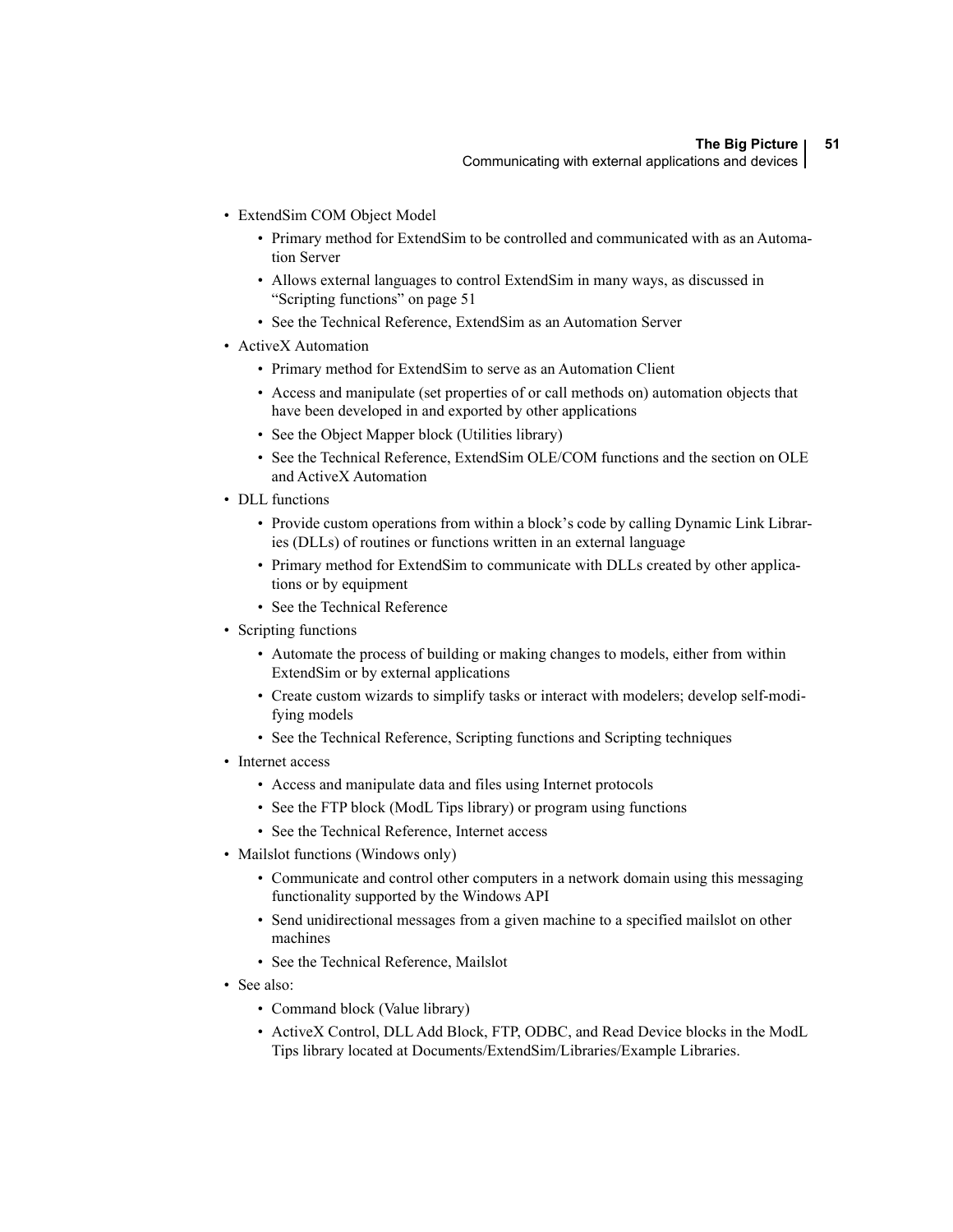- ExtendSim COM Object Model
  - Primary method for ExtendSim to be controlled and communicated with as an Automation Server
  - Allows external languages to control ExtendSim in many ways, as discussed in "Scripting functions" on page 51
  - See the Technical Reference, ExtendSim as an Automation Server
- ActiveX Automation
  - Primary method for ExtendSim to serve as an Automation Client
  - Access and manipulate (set properties of or call methods on) automation objects that have been developed in and exported by other applications
  - See the Object Mapper block (Utilities library)
  - See the Technical Reference, ExtendSim OLE/COM functions and the section on OLE and ActiveX Automation
- DLL functions
  - Provide custom operations from within a block's code by calling Dynamic Link Libraries (DLLs) of routines or functions written in an external language
  - Primary method for ExtendSim to communicate with DLLs created by other applications or by equipment
  - See the Technical Reference
- Scripting functions
  - Automate the process of building or making changes to models, either from within ExtendSim or by external applications
  - Create custom wizards to simplify tasks or interact with modelers; develop self-modifying models
  - See the Technical Reference, Scripting functions and Scripting techniques
- Internet access
  - Access and manipulate data and files using Internet protocols
  - See the FTP block (ModL Tips library) or program using functions
  - See the Technical Reference, Internet access
- Mailslot functions (Windows only)
  - Communicate and control other computers in a network domain using this messaging functionality supported by the Windows API
  - Send unidirectional messages from a given machine to a specified mailslot on other machines
  - See the Technical Reference, Mailslot
- See also:
  - Command block (Value library)
  - ActiveX Control, DLL Add Block, FTP, ODBC, and Read Device blocks in the ModL Tips library located at Documents/ExtendSim/Libraries/Example Libraries.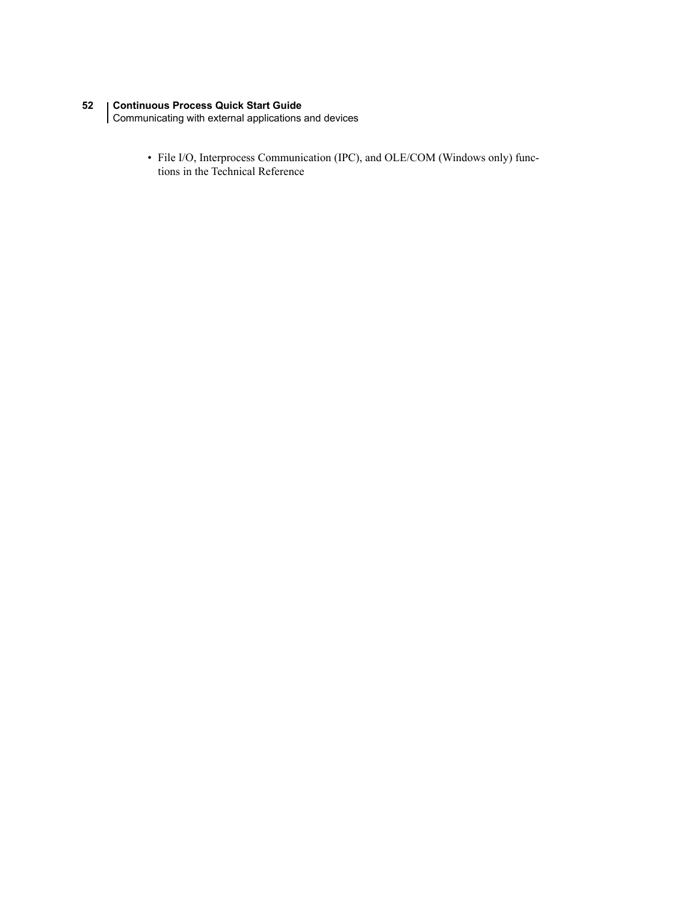- File I/O, Interprocess Communication (IPC), and OLE/COM (Windows only) functions in the Technical Reference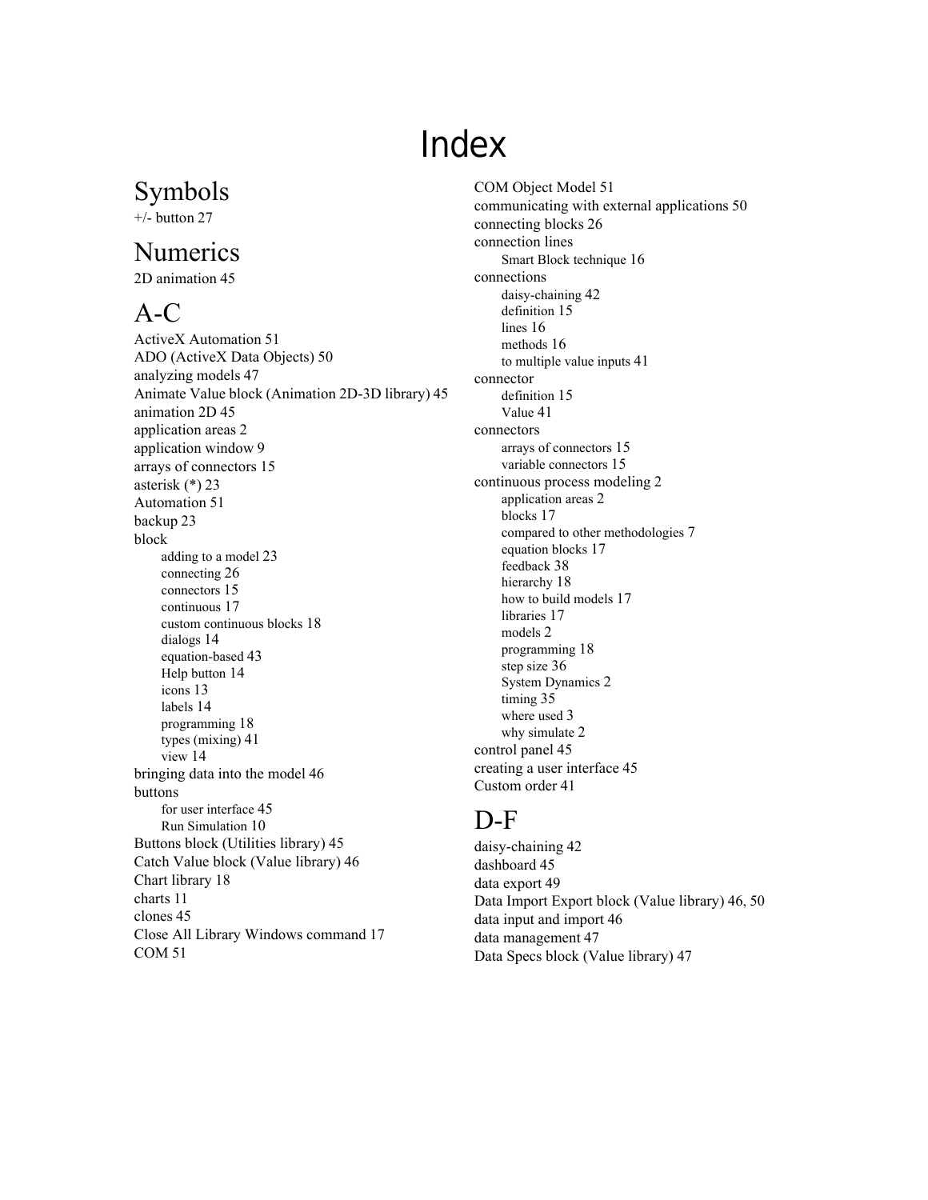# Index

## Symbols

+/- button 27

## Numerics

2D animation 45

## A-C

ActiveX Automation 51
ADO (ActiveX Data Objects) 50
analyzing models 47
Animate Value block (Animation 2D-3D library) 45
animation 2D 45
application areas 2
application window 9
arrays of connectors 15
asterisk (*) 23
Automation 51
backup 23
block
- adding to a model 23
- connecting 26
- connectors 15
- continuous 17
- custom continuous blocks 18
- dialogs 14
- equation-based 43
- Help button 14
- icons 13
- labels 14
- programming 18
- types (mixing) 41
- view 14

bringing data into the model 46
buttons
- for user interface 45
- Run Simulation 10

Buttons block (Utilities library) 45
Catch Value block (Value library) 46
Chart library 18
charts 11
clones 45
Close All Library Windows command 17
COM 51
COM Object Model 51
communicating with external applications 50
connecting blocks 26
connection lines
- Smart Block technique 16

connections
- daisy-chaining 42
- definition 15
- lines 16
- methods 16
- to multiple value inputs 41

connector
- definition 15
- Value 41

connectors
- arrays of connectors 15
- variable connectors 15

continuous process modeling 2
- application areas 2
- blocks 17
- compared to other methodologies 7
- equation blocks 17
- feedback 38
- hierarchy 18
- how to build models 17
- libraries 17
- models 2
- programming 18
- step size 36
- System Dynamics 2
- timing 35
- where used 3
- why simulate 2

control panel 45
creating a user interface 45
Custom order 41

## D-F

daisy-chaining 42
dashboard 45
data export 49
Data Import Export block (Value library) 46, 50
data input and import 46
data management 47
Data Specs block (Value library) 47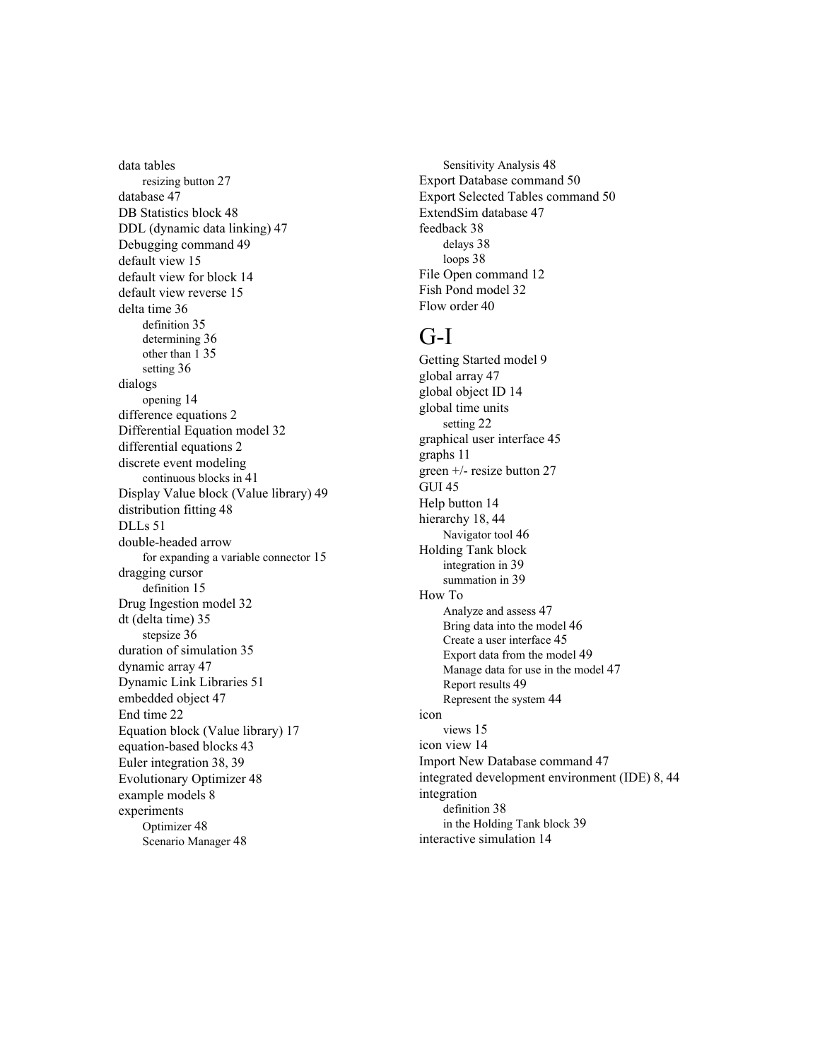data tables
- resizing button 27

database 47
DB Statistics block 48
DDL (dynamic data linking) 47
Debugging command 49
default view 15
default view for block 14
default view reverse 15
delta time 36
- definition 35
- determining 36
- other than 1 35
- setting 36

dialogs
- opening 14

difference equations 2
Differential Equation model 32
differential equations 2
discrete event modeling
- continuous blocks in 41

Display Value block (Value library) 49
distribution fitting 48
DLLs 51
double-headed arrow
- for expanding a variable connector 15

dragging cursor
- definition 15

Drug Ingestion model 32
dt (delta time) 35
- stepsize 36

duration of simulation 35
dynamic array 47
Dynamic Link Libraries 51
embedded object 47
End time 22
Equation block (Value library) 17
equation-based blocks 43
Euler integration 38, 39
Evolutionary Optimizer 48
example models 8
experiments
- Optimizer 48
- Scenario Manager 48
- Sensitivity Analysis 48

Export Database command 50
Export Selected Tables command 50
ExtendSim database 47
feedback 38
- delays 38
- loops 38

File Open command 12
Fish Pond model 32
Flow order 40

# G-I

Getting Started model 9
global array 47
global object ID 14
global time units
- setting 22

graphical user interface 45
graphs 11
green +/- resize button 27
GUI 45
Help button 14
hierarchy 18, 44
- Navigator tool 46

Holding Tank block
- integration in 39
- summation in 39

How To
- Analyze and assess 47
- Bring data into the model 46
- Create a user interface 45
- Export data from the model 49
- Manage data for use in the model 47
- Report results 49
- Represent the system 44

icon
- views 15

icon view 14
Import New Database command 47
integrated development environment (IDE) 8, 44
integration
- definition 38
- in the Holding Tank block 39

interactive simulation 14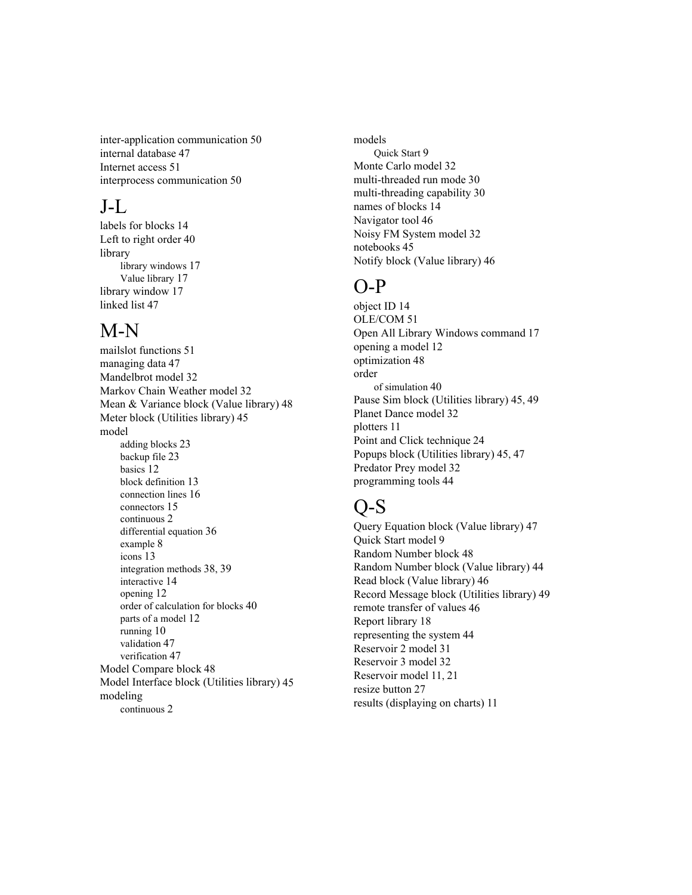inter-application communication 50
internal database 47
Internet access 51
interprocess communication 50

## J-L

labels for blocks 14
Left to right order 40
library
  - library windows 17
  - Value library 17

library window 17
linked list 47

## M-N

mailslot functions 51
managing data 47
Mandelbrot model 32
Markov Chain Weather model 32
Mean & Variance block (Value library) 48
Meter block (Utilities library) 45
model
  - adding blocks 23
  - backup file 23
  - basics 12
  - block definition 13
  - connection lines 16
  - connectors 15
  - continuous 2
  - differential equation 36
  - example 8
  - icons 13
  - integration methods 38, 39
  - interactive 14
  - opening 12
  - order of calculation for blocks 40
  - parts of a model 12
  - running 10
  - validation 47
  - verification 47

Model Compare block 48
Model Interface block (Utilities library) 45
modeling
  - continuous 2

models
  - Quick Start 9

Monte Carlo model 32
multi-threaded run mode 30
multi-threading capability 30
names of blocks 14
Navigator tool 46
Noisy FM System model 32
notebooks 45
Notify block (Value library) 46

## O-P

object ID 14
OLE/COM 51
Open All Library Windows command 17
opening a model 12
optimization 48
order
  - of simulation 40

Pause Sim block (Utilities library) 45, 49
Planet Dance model 32
plotters 11
Point and Click technique 24
Popups block (Utilities library) 45, 47
Predator Prey model 32
programming tools 44

## Q-S

Query Equation block (Value library) 47
Quick Start model 9
Random Number block 48
Random Number block (Value library) 44
Read block (Value library) 46
Record Message block (Utilities library) 49
remote transfer of values 46
Report library 18
representing the system 44
Reservoir 2 model 31
Reservoir 3 model 32
Reservoir model 11, 21
resize button 27
results (displaying on charts) 11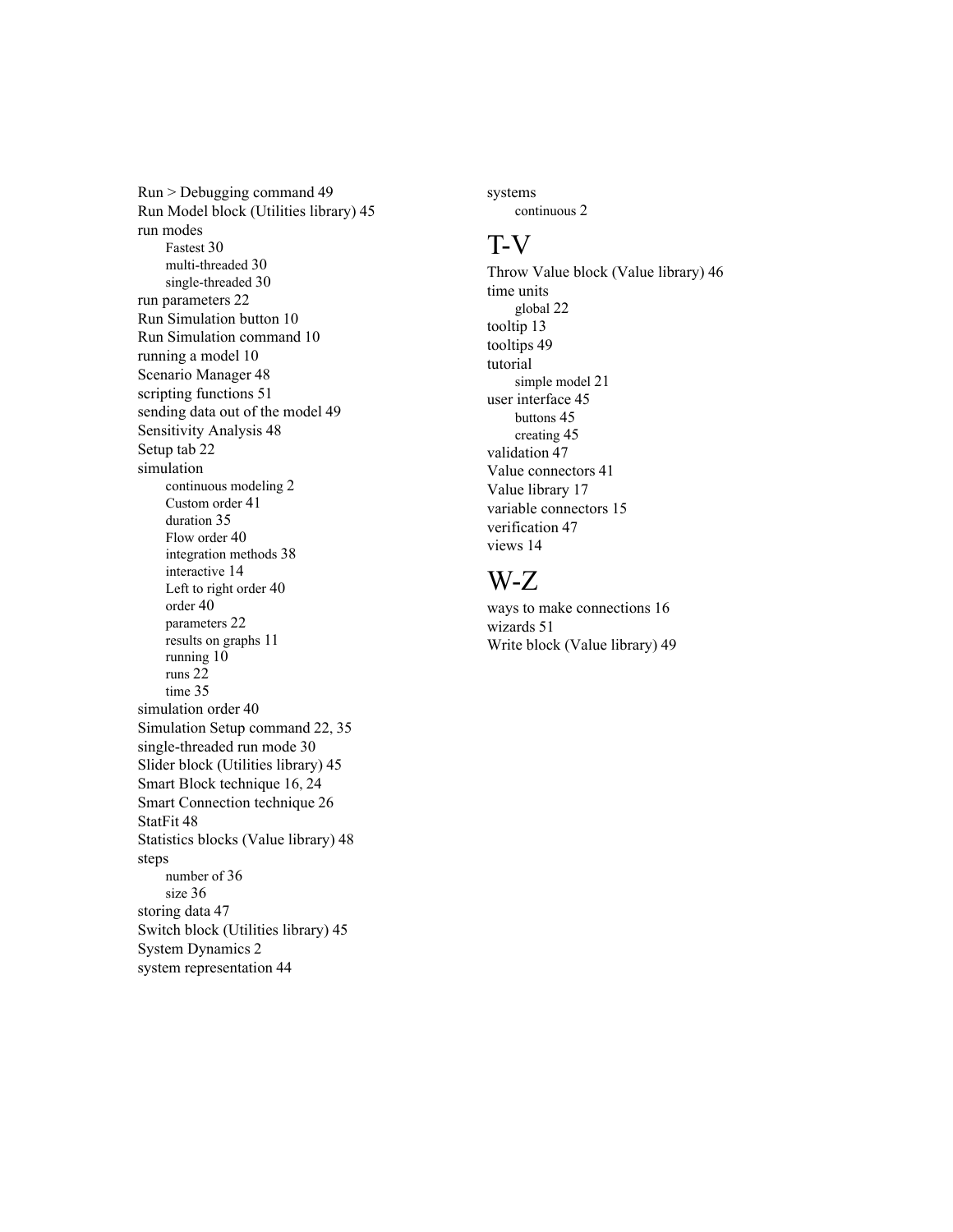Run > Debugging command 49
Run Model block (Utilities library) 45
run modes
- Fastest 30
- multi-threaded 30
- single-threaded 30

run parameters 22
Run Simulation button 10
Run Simulation command 10
running a model 10
Scenario Manager 48
scripting functions 51
sending data out of the model 49
Sensitivity Analysis 48
Setup tab 22
simulation
- continuous modeling 2
- Custom order 41
- duration 35
- Flow order 40
- integration methods 38
- interactive 14
- Left to right order 40
- order 40
- parameters 22
- results on graphs 11
- running 10
- runs 22
- time 35

simulation order 40
Simulation Setup command 22, 35
single-threaded run mode 30
Slider block (Utilities library) 45
Smart Block technique 16, 24
Smart Connection technique 26
StatFit 48
Statistics blocks (Value library) 48
steps
- number of 36
- size 36

storing data 47
Switch block (Utilities library) 45
System Dynamics 2
system representation 44
systems
- continuous 2

# T-V

Throw Value block (Value library) 46
time units
- global 22

tooltip 13
tooltips 49
tutorial
- simple model 21

user interface 45
- buttons 45
- creating 45

validation 47
Value connectors 41
Value library 17
variable connectors 15
verification 47
views 14

# W-Z

ways to make connections 16
wizards 51
Write block (Value library) 49